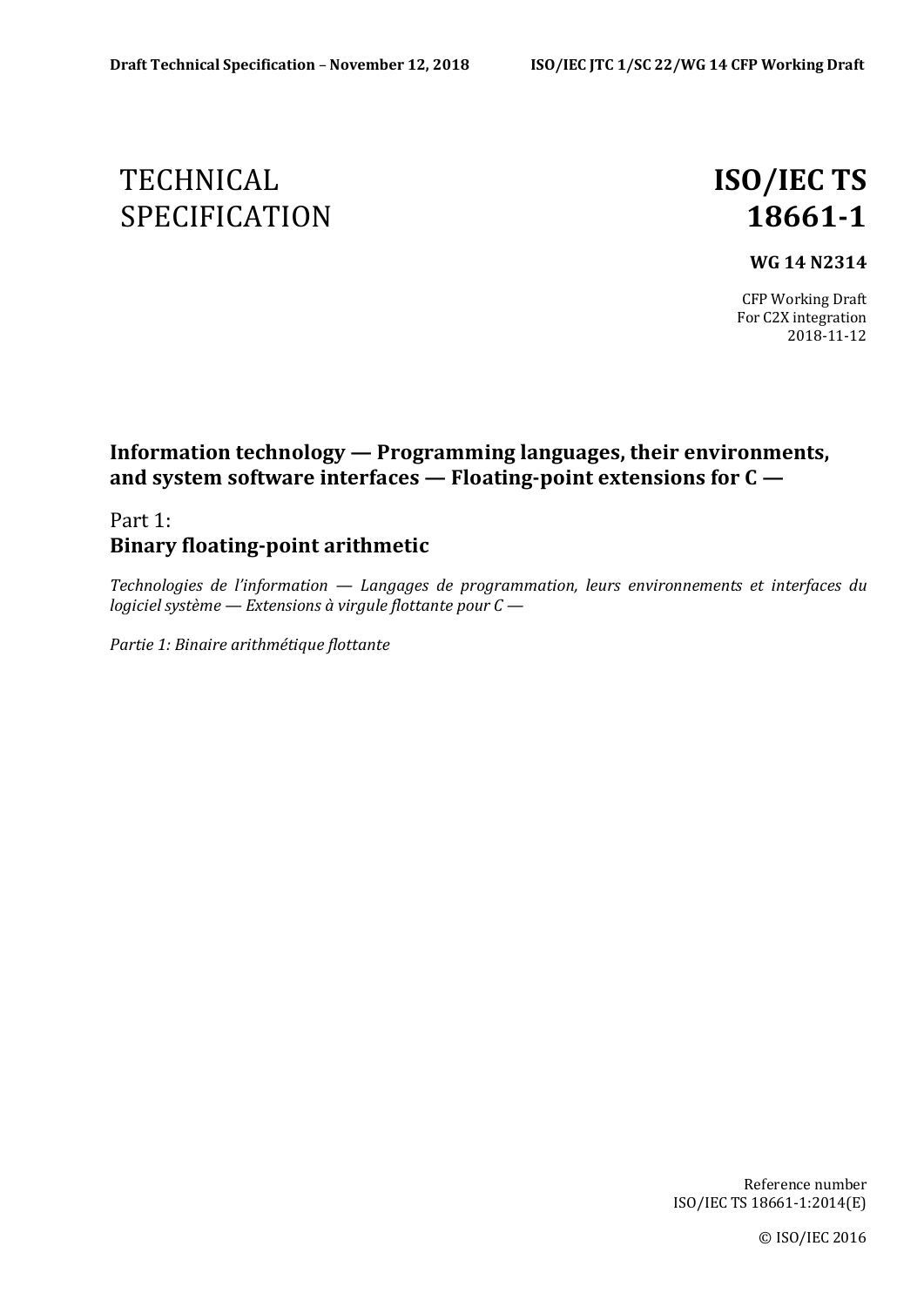# TECHNICAL SPECIFICATION

# ISO/IEC TS 18661-1

**WG 14 N2314**

CFP Working Draft
For C2X integration
2018-11-12

## Information technology — Programming languages, their environments, and system software interfaces — Floating-point extensions for C —

Part 1:
**Binary floating-point arithmetic**

*Technologies de l'information — Langages de programmation, leurs environnements et interfaces du logiciel système — Extensions à virgule flottante pour C —*

*Partie 1: Binaire arithmétique flottante*

Reference number
ISO/IEC TS 18661-1:2014(E)

© ISO/IEC 2016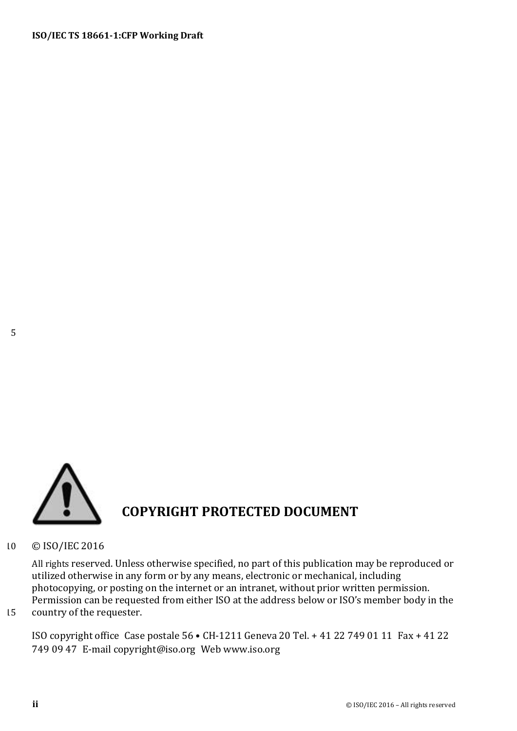**COPYRIGHT PROTECTED DOCUMENT**

© ISO/IEC 2016

All rights reserved. Unless otherwise specified, no part of this publication may be reproduced or utilized otherwise in any form or by any means, electronic or mechanical, including photocopying, or posting on the internet or an intranet, without prior written permission. Permission can be requested from either ISO at the address below or ISO's member body in the country of the requester.

ISO copyright office Case postale 56 • CH-1211 Geneva 20 Tel. + 41 22 749 01 11 Fax + 41 22 749 09 47 E-mail copyright@iso.org Web www.iso.org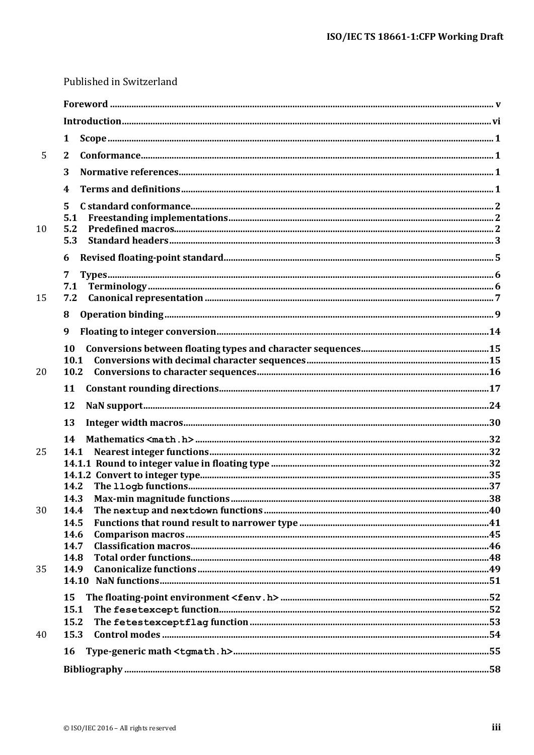Published in Switzerland

**Foreword** ..... v

**Introduction** ..... vi

**1 Scope** ..... 1

**2 Conformance** ..... 1

**3 Normative references** ..... 1

**4 Terms and definitions** ..... 1

**5 C standard conformance** ..... 2
**5.1 Freestanding implementations** ..... 2
**5.2 Predefined macros** ..... 2
**5.3 Standard headers** ..... 3

**6 Revised floating-point standard** ..... 5

**7 Types** ..... 6
**7.1 Terminology** ..... 6
**7.2 Canonical representation** ..... 7

**8 Operation binding** ..... 9

**9 Floating to integer conversion** ..... 14

**10 Conversions between floating types and character sequences** ..... 15
**10.1 Conversions with decimal character sequences** ..... 15
**10.2 Conversions to character sequences** ..... 16

**11 Constant rounding directions** ..... 17

**12 NaN support** ..... 24

**13 Integer width macros** ..... 30

**14 Mathematics `<math.h>`** ..... 32
**14.1 Nearest integer functions** ..... 32
**14.1.1 Round to integer value in floating type** ..... 32
**14.1.2 Convert to integer type** ..... 35
**14.2 The `llogb` functions** ..... 37
**14.3 Max-min magnitude functions** ..... 38
**14.4 The `nextup` and `nextdown` functions** ..... 40
**14.5 Functions that round result to narrower type** ..... 41
**14.6 Comparison macros** ..... 45
**14.7 Classification macros** ..... 46
**14.8 Total order functions** ..... 48
**14.9 Canonicalize functions** ..... 49
**14.10 NaN functions** ..... 51

**15 The floating-point environment `<fenv.h>`** ..... 52
**15.1 The `fesetexcept` function** ..... 52
**15.2 The `fetestexceptflag` function** ..... 53
**15.3 Control modes** ..... 54

**16 Type-generic math `<tgmath.h>`** ..... 55

**Bibliography** ..... 58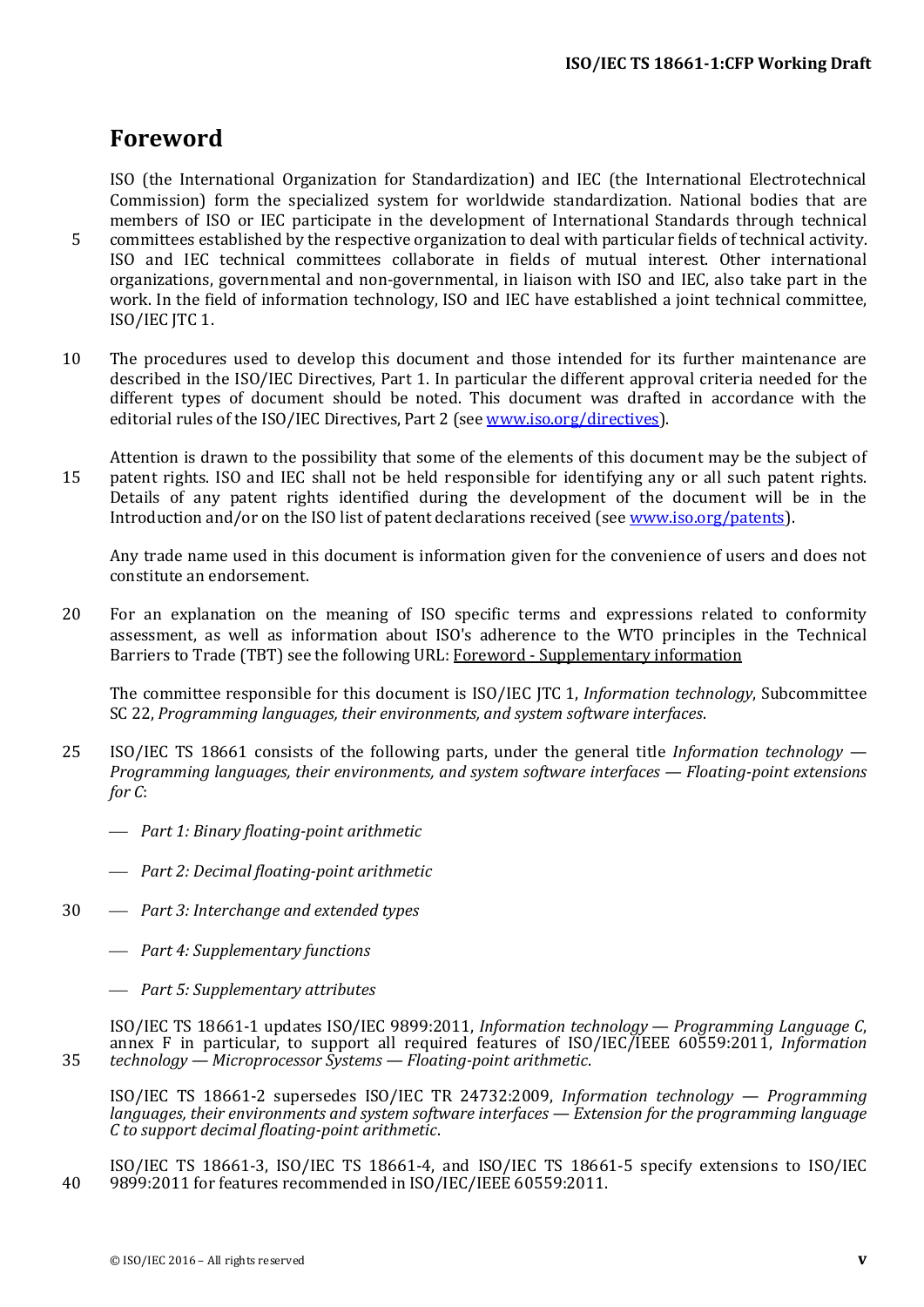# Foreword

ISO (the International Organization for Standardization) and IEC (the International Electrotechnical Commission) form the specialized system for worldwide standardization. National bodies that are members of ISO or IEC participate in the development of International Standards through technical committees established by the respective organization to deal with particular fields of technical activity. ISO and IEC technical committees collaborate in fields of mutual interest. Other international organizations, governmental and non-governmental, in liaison with ISO and IEC, also take part in the work. In the field of information technology, ISO and IEC have established a joint technical committee, ISO/IEC JTC 1.

The procedures used to develop this document and those intended for its further maintenance are described in the ISO/IEC Directives, Part 1. In particular the different approval criteria needed for the different types of document should be noted. This document was drafted in accordance with the editorial rules of the ISO/IEC Directives, Part 2 (see www.iso.org/directives).

Attention is drawn to the possibility that some of the elements of this document may be the subject of patent rights. ISO and IEC shall not be held responsible for identifying any or all such patent rights. Details of any patent rights identified during the development of the document will be in the Introduction and/or on the ISO list of patent declarations received (see www.iso.org/patents).

Any trade name used in this document is information given for the convenience of users and does not constitute an endorsement.

For an explanation on the meaning of ISO specific terms and expressions related to conformity assessment, as well as information about ISO's adherence to the WTO principles in the Technical Barriers to Trade (TBT) see the following URL: Foreword - Supplementary information

The committee responsible for this document is ISO/IEC JTC 1, *Information technology*, Subcommittee SC 22, *Programming languages, their environments, and system software interfaces*.

ISO/IEC TS 18661 consists of the following parts, under the general title *Information technology — Programming languages, their environments, and system software interfaces — Floating-point extensions for C*:

- *Part 1: Binary floating-point arithmetic*
- *Part 2: Decimal floating-point arithmetic*
- *Part 3: Interchange and extended types*
- *Part 4: Supplementary functions*
- *Part 5: Supplementary attributes*

ISO/IEC TS 18661-1 updates ISO/IEC 9899:2011, *Information technology — Programming Language C*, annex F in particular, to support all required features of ISO/IEC/IEEE 60559:2011, *Information technology — Microprocessor Systems — Floating-point arithmetic*.

ISO/IEC TS 18661-2 supersedes ISO/IEC TR 24732:2009, *Information technology — Programming languages, their environments and system software interfaces — Extension for the programming language C to support decimal floating-point arithmetic*.

ISO/IEC TS 18661-3, ISO/IEC TS 18661-4, and ISO/IEC TS 18661-5 specify extensions to ISO/IEC 9899:2011 for features recommended in ISO/IEC/IEEE 60559:2011.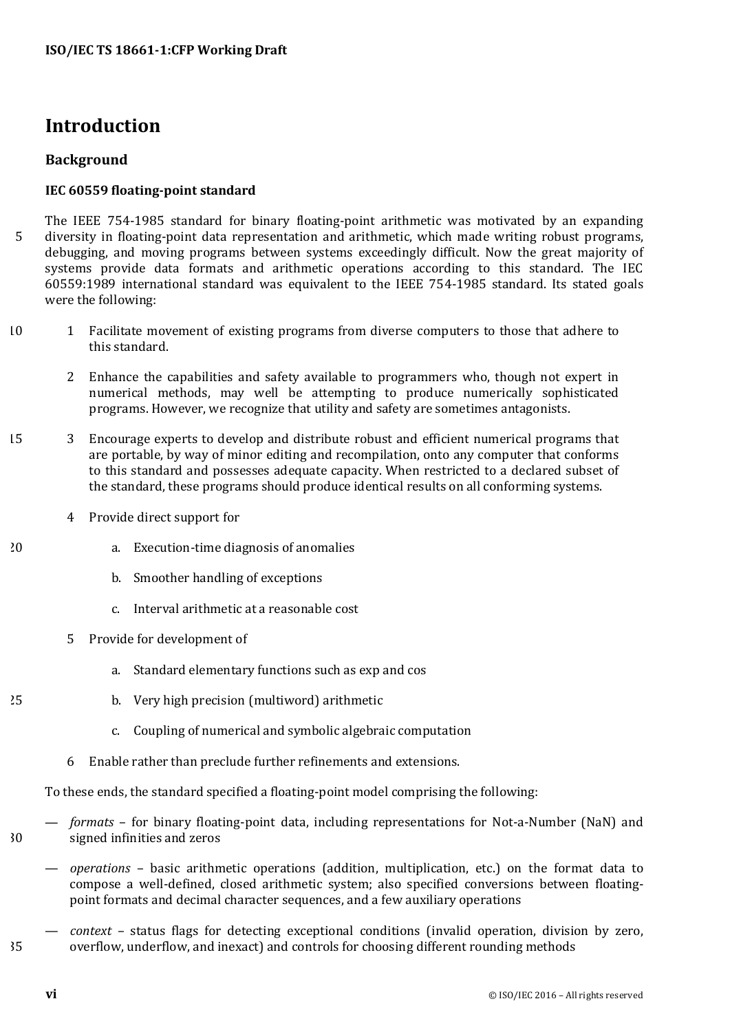# Introduction

## Background

### IEC 60559 floating-point standard

The IEEE 754-1985 standard for binary floating-point arithmetic was motivated by an expanding diversity in floating-point data representation and arithmetic, which made writing robust programs, debugging, and moving programs between systems exceedingly difficult. Now the great majority of systems provide data formats and arithmetic operations according to this standard. The IEC 60559:1989 international standard was equivalent to the IEEE 754-1985 standard. Its stated goals were the following:

1. Facilitate movement of existing programs from diverse computers to those that adhere to this standard.

2. Enhance the capabilities and safety available to programmers who, though not expert in numerical methods, may well be attempting to produce numerically sophisticated programs. However, we recognize that utility and safety are sometimes antagonists.

3. Encourage experts to develop and distribute robust and efficient numerical programs that are portable, by way of minor editing and recompilation, onto any computer that conforms to this standard and possesses adequate capacity. When restricted to a declared subset of the standard, these programs should produce identical results on all conforming systems.

4. Provide direct support for

   a. Execution-time diagnosis of anomalies

   b. Smoother handling of exceptions

   c. Interval arithmetic at a reasonable cost

5. Provide for development of

   a. Standard elementary functions such as exp and cos

   b. Very high precision (multiword) arithmetic

   c. Coupling of numerical and symbolic algebraic computation

6. Enable rather than preclude further refinements and extensions.

To these ends, the standard specified a floating-point model comprising the following:

— *formats* – for binary floating-point data, including representations for Not-a-Number (NaN) and signed infinities and zeros

— *operations* – basic arithmetic operations (addition, multiplication, etc.) on the format data to compose a well-defined, closed arithmetic system; also specified conversions between floating-point formats and decimal character sequences, and a few auxiliary operations

— *context* – status flags for detecting exceptional conditions (invalid operation, division by zero, overflow, underflow, and inexact) and controls for choosing different rounding methods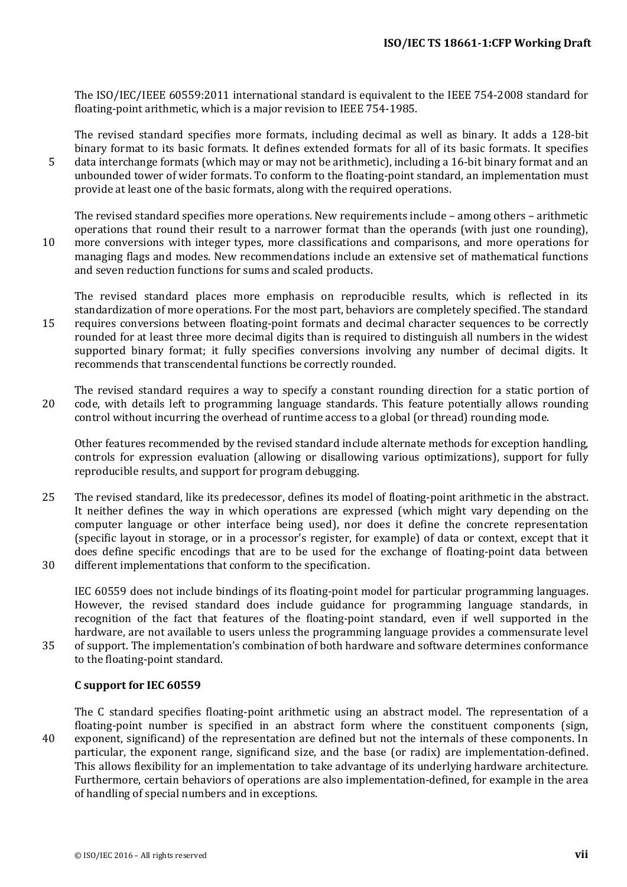The ISO/IEC/IEEE 60559:2011 international standard is equivalent to the IEEE 754-2008 standard for floating-point arithmetic, which is a major revision to IEEE 754-1985.

The revised standard specifies more formats, including decimal as well as binary. It adds a 128-bit binary format to its basic formats. It defines extended formats for all of its basic formats. It specifies data interchange formats (which may or may not be arithmetic), including a 16-bit binary format and an unbounded tower of wider formats. To conform to the floating-point standard, an implementation must provide at least one of the basic formats, along with the required operations.

The revised standard specifies more operations. New requirements include – among others – arithmetic operations that round their result to a narrower format than the operands (with just one rounding), more conversions with integer types, more classifications and comparisons, and more operations for managing flags and modes. New recommendations include an extensive set of mathematical functions and seven reduction functions for sums and scaled products.

The revised standard places more emphasis on reproducible results, which is reflected in its standardization of more operations. For the most part, behaviors are completely specified. The standard requires conversions between floating-point formats and decimal character sequences to be correctly rounded for at least three more decimal digits than is required to distinguish all numbers in the widest supported binary format; it fully specifies conversions involving any number of decimal digits. It recommends that transcendental functions be correctly rounded.

The revised standard requires a way to specify a constant rounding direction for a static portion of code, with details left to programming language standards. This feature potentially allows rounding control without incurring the overhead of runtime access to a global (or thread) rounding mode.

Other features recommended by the revised standard include alternate methods for exception handling, controls for expression evaluation (allowing or disallowing various optimizations), support for fully reproducible results, and support for program debugging.

The revised standard, like its predecessor, defines its model of floating-point arithmetic in the abstract. It neither defines the way in which operations are expressed (which might vary depending on the computer language or other interface being used), nor does it define the concrete representation (specific layout in storage, or in a processor's register, for example) of data or context, except that it does define specific encodings that are to be used for the exchange of floating-point data between different implementations that conform to the specification.

IEC 60559 does not include bindings of its floating-point model for particular programming languages. However, the revised standard does include guidance for programming language standards, in recognition of the fact that features of the floating-point standard, even if well supported in the hardware, are not available to users unless the programming language provides a commensurate level of support. The implementation's combination of both hardware and software determines conformance to the floating-point standard.

**C support for IEC 60559**

The C standard specifies floating-point arithmetic using an abstract model. The representation of a floating-point number is specified in an abstract form where the constituent components (sign, exponent, significand) of the representation are defined but not the internals of these components. In particular, the exponent range, significand size, and the base (or radix) are implementation-defined. This allows flexibility for an implementation to take advantage of its underlying hardware architecture. Furthermore, certain behaviors of operations are also implementation-defined, for example in the area of handling of special numbers and in exceptions.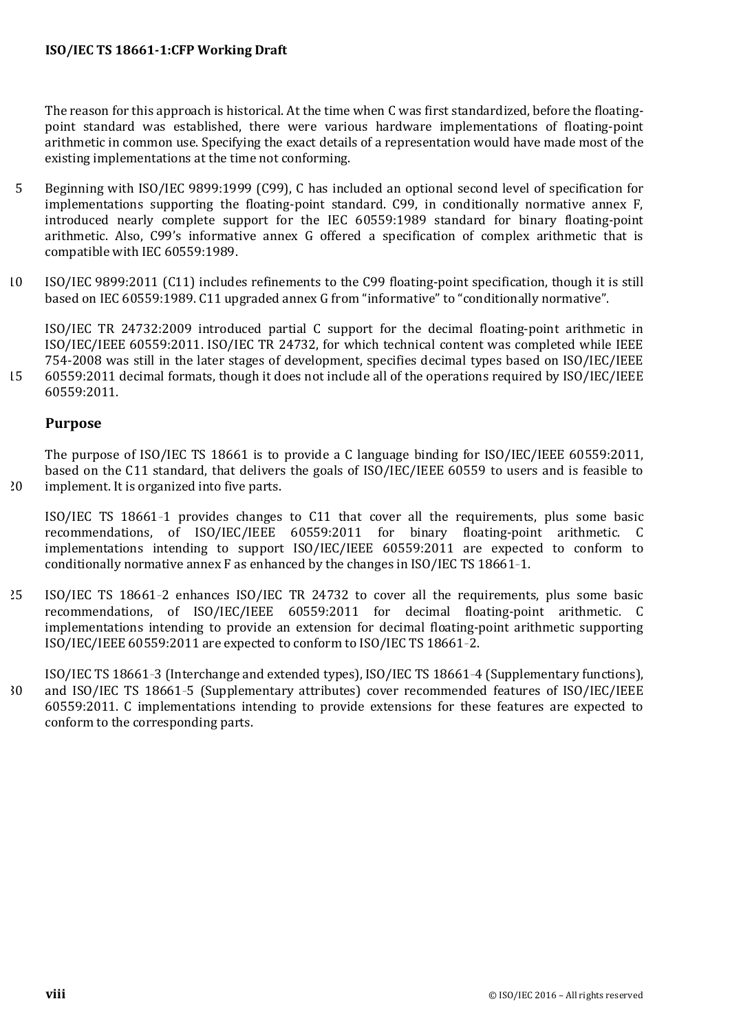The reason for this approach is historical. At the time when C was first standardized, before the floating-point standard was established, there were various hardware implementations of floating-point arithmetic in common use. Specifying the exact details of a representation would have made most of the existing implementations at the time not conforming.

Beginning with ISO/IEC 9899:1999 (C99), C has included an optional second level of specification for implementations supporting the floating-point standard. C99, in conditionally normative annex F, introduced nearly complete support for the IEC 60559:1989 standard for binary floating-point arithmetic. Also, C99's informative annex G offered a specification of complex arithmetic that is compatible with IEC 60559:1989.

ISO/IEC 9899:2011 (C11) includes refinements to the C99 floating-point specification, though it is still based on IEC 60559:1989. C11 upgraded annex G from "informative" to "conditionally normative".

ISO/IEC TR 24732:2009 introduced partial C support for the decimal floating-point arithmetic in ISO/IEC/IEEE 60559:2011. ISO/IEC TR 24732, for which technical content was completed while IEEE 754-2008 was still in the later stages of development, specifies decimal types based on ISO/IEC/IEEE 60559:2011 decimal formats, though it does not include all of the operations required by ISO/IEC/IEEE 60559:2011.

## Purpose

The purpose of ISO/IEC TS 18661 is to provide a C language binding for ISO/IEC/IEEE 60559:2011, based on the C11 standard, that delivers the goals of ISO/IEC/IEEE 60559 to users and is feasible to implement. It is organized into five parts.

ISO/IEC TS 18661-1 provides changes to C11 that cover all the requirements, plus some basic recommendations, of ISO/IEC/IEEE 60559:2011 for binary floating-point arithmetic. C implementations intending to support ISO/IEC/IEEE 60559:2011 are expected to conform to conditionally normative annex F as enhanced by the changes in ISO/IEC TS 18661-1.

ISO/IEC TS 18661-2 enhances ISO/IEC TR 24732 to cover all the requirements, plus some basic recommendations, of ISO/IEC/IEEE 60559:2011 for decimal floating-point arithmetic. C implementations intending to provide an extension for decimal floating-point arithmetic supporting ISO/IEC/IEEE 60559:2011 are expected to conform to ISO/IEC TS 18661-2.

ISO/IEC TS 18661-3 (Interchange and extended types), ISO/IEC TS 18661-4 (Supplementary functions), and ISO/IEC TS 18661-5 (Supplementary attributes) cover recommended features of ISO/IEC/IEEE 60559:2011. C implementations intending to provide extensions for these features are expected to conform to the corresponding parts.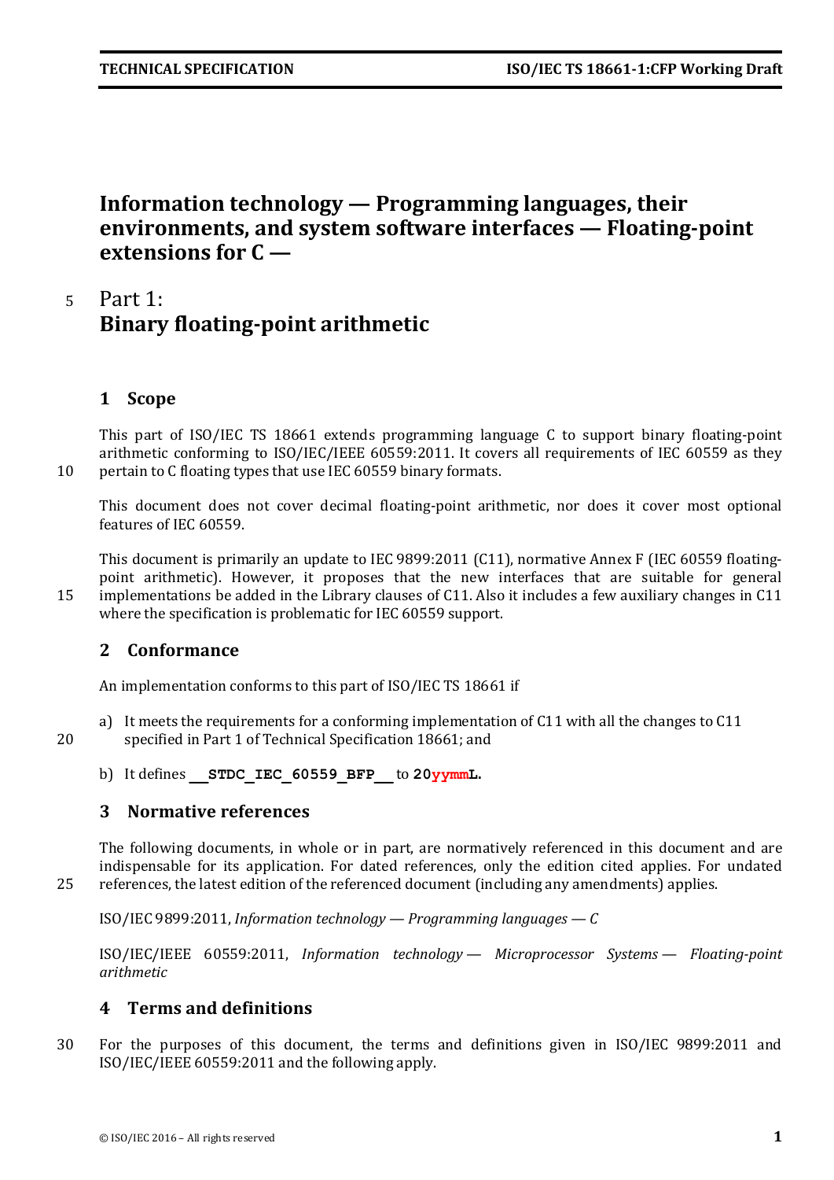# Information technology — Programming languages, their environments, and system software interfaces — Floating-point extensions for C —

## Part 1:
## Binary floating-point arithmetic

## 1 Scope

This part of ISO/IEC TS 18661 extends programming language C to support binary floating-point arithmetic conforming to ISO/IEC/IEEE 60559:2011. It covers all requirements of IEC 60559 as they pertain to C floating types that use IEC 60559 binary formats.

This document does not cover decimal floating-point arithmetic, nor does it cover most optional features of IEC 60559.

This document is primarily an update to IEC 9899:2011 (C11), normative Annex F (IEC 60559 floating-point arithmetic). However, it proposes that the new interfaces that are suitable for general implementations be added in the Library clauses of C11. Also it includes a few auxiliary changes in C11 where the specification is problematic for IEC 60559 support.

## 2 Conformance

An implementation conforms to this part of ISO/IEC TS 18661 if

a) It meets the requirements for a conforming implementation of C11 with all the changes to C11 specified in Part 1 of Technical Specification 18661; and

b) It defines **`__STDC_IEC_60559_BFP__`** to **`20yymmL`**.

## 3 Normative references

The following documents, in whole or in part, are normatively referenced in this document and are indispensable for its application. For dated references, only the edition cited applies. For undated references, the latest edition of the referenced document (including any amendments) applies.

ISO/IEC 9899:2011, *Information technology — Programming languages — C*

ISO/IEC/IEEE 60559:2011, *Information technology — Microprocessor Systems — Floating-point arithmetic*

## 4 Terms and definitions

For the purposes of this document, the terms and definitions given in ISO/IEC 9899:2011 and ISO/IEC/IEEE 60559:2011 and the following apply.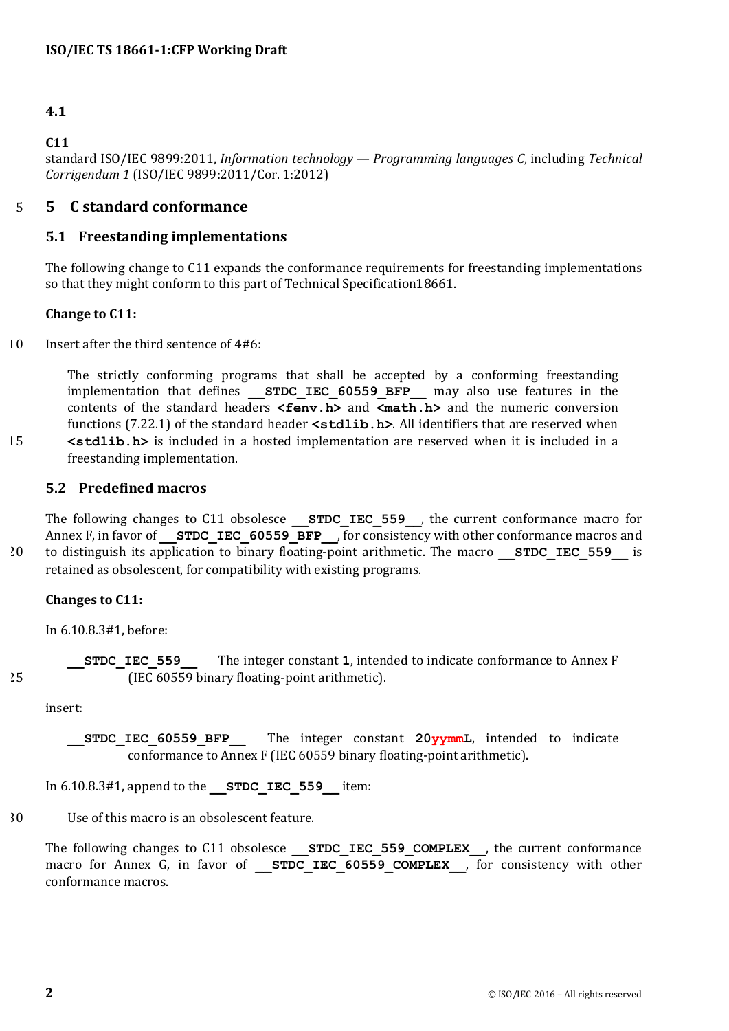### 4.1

**C11**
standard ISO/IEC 9899:2011, *Information technology — Programming languages C*, including *Technical Corrigendum 1* (ISO/IEC 9899:2011/Cor. 1:2012)

# 5 C standard conformance

## 5.1 Freestanding implementations

The following change to C11 expands the conformance requirements for freestanding implementations so that they might conform to this part of Technical Specification18661.

**Change to C11:**

Insert after the third sentence of 4#6:

> The strictly conforming programs that shall be accepted by a conforming freestanding implementation that defines **`__STDC_IEC_60559_BFP__`** may also use features in the contents of the standard headers **`<fenv.h>`** and **`<math.h>`** and the numeric conversion functions (7.22.1) of the standard header **`<stdlib.h>`**. All identifiers that are reserved when **`<stdlib.h>`** is included in a hosted implementation are reserved when it is included in a freestanding implementation.

## 5.2 Predefined macros

The following changes to C11 obsolesce **`__STDC_IEC_559__`**, the current conformance macro for Annex F, in favor of **`__STDC_IEC_60559_BFP__`**, for consistency with other conformance macros and to distinguish its application to binary floating-point arithmetic. The macro **`__STDC_IEC_559__`** is retained as obsolescent, for compatibility with existing programs.

**Changes to C11:**

In 6.10.8.3#1, before:

> **`__STDC_IEC_559__`** The integer constant **`1`**, intended to indicate conformance to Annex F (IEC 60559 binary floating-point arithmetic).

insert:

> **`__STDC_IEC_60559_BFP__`** The integer constant **`20yymmL`**, intended to indicate conformance to Annex F (IEC 60559 binary floating-point arithmetic).

In 6.10.8.3#1, append to the **`__STDC_IEC_559__`** item:

> Use of this macro is an obsolescent feature.

The following changes to C11 obsolesce **`__STDC_IEC_559_COMPLEX__`**, the current conformance macro for Annex G, in favor of **`__STDC_IEC_60559_COMPLEX__`**, for consistency with other conformance macros.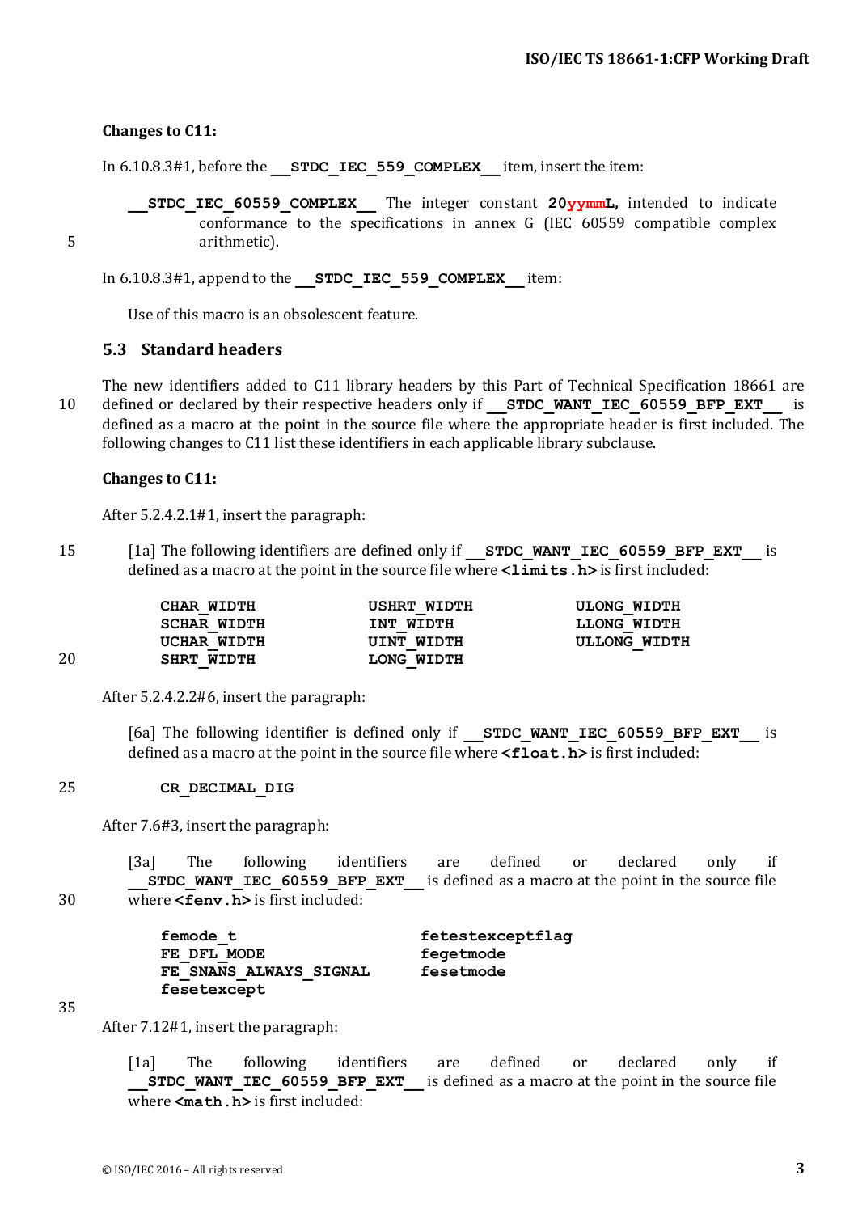**Changes to C11:**

In 6.10.8.3#1, before the **__STDC_IEC_559_COMPLEX__** item, insert the item:

> **__STDC_IEC_60559_COMPLEX__** The integer constant **20yymmL**, intended to indicate conformance to the specifications in annex G (IEC 60559 compatible complex arithmetic).

In 6.10.8.3#1, append to the **__STDC_IEC_559_COMPLEX__** item:

> Use of this macro is an obsolescent feature.

## 5.3 Standard headers

The new identifiers added to C11 library headers by this Part of Technical Specification 18661 are defined or declared by their respective headers only if **__STDC_WANT_IEC_60559_BFP_EXT__** is defined as a macro at the point in the source file where the appropriate header is first included. The following changes to C11 list these identifiers in each applicable library subclause.

**Changes to C11:**

After 5.2.4.2.1#1, insert the paragraph:

> [1a] The following identifiers are defined only if **__STDC_WANT_IEC_60559_BFP_EXT__** is defined as a macro at the point in the source file where **<limits.h>** is first included:

```
CHAR_WIDTH          USHRT_WIDTH         ULONG_WIDTH
SCHAR_WIDTH         INT_WIDTH           LLONG_WIDTH
UCHAR_WIDTH         UINT_WIDTH          ULLONG_WIDTH
SHRT_WIDTH          LONG_WIDTH
```

After 5.2.4.2.2#6, insert the paragraph:

> [6a] The following identifier is defined only if **__STDC_WANT_IEC_60559_BFP_EXT__** is defined as a macro at the point in the source file where **<float.h>** is first included:

```
CR_DECIMAL_DIG
```

After 7.6#3, insert the paragraph:

> [3a] The following identifiers are defined or declared only if **__STDC_WANT_IEC_60559_BFP_EXT__** is defined as a macro at the point in the source file where **<fenv.h>** is first included:

```
femode_t                 fetestexceptflag
FE_DFL_MODE              fegetmode
FE_SNANS_ALWAYS_SIGNAL   fesetmode
fesetexcept
```

After 7.12#1, insert the paragraph:

> [1a] The following identifiers are defined or declared only if **__STDC_WANT_IEC_60559_BFP_EXT__** is defined as a macro at the point in the source file where **<math.h>** is first included: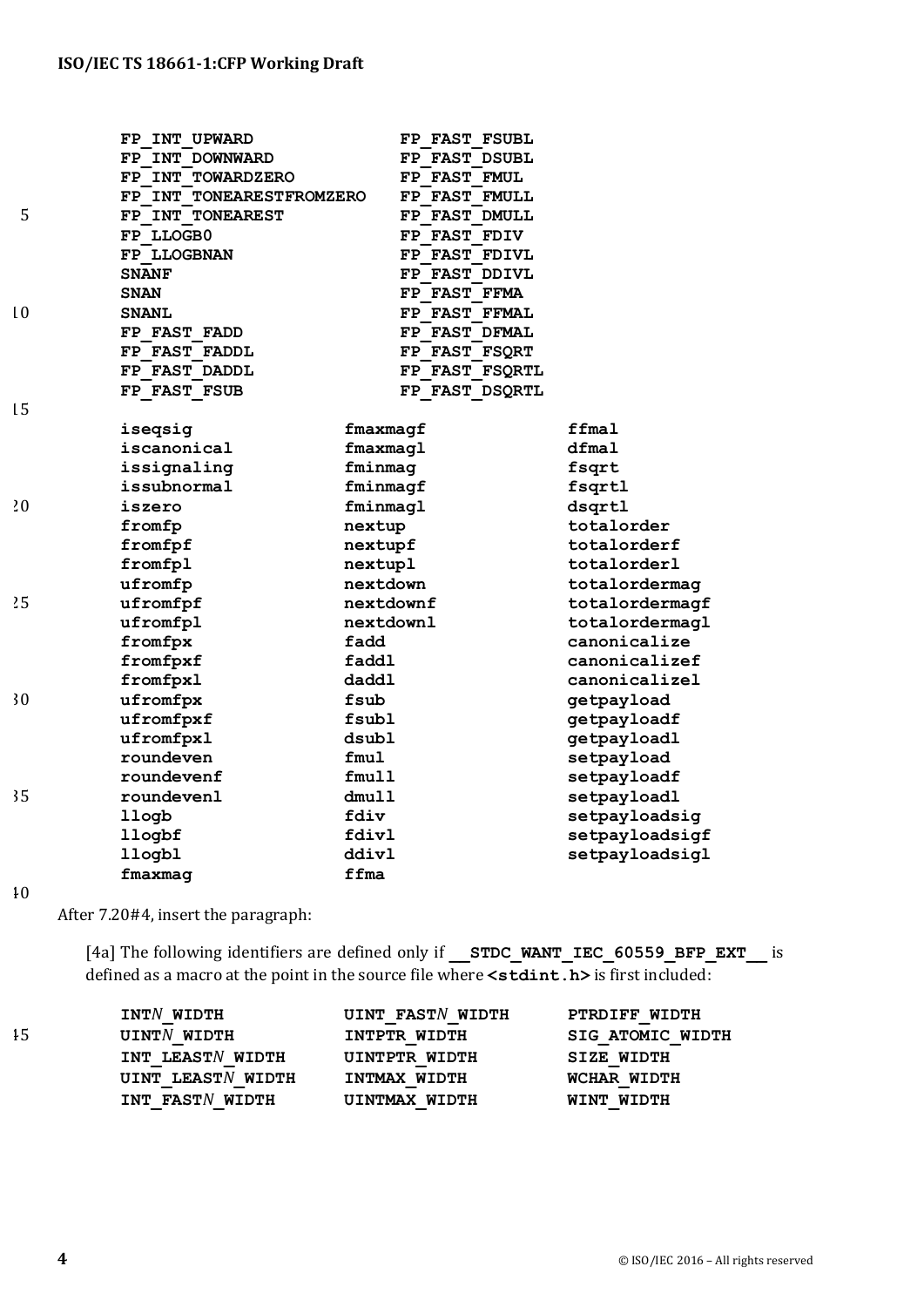```
FP_INT_UPWARD              FP_FAST_FSUBL
FP_INT_DOWNWARD            FP_FAST_DSUBL
FP_INT_TOWARDZERO          FP_FAST_FMUL
FP_INT_TONEARESTFROMZERO   FP_FAST_FMULL
FP_INT_TONEAREST           FP_FAST_DMULL
FP_LLOGB0                  FP_FAST_FDIV
FP_LLOGBNAN                FP_FAST_FDIVL
SNANF                      FP_FAST_DDIVL
SNAN                       FP_FAST_FFMA
SNANL                      FP_FAST_FFMAL
FP_FAST_FADD               FP_FAST_DFMAL
FP_FAST_FADDL              FP_FAST_FSQRT
FP_FAST_DADDL              FP_FAST_FSQRTL
FP_FAST_FSUB               FP_FAST_DSQRTL
```

```
iseqsig           fmaxmagf          ffmal
iscanonical       fmaxmagl          dfmal
issignaling       fminmag           fsqrt
issubnormal       fminmagf          fsqrtl
iszero            fminmagl          dsqrtl
fromfp            nextup            totalorder
fromfpf           nextupf           totalorderf
fromfpl           nextupl           totalorderl
ufromfp           nextdown          totalordermag
ufromfpf          nextdownf         totalordermagf
ufromfpl          nextdownl         totalordermagl
fromfpx           fadd              canonicalize
fromfpxf          faddl             canonicalizef
fromfpxl          daddl             canonicalizel
ufromfpx          fsub              getpayload
ufromfpxf         fsubl             getpayloadf
ufromfpxl         dsubl             getpayloadl
roundeven         fmul              setpayload
roundevenf        fmull             setpayloadf
roundevenl        dmull             setpayloadl
llogb             fdiv              setpayloadsig
llogbf            fdivl             setpayloadsigf
llogbl            ddivl             setpayloadsigl
fmaxmag           ffma
```

After 7.20#4, insert the paragraph:

> [4a] The following identifiers are defined only if **`__STDC_WANT_IEC_60559_BFP_EXT__`** is defined as a macro at the point in the source file where **`<stdint.h>`** is first included:
>
> ```
> INTN_WIDTH          UINT_FASTN_WIDTH    PTRDIFF_WIDTH
> UINTN_WIDTH         INTPTR_WIDTH        SIG_ATOMIC_WIDTH
> INT_LEASTN_WIDTH    UINTPTR_WIDTH       SIZE_WIDTH
> UINT_LEASTN_WIDTH   INTMAX_WIDTH        WCHAR_WIDTH
> INT_FASTN_WIDTH     UINTMAX_WIDTH       WINT_WIDTH
> ```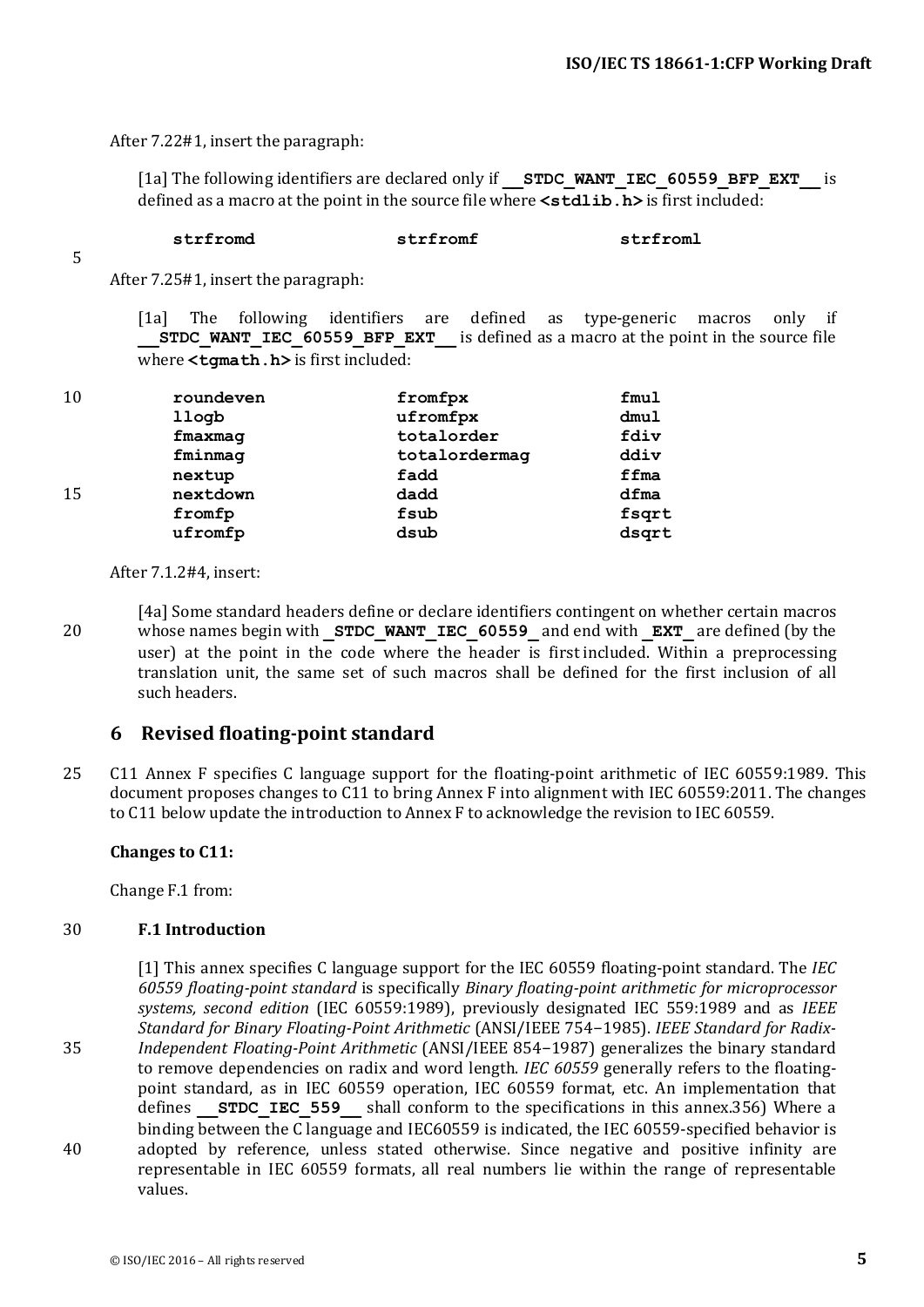After 7.22#1, insert the paragraph:

[1a] The following identifiers are declared only if **`__STDC_WANT_IEC_60559_BFP_EXT__`** is defined as a macro at the point in the source file where **`<stdlib.h>`** is first included:

| | | |
|---|---|---|
| **strfromd** | **strfromf** | **strfroml** |

After 7.25#1, insert the paragraph:

[1a] The following identifiers are defined as type-generic macros only if **`__STDC_WANT_IEC_60559_BFP_EXT__`** is defined as a macro at the point in the source file where **`<tgmath.h>`** is first included:

| | | |
|---|---|---|
| **roundeven** | **fromfpx** | **fmul** |
| **llogb** | **ufromfpx** | **dmul** |
| **fmaxmag** | **totalorder** | **fdiv** |
| **fminmag** | **totalordermag** | **ddiv** |
| **nextup** | **fadd** | **ffma** |
| **nextdown** | **dadd** | **dfma** |
| **fromfp** | **fsub** | **fsqrt** |
| **ufromfp** | **dsub** | **dsqrt** |

After 7.1.2#4, insert:

[4a] Some standard headers define or declare identifiers contingent on whether certain macros whose names begin with **`__STDC_WANT_IEC_60559_`** and end with **`_EXT__`** are defined (by the user) at the point in the code where the header is first included. Within a preprocessing translation unit, the same set of such macros shall be defined for the first inclusion of all such headers.

## 6 Revised floating-point standard

C11 Annex F specifies C language support for the floating-point arithmetic of IEC 60559:1989. This document proposes changes to C11 to bring Annex F into alignment with IEC 60559:2011. The changes to C11 below update the introduction to Annex F to acknowledge the revision to IEC 60559.

**Changes to C11:**

Change F.1 from:

**F.1 Introduction**

[1] This annex specifies C language support for the IEC 60559 floating-point standard. The *IEC 60559 floating-point standard* is specifically *Binary floating-point arithmetic for microprocessor systems, second edition* (IEC 60559:1989), previously designated IEC 559:1989 and as *IEEE Standard for Binary Floating-Point Arithmetic* (ANSI/IEEE 754−1985). *IEEE Standard for Radix-Independent Floating-Point Arithmetic* (ANSI/IEEE 854−1987) generalizes the binary standard to remove dependencies on radix and word length. *IEC 60559* generally refers to the floating-point standard, as in IEC 60559 operation, IEC 60559 format, etc. An implementation that defines **`__STDC_IEC_559__`** shall conform to the specifications in this annex.356) Where a binding between the C language and IEC60559 is indicated, the IEC 60559-specified behavior is adopted by reference, unless stated otherwise. Since negative and positive infinity are representable in IEC 60559 formats, all real numbers lie within the range of representable values.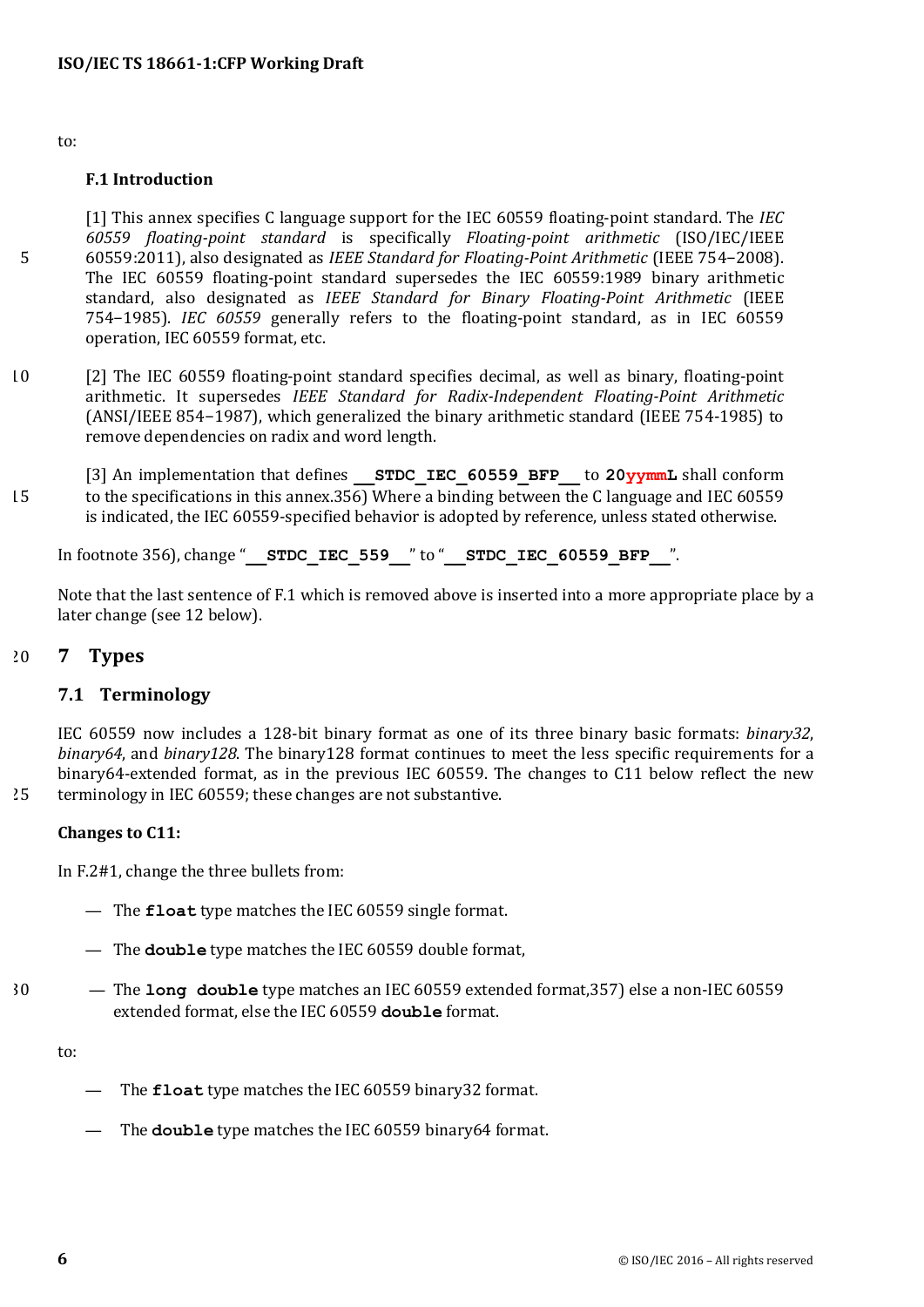to:

**F.1 Introduction**

[1] This annex specifies C language support for the IEC 60559 floating-point standard. The *IEC 60559 floating-point standard* is specifically *Floating-point arithmetic* (ISO/IEC/IEEE 60559:2011), also designated as *IEEE Standard for Floating-Point Arithmetic* (IEEE 754−2008). The IEC 60559 floating-point standard supersedes the IEC 60559:1989 binary arithmetic standard, also designated as *IEEE Standard for Binary Floating-Point Arithmetic* (IEEE 754−1985). *IEC 60559* generally refers to the floating-point standard, as in IEC 60559 operation, IEC 60559 format, etc.

[2] The IEC 60559 floating-point standard specifies decimal, as well as binary, floating-point arithmetic. It supersedes *IEEE Standard for Radix-Independent Floating-Point Arithmetic* (ANSI/IEEE 854−1987), which generalized the binary arithmetic standard (IEEE 754-1985) to remove dependencies on radix and word length.

[3] An implementation that defines **`__STDC_IEC_60559_BFP__`** to **`20yymmL`** shall conform to the specifications in this annex.356) Where a binding between the C language and IEC 60559 is indicated, the IEC 60559-specified behavior is adopted by reference, unless stated otherwise.

In footnote 356), change "**`__STDC_IEC_559__`**" to "**`__STDC_IEC_60559_BFP__`**".

Note that the last sentence of F.1 which is removed above is inserted into a more appropriate place by a later change (see 12 below).

# 7 Types

## 7.1 Terminology

IEC 60559 now includes a 128-bit binary format as one of its three binary basic formats: *binary32*, *binary64*, and *binary128*. The binary128 format continues to meet the less specific requirements for a binary64-extended format, as in the previous IEC 60559. The changes to C11 below reflect the new terminology in IEC 60559; these changes are not substantive.

**Changes to C11:**

In F.2#1, change the three bullets from:

— The **`float`** type matches the IEC 60559 single format.

— The **`double`** type matches the IEC 60559 double format,

— The **`long double`** type matches an IEC 60559 extended format,357) else a non-IEC 60559 extended format, else the IEC 60559 **`double`** format.

to:

— The **`float`** type matches the IEC 60559 binary32 format.

— The **`double`** type matches the IEC 60559 binary64 format.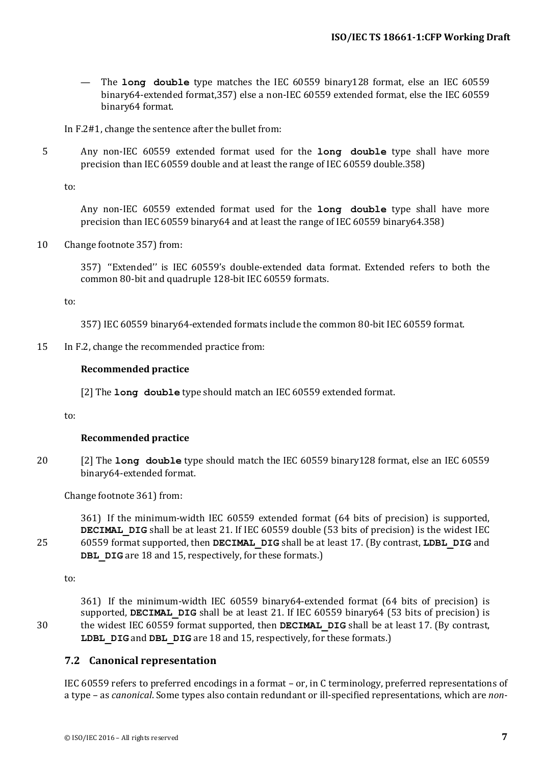— The **long double** type matches the IEC 60559 binary128 format, else an IEC 60559 binary64-extended format,357) else a non-IEC 60559 extended format, else the IEC 60559 binary64 format.

In F.2#1, change the sentence after the bullet from:

> Any non-IEC 60559 extended format used for the **long double** type shall have more precision than IEC 60559 double and at least the range of IEC 60559 double.358)

to:

> Any non-IEC 60559 extended format used for the **long double** type shall have more precision than IEC 60559 binary64 and at least the range of IEC 60559 binary64.358)

Change footnote 357) from:

> 357) ''Extended'' is IEC 60559's double-extended data format. Extended refers to both the common 80-bit and quadruple 128-bit IEC 60559 formats.

to:

> 357) IEC 60559 binary64-extended formats include the common 80-bit IEC 60559 format.

In F.2, change the recommended practice from:

> **Recommended practice**
>
> [2] The **long double** type should match an IEC 60559 extended format.

to:

> **Recommended practice**
>
> [2] The **long double** type should match the IEC 60559 binary128 format, else an IEC 60559 binary64-extended format.

Change footnote 361) from:

> 361) If the minimum-width IEC 60559 extended format (64 bits of precision) is supported, **DECIMAL_DIG** shall be at least 21. If IEC 60559 double (53 bits of precision) is the widest IEC 60559 format supported, then **DECIMAL_DIG** shall be at least 17. (By contrast, **LDBL_DIG** and **DBL_DIG** are 18 and 15, respectively, for these formats.)

to:

> 361) If the minimum-width IEC 60559 binary64-extended format (64 bits of precision) is supported, **DECIMAL_DIG** shall be at least 21. If IEC 60559 binary64 (53 bits of precision) is the widest IEC 60559 format supported, then **DECIMAL_DIG** shall be at least 17. (By contrast, **LDBL_DIG** and **DBL_DIG** are 18 and 15, respectively, for these formats.)

## 7.2 Canonical representation

IEC 60559 refers to preferred encodings in a format – or, in C terminology, preferred representations of a type – as *canonical*. Some types also contain redundant or ill-specified representations, which are *non-*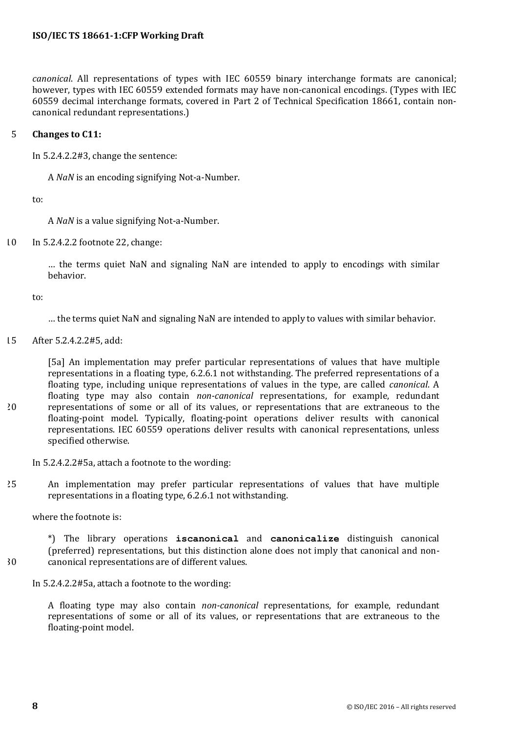*canonical*. All representations of types with IEC 60559 binary interchange formats are canonical; however, types with IEC 60559 extended formats may have non-canonical encodings. (Types with IEC 60559 decimal interchange formats, covered in Part 2 of Technical Specification 18661, contain non-canonical redundant representations.)

**Changes to C11:**

In 5.2.4.2.2#3, change the sentence:

> A *NaN* is an encoding signifying Not-a-Number.

to:

> A *NaN* is a value signifying Not-a-Number.

In 5.2.4.2.2 footnote 22, change:

> … the terms quiet NaN and signaling NaN are intended to apply to encodings with similar behavior.

to:

> … the terms quiet NaN and signaling NaN are intended to apply to values with similar behavior.

After 5.2.4.2.2#5, add:

> [5a] An implementation may prefer particular representations of values that have multiple representations in a floating type, 6.2.6.1 not withstanding. The preferred representations of a floating type, including unique representations of values in the type, are called *canonical*. A floating type may also contain *non-canonical* representations, for example, redundant representations of some or all of its values, or representations that are extraneous to the floating-point model. Typically, floating-point operations deliver results with canonical representations. IEC 60559 operations deliver results with canonical representations, unless specified otherwise.

In 5.2.4.2.2#5a, attach a footnote to the wording:

> An implementation may prefer particular representations of values that have multiple representations in a floating type, 6.2.6.1 not withstanding.

where the footnote is:

> *) The library operations **iscanonical** and **canonicalize** distinguish canonical (preferred) representations, but this distinction alone does not imply that canonical and non-canonical representations are of different values.

In 5.2.4.2.2#5a, attach a footnote to the wording:

> A floating type may also contain *non-canonical* representations, for example, redundant representations of some or all of its values, or representations that are extraneous to the floating-point model.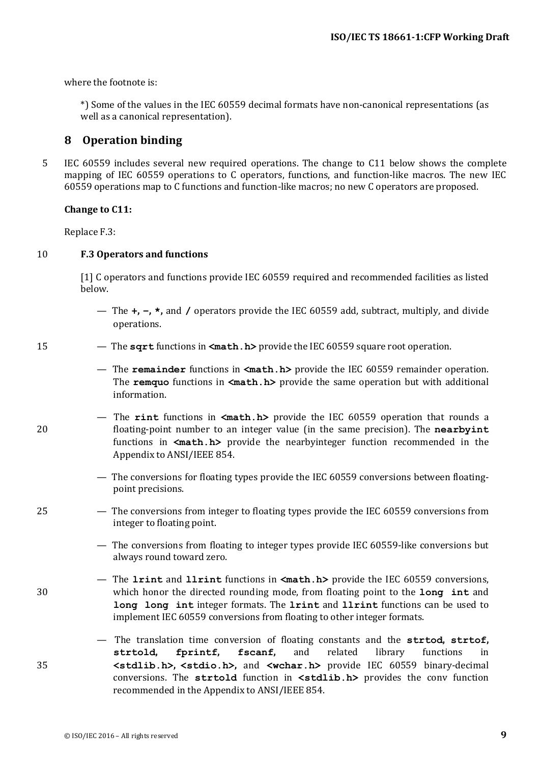where the footnote is:

> *) Some of the values in the IEC 60559 decimal formats have non-canonical representations (as well as a canonical representation).

## 8 Operation binding

IEC 60559 includes several new required operations. The change to C11 below shows the complete mapping of IEC 60559 operations to C operators, functions, and function-like macros. The new IEC 60559 operations map to C functions and function-like macros; no new C operators are proposed.

**Change to C11:**

Replace F.3:

**F.3 Operators and functions**

[1] C operators and functions provide IEC 60559 required and recommended facilities as listed below.

- The **+**, **−**, **\***, and **/** operators provide the IEC 60559 add, subtract, multiply, and divide operations.
- The **sqrt** functions in **<math.h>** provide the IEC 60559 square root operation.
- The **remainder** functions in **<math.h>** provide the IEC 60559 remainder operation. The **remquo** functions in **<math.h>** provide the same operation but with additional information.
- The **rint** functions in **<math.h>** provide the IEC 60559 operation that rounds a floating-point number to an integer value (in the same precision). The **nearbyint** functions in **<math.h>** provide the nearbyinteger function recommended in the Appendix to ANSI/IEEE 854.
- The conversions for floating types provide the IEC 60559 conversions between floating-point precisions.
- The conversions from integer to floating types provide the IEC 60559 conversions from integer to floating point.
- The conversions from floating to integer types provide IEC 60559-like conversions but always round toward zero.
- The **lrint** and **llrint** functions in **<math.h>** provide the IEC 60559 conversions, which honor the directed rounding mode, from floating point to the **long int** and **long long int** integer formats. The **lrint** and **llrint** functions can be used to implement IEC 60559 conversions from floating to other integer formats.
- The translation time conversion of floating constants and the **strtod**, **strtof**, **strtold**, **fprintf**, **fscanf**, and related library functions in **<stdlib.h>**, **<stdio.h>**, and **<wchar.h>** provide IEC 60559 binary-decimal conversions. The **strtold** function in **<stdlib.h>** provides the conv function recommended in the Appendix to ANSI/IEEE 854.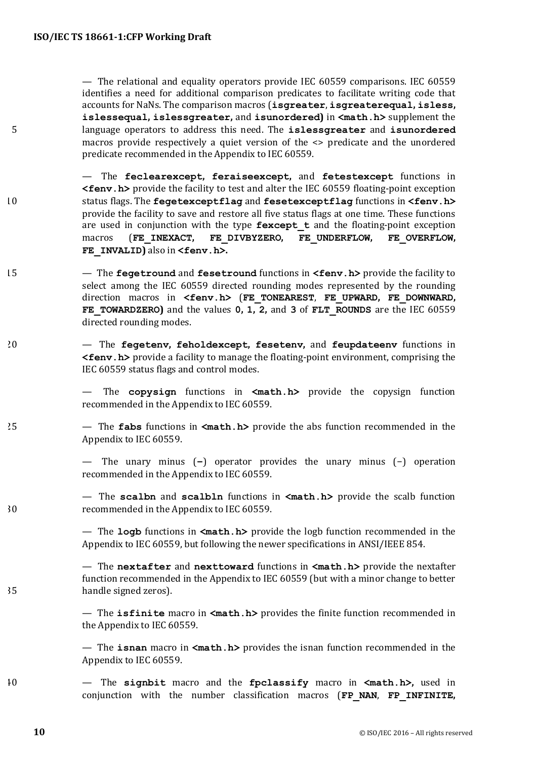— The relational and equality operators provide IEC 60559 comparisons. IEC 60559 identifies a need for additional comparison predicates to facilitate writing code that accounts for NaNs. The comparison macros (**isgreater**, **isgreaterequal**, **isless**, **islessequal**, **islessgreater**, and **isunordered**) in **<math.h>** supplement the language operators to address this need. The **islessgreater** and **isunordered** macros provide respectively a quiet version of the <> predicate and the unordered predicate recommended in the Appendix to IEC 60559.

— The **feclearexcept**, **feraiseexcept**, and **fetestexcept** functions in **<fenv.h>** provide the facility to test and alter the IEC 60559 floating-point exception status flags. The **fegetexceptflag** and **fesetexceptflag** functions in **<fenv.h>** provide the facility to save and restore all five status flags at one time. These functions are used in conjunction with the type **fexcept_t** and the floating-point exception macros (**FE_INEXACT**, **FE_DIVBYZERO**, **FE_UNDERFLOW**, **FE_OVERFLOW**, **FE_INVALID**) also in **<fenv.h>**.

— The **fegetround** and **fesetround** functions in **<fenv.h>** provide the facility to select among the IEC 60559 directed rounding modes represented by the rounding direction macros in **<fenv.h>** (**FE_TONEAREST**, **FE_UPWARD**, **FE_DOWNWARD**, **FE_TOWARDZERO**) and the values **0**, **1**, **2**, and **3** of **FLT_ROUNDS** are the IEC 60559 directed rounding modes.

— The **fegetenv**, **feholdexcept**, **fesetenv**, and **feupdateenv** functions in **<fenv.h>** provide a facility to manage the floating-point environment, comprising the IEC 60559 status flags and control modes.

— The **copysign** functions in **<math.h>** provide the copysign function recommended in the Appendix to IEC 60559.

— The **fabs** functions in **<math.h>** provide the abs function recommended in the Appendix to IEC 60559.

— The unary minus (**-**) operator provides the unary minus (−) operation recommended in the Appendix to IEC 60559.

— The **scalbn** and **scalbln** functions in **<math.h>** provide the scalb function recommended in the Appendix to IEC 60559.

— The **logb** functions in **<math.h>** provide the logb function recommended in the Appendix to IEC 60559, but following the newer specifications in ANSI/IEEE 854.

— The **nextafter** and **nexttoward** functions in **<math.h>** provide the nextafter function recommended in the Appendix to IEC 60559 (but with a minor change to better handle signed zeros).

— The **isfinite** macro in **<math.h>** provides the finite function recommended in the Appendix to IEC 60559.

— The **isnan** macro in **<math.h>** provides the isnan function recommended in the Appendix to IEC 60559.

— The **signbit** macro and the **fpclassify** macro in **<math.h>**, used in conjunction with the number classification macros (**FP_NAN**, **FP_INFINITE**,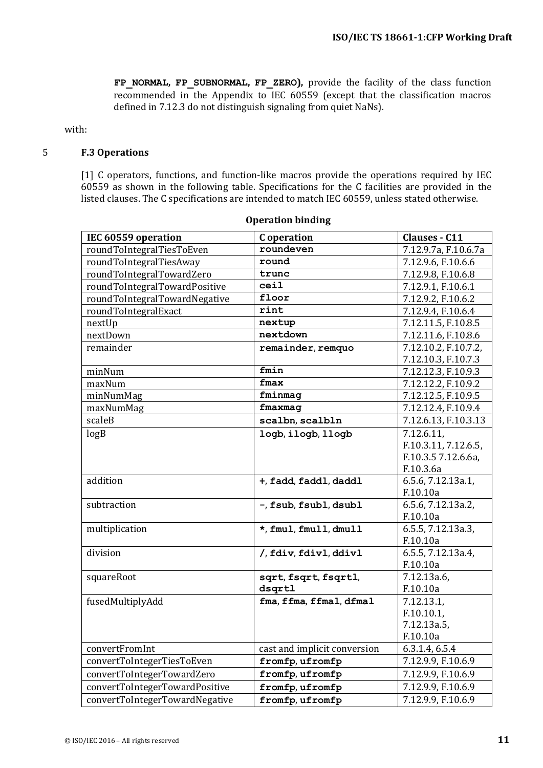**FP_NORMAL, FP_SUBNORMAL, FP_ZERO),** provide the facility of the class function recommended in the Appendix to IEC 60559 (except that the classification macros defined in 7.12.3 do not distinguish signaling from quiet NaNs).

with:

### F.3 Operations

[1] C operators, functions, and function-like macros provide the operations required by IEC 60559 as shown in the following table. Specifications for the C facilities are provided in the listed clauses. The C specifications are intended to match IEC 60559, unless stated otherwise.

**Operation binding**

| IEC 60559 operation | C operation | Clauses - C11 |
|---|---|---|
| roundToIntegralTiesToEven | `roundeven` | 7.12.9.7a, F.10.6.7a |
| roundToIntegralTiesAway | `round` | 7.12.9.6, F.10.6.6 |
| roundToIntegralTowardZero | `trunc` | 7.12.9.8, F.10.6.8 |
| roundToIntegralTowardPositive | `ceil` | 7.12.9.1, F.10.6.1 |
| roundToIntegralTowardNegative | `floor` | 7.12.9.2, F.10.6.2 |
| roundToIntegralExact | `rint` | 7.12.9.4, F.10.6.4 |
| nextUp | `nextup` | 7.12.11.5, F.10.8.5 |
| nextDown | `nextdown` | 7.12.11.6, F.10.8.6 |
| remainder | `remainder`, `remquo` | 7.12.10.2, F.10.7.2, 7.12.10.3, F.10.7.3 |
| minNum | `fmin` | 7.12.12.3, F.10.9.3 |
| maxNum | `fmax` | 7.12.12.2, F.10.9.2 |
| minNumMag | `fminmag` | 7.12.12.5, F.10.9.5 |
| maxNumMag | `fmaxmag` | 7.12.12.4, F.10.9.4 |
| scaleB | `scalbn`, `scalbln` | 7.12.6.13, F.10.3.13 |
| logB | `logb`, `ilogb`, `llogb` | 7.12.6.11, F.10.3.11, 7.12.6.5, F.10.3.5 7.12.6.6a, F.10.3.6a |
| addition | `+`, `fadd`, `faddl`, `daddl` | 6.5.6, 7.12.13a.1, F.10.10a |
| subtraction | `-`, `fsub`, `fsubl`, `dsubl` | 6.5.6, 7.12.13a.2, F.10.10a |
| multiplication | `*`, `fmul`, `fmull`, `dmull` | 6.5.5, 7.12.13a.3, F.10.10a |
| division | `/`, `fdiv`, `fdivl`, `ddivl` | 6.5.5, 7.12.13a.4, F.10.10a |
| squareRoot | `sqrt`, `fsqrt`, `fsqrtl`, `dsqrtl` | 7.12.13a.6, F.10.10a |
| fusedMultiplyAdd | `fma`, `ffma`, `ffmal`, `dfmal` | 7.12.13.1, F.10.10.1, 7.12.13a.5, F.10.10a |
| convertFromInt | cast and implicit conversion | 6.3.1.4, 6.5.4 |
| convertToIntegerTiesToEven | `fromfp`, `ufromfp` | 7.12.9.9, F.10.6.9 |
| convertToIntegerTowardZero | `fromfp`, `ufromfp` | 7.12.9.9, F.10.6.9 |
| convertToIntegerTowardPositive | `fromfp`, `ufromfp` | 7.12.9.9, F.10.6.9 |
| convertToIntegerTowardNegative | `fromfp`, `ufromfp` | 7.12.9.9, F.10.6.9 |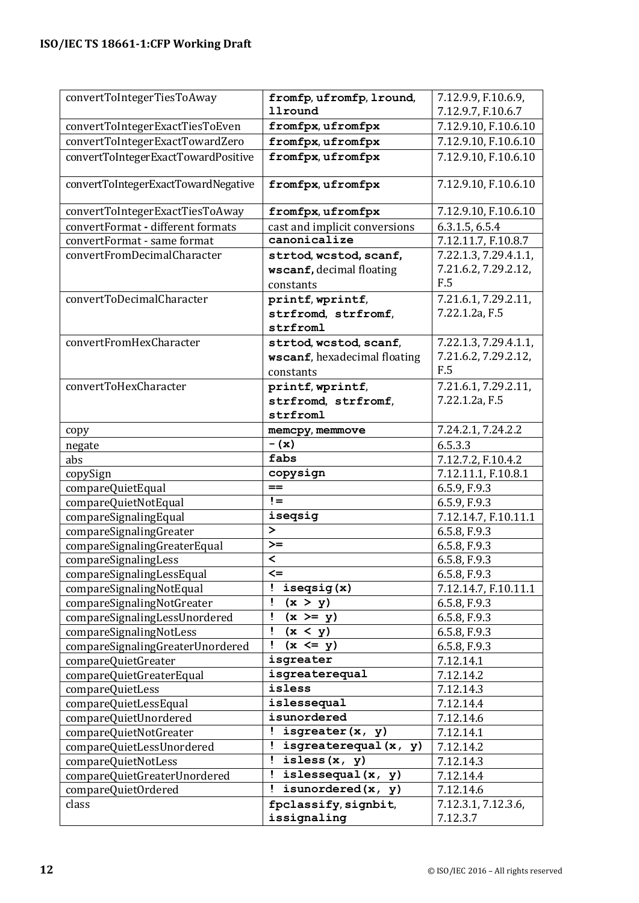| convertToIntegerTiesToAway | **fromfp**, **ufromfp**, **lround**, **llround** | 7.12.9.9, F.10.6.9, 7.12.9.7, F.10.6.7 |
|---|---|---|
| convertToIntegerExactTiesToEven | **fromfpx**, **ufromfpx** | 7.12.9.10, F.10.6.10 |
| convertToIntegerExactTowardZero | **fromfpx**, **ufromfpx** | 7.12.9.10, F.10.6.10 |
| convertToIntegerExactTowardPositive | **fromfpx**, **ufromfpx** | 7.12.9.10, F.10.6.10 |
| convertToIntegerExactTowardNegative | **fromfpx**, **ufromfpx** | 7.12.9.10, F.10.6.10 |
| convertToIntegerExactTiesToAway | **fromfpx**, **ufromfpx** | 7.12.9.10, F.10.6.10 |
| convertFormat - different formats | cast and implicit conversions | 6.3.1.5, 6.5.4 |
| convertFormat - same format | **canonicalize** | 7.12.11.7, F.10.8.7 |
| convertFromDecimalCharacter | **strtod**, **wcstod**, **scanf**, **wscanf**, decimal floating constants | 7.22.1.3, 7.29.4.1.1, 7.21.6.2, 7.29.2.12, F.5 |
| convertToDecimalCharacter | **printf**, **wprintf**, **strfromd**, **strfromf**, **strfroml** | 7.21.6.1, 7.29.2.11, 7.22.1.2a, F.5 |
| convertFromHexCharacter | **strtod**, **wcstod**, **scanf**, **wscanf**, hexadecimal floating constants | 7.22.1.3, 7.29.4.1.1, 7.21.6.2, 7.29.2.12, F.5 |
| convertToHexCharacter | **printf**, **wprintf**, **strfromd**, **strfromf**, **strfroml** | 7.21.6.1, 7.29.2.11, 7.22.1.2a, F.5 |
| copy | **memcpy**, **memmove** | 7.24.2.1, 7.24.2.2 |
| negate | **-(x)** | 6.5.3.3 |
| abs | **fabs** | 7.12.7.2, F.10.4.2 |
| copySign | **copysign** | 7.12.11.1, F.10.8.1 |
| compareQuietEqual | **==** | 6.5.9, F.9.3 |
| compareQuietNotEqual | **!=** | 6.5.9, F.9.3 |
| compareSignalingEqual | **iseqsig** | 7.12.14.7, F.10.11.1 |
| compareSignalingGreater | **>** | 6.5.8, F.9.3 |
| compareSignalingGreaterEqual | **>=** | 6.5.8, F.9.3 |
| compareSignalingLess | **<** | 6.5.8, F.9.3 |
| compareSignalingLessEqual | **<=** | 6.5.8, F.9.3 |
| compareSignalingNotEqual | **! iseqsig(x)** | 7.12.14.7, F.10.11.1 |
| compareSignalingNotGreater | **! (x > y)** | 6.5.8, F.9.3 |
| compareSignalingLessUnordered | **! (x >= y)** | 6.5.8, F.9.3 |
| compareSignalingNotLess | **! (x < y)** | 6.5.8, F.9.3 |
| compareSignalingGreaterUnordered | **! (x <= y)** | 6.5.8, F.9.3 |
| compareQuietGreater | **isgreater** | 7.12.14.1 |
| compareQuietGreaterEqual | **isgreaterequal** | 7.12.14.2 |
| compareQuietLess | **isless** | 7.12.14.3 |
| compareQuietLessEqual | **islessequal** | 7.12.14.4 |
| compareQuietUnordered | **isunordered** | 7.12.14.6 |
| compareQuietNotGreater | **! isgreater(x, y)** | 7.12.14.1 |
| compareQuietLessUnordered | **! isgreaterequal(x, y)** | 7.12.14.2 |
| compareQuietNotLess | **! isless(x, y)** | 7.12.14.3 |
| compareQuietGreaterUnordered | **! islessequal(x, y)** | 7.12.14.4 |
| compareQuietOrdered | **! isunordered(x, y)** | 7.12.14.6 |
| class | **fpclassify**, **signbit**, **issignaling** | 7.12.3.1, 7.12.3.6, 7.12.3.7 |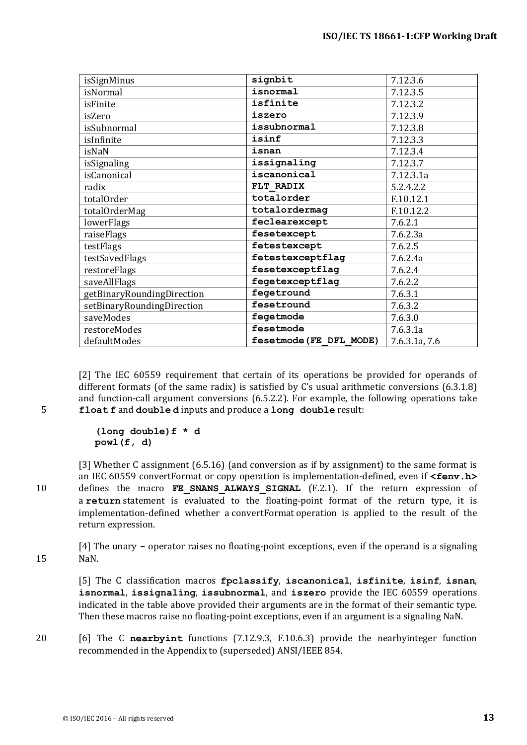| | | |
|---|---|---|
| isSignMinus | **signbit** | 7.12.3.6 |
| isNormal | **isnormal** | 7.12.3.5 |
| isFinite | **isfinite** | 7.12.3.2 |
| isZero | **iszero** | 7.12.3.9 |
| isSubnormal | **issubnormal** | 7.12.3.8 |
| isInfinite | **isinf** | 7.12.3.3 |
| isNaN | **isnan** | 7.12.3.4 |
| isSignaling | **issignaling** | 7.12.3.7 |
| isCanonical | **iscanonical** | 7.12.3.1a |
| radix | **FLT_RADIX** | 5.2.4.2.2 |
| totalOrder | **totalorder** | F.10.12.1 |
| totalOrderMag | **totalordermag** | F.10.12.2 |
| lowerFlags | **feclearexcept** | 7.6.2.1 |
| raiseFlags | **fesetexcept** | 7.6.2.3a |
| testFlags | **fetestexcept** | 7.6.2.5 |
| testSavedFlags | **fetestexceptflag** | 7.6.2.4a |
| restoreFlags | **fesetexceptflag** | 7.6.2.4 |
| saveAllFlags | **fegetexceptflag** | 7.6.2.2 |
| getBinaryRoundingDirection | **fegetround** | 7.6.3.1 |
| setBinaryRoundingDirection | **fesetround** | 7.6.3.2 |
| saveModes | **fegetmode** | 7.6.3.0 |
| restoreModes | **fesetmode** | 7.6.3.1a |
| defaultModes | **fesetmode(FE_DFL_MODE)** | 7.6.3.1a, 7.6 |

[2] The IEC 60559 requirement that certain of its operations be provided for operands of different formats (of the same radix) is satisfied by C's usual arithmetic conversions (6.3.1.8) and function-call argument conversions (6.5.2.2). For example, the following operations take **float f** and **double d** inputs and produce a **long double** result:

```
(long double)f * d
powl(f, d)
```

[3] Whether C assignment (6.5.16) (and conversion as if by assignment) to the same format is an IEC 60559 convertFormat or copy operation is implementation-defined, even if **<fenv.h>** defines the macro **FE_SNANS_ALWAYS_SIGNAL** (F.2.1). If the return expression of a **return** statement is evaluated to the floating-point format of the return type, it is implementation-defined whether a convertFormat operation is applied to the result of the return expression.

[4] The unary **-** operator raises no floating-point exceptions, even if the operand is a signaling NaN.

[5] The C classification macros **fpclassify**, **iscanonical**, **isfinite**, **isinf**, **isnan**, **isnormal**, **issignaling**, **issubnormal**, and **iszero** provide the IEC 60559 operations indicated in the table above provided their arguments are in the format of their semantic type. Then these macros raise no floating-point exceptions, even if an argument is a signaling NaN.

[6] The C **nearbyint** functions (7.12.9.3, F.10.6.3) provide the nearbyinteger function recommended in the Appendix to (superseded) ANSI/IEEE 854.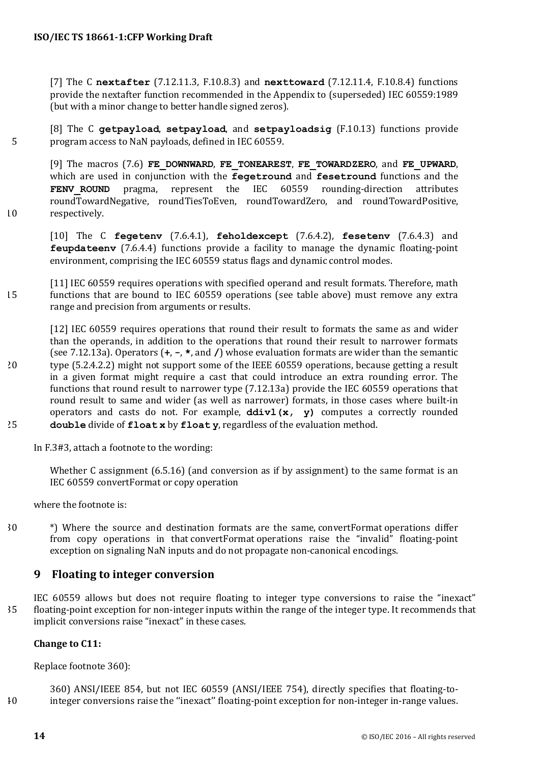[7] The C **nextafter** (7.12.11.3, F.10.8.3) and **nexttoward** (7.12.11.4, F.10.8.4) functions provide the nextafter function recommended in the Appendix to (superseded) IEC 60559:1989 (but with a minor change to better handle signed zeros).

[8] The C **getpayload**, **setpayload**, and **setpayloadsig** (F.10.13) functions provide program access to NaN payloads, defined in IEC 60559.

[9] The macros (7.6) **FE_DOWNWARD**, **FE_TONEAREST**, **FE_TOWARDZERO**, and **FE_UPWARD**, which are used in conjunction with the **fegetround** and **fesetround** functions and the **FENV_ROUND** pragma, represent the IEC 60559 rounding-direction attributes roundTowardNegative, roundTiesToEven, roundTowardZero, and roundTowardPositive, respectively.

[10] The C **fegetenv** (7.6.4.1), **feholdexcept** (7.6.4.2), **fesetenv** (7.6.4.3) and **feupdateenv** (7.6.4.4) functions provide a facility to manage the dynamic floating-point environment, comprising the IEC 60559 status flags and dynamic control modes.

[11] IEC 60559 requires operations with specified operand and result formats. Therefore, math functions that are bound to IEC 60559 operations (see table above) must remove any extra range and precision from arguments or results.

[12] IEC 60559 requires operations that round their result to formats the same as and wider than the operands, in addition to the operations that round their result to narrower formats (see 7.12.13a). Operators (**+**, **-**, **\***, and **/**) whose evaluation formats are wider than the semantic type (5.2.4.2.2) might not support some of the IEEE 60559 operations, because getting a result in a given format might require a cast that could introduce an extra rounding error. The functions that round result to narrower type (7.12.13a) provide the IEC 60559 operations that round result to same and wider (as well as narrower) formats, in those cases where built-in operators and casts do not. For example, **ddivl(x, y)** computes a correctly rounded **double** divide of **float x** by **float y**, regardless of the evaluation method.

In F.3#3, attach a footnote to the wording:

> Whether C assignment (6.5.16) (and conversion as if by assignment) to the same format is an IEC 60559 convertFormat or copy operation

where the footnote is:

> *) Where the source and destination formats are the same, convertFormat operations differ from copy operations in that convertFormat operations raise the "invalid" floating-point exception on signaling NaN inputs and do not propagate non-canonical encodings.

## 9 Floating to integer conversion

IEC 60559 allows but does not require floating to integer type conversions to raise the "inexact" floating-point exception for non-integer inputs within the range of the integer type. It recommends that implicit conversions raise "inexact" in these cases.

**Change to C11:**

Replace footnote 360):

> 360) ANSI/IEEE 854, but not IEC 60559 (ANSI/IEEE 754), directly specifies that floating-to-integer conversions raise the ''inexact'' floating-point exception for non-integer in-range values.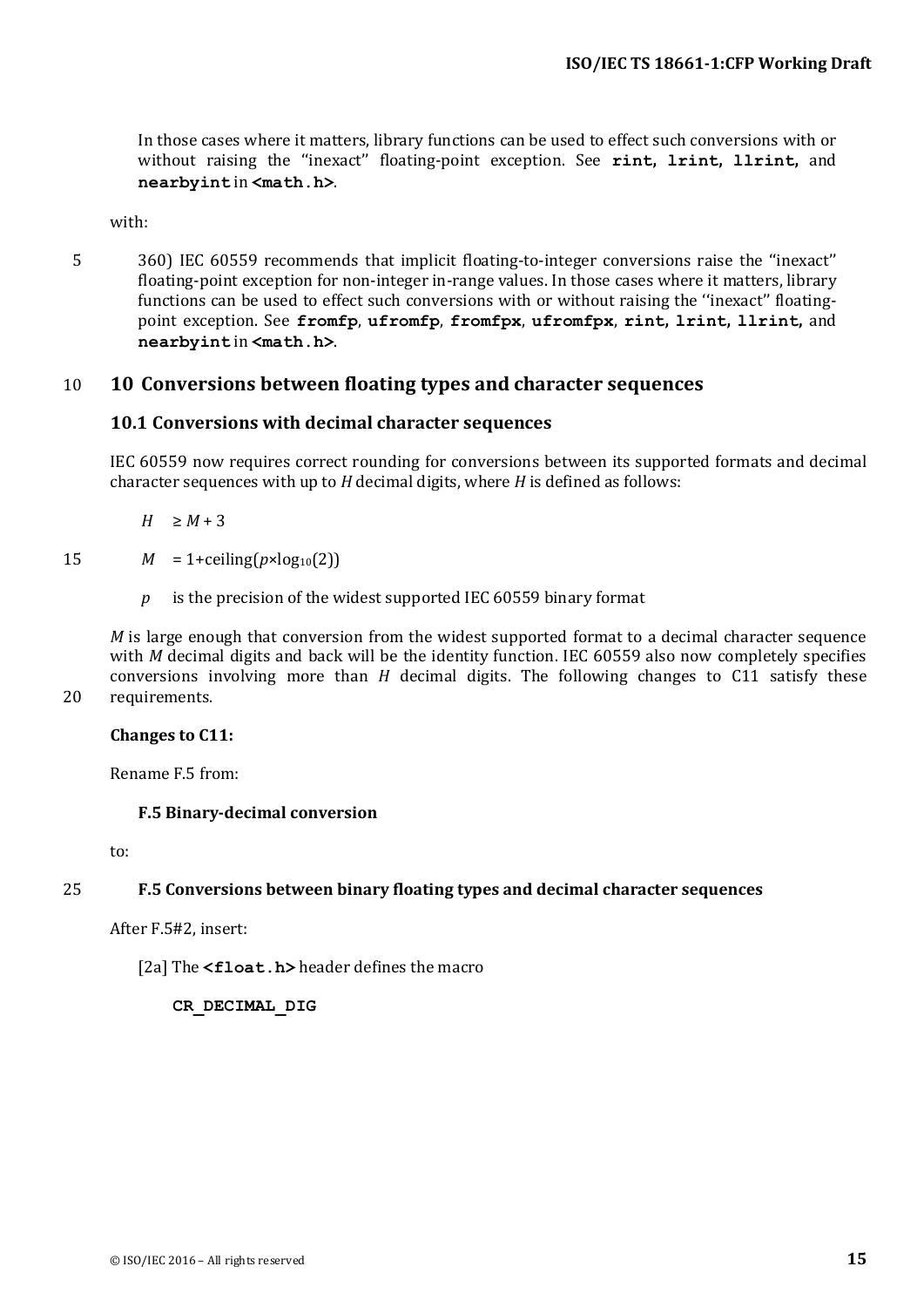In those cases where it matters, library functions can be used to effect such conversions with or without raising the "inexact" floating-point exception. See **rint**, **lrint**, **llrint**, and **nearbyint** in **<math.h>**.

with:

360) IEC 60559 recommends that implicit floating-to-integer conversions raise the "inexact" floating-point exception for non-integer in-range values. In those cases where it matters, library functions can be used to effect such conversions with or without raising the "inexact" floating-point exception. See **fromfp**, **ufromfp**, **fromfpx**, **ufromfpx**, **rint**, **lrint**, **llrint**, and **nearbyint** in **<math.h>**.

# 10 Conversions between floating types and character sequences

## 10.1 Conversions with decimal character sequences

IEC 60559 now requires correct rounding for conversions between its supported formats and decimal character sequences with up to *H* decimal digits, where *H* is defined as follows:

$H \quad \geq M + 3$

$M \quad = 1+\text{ceiling}(p\times\log_{10}(2))$

$p \quad$ is the precision of the widest supported IEC 60559 binary format

*M* is large enough that conversion from the widest supported format to a decimal character sequence with *M* decimal digits and back will be the identity function. IEC 60559 also now completely specifies conversions involving more than *H* decimal digits. The following changes to C11 satisfy these requirements.

**Changes to C11:**

Rename F.5 from:

**F.5 Binary-decimal conversion**

to:

**F.5 Conversions between binary floating types and decimal character sequences**

After F.5#2, insert:

[2a] The **<float.h>** header defines the macro

**CR_DECIMAL_DIG**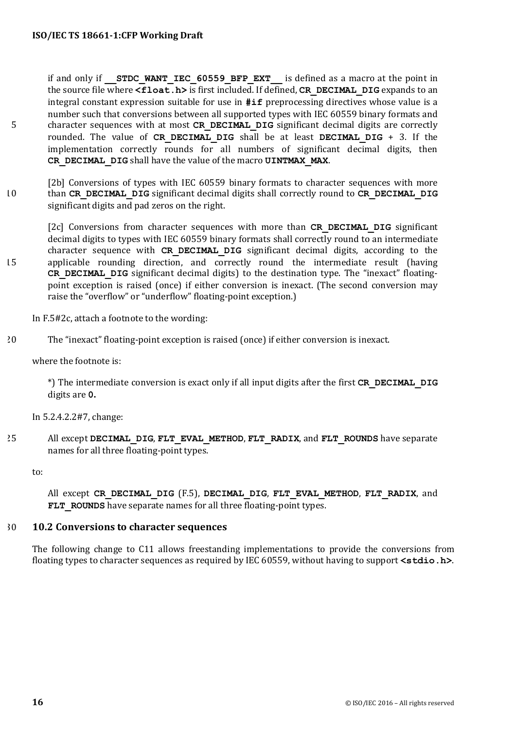if and only if **`__STDC_WANT_IEC_60559_BFP_EXT__`** is defined as a macro at the point in the source file where **`<float.h>`** is first included. If defined, **`CR_DECIMAL_DIG`** expands to an integral constant expression suitable for use in **`#if`** preprocessing directives whose value is a number such that conversions between all supported types with IEC 60559 binary formats and character sequences with at most **`CR_DECIMAL_DIG`** significant decimal digits are correctly rounded. The value of **`CR_DECIMAL_DIG`** shall be at least **`DECIMAL_DIG`** + 3. If the implementation correctly rounds for all numbers of significant decimal digits, then **`CR_DECIMAL_DIG`** shall have the value of the macro **`UINTMAX_MAX`**.

[2b] Conversions of types with IEC 60559 binary formats to character sequences with more than **`CR_DECIMAL_DIG`** significant decimal digits shall correctly round to **`CR_DECIMAL_DIG`** significant digits and pad zeros on the right.

[2c] Conversions from character sequences with more than **`CR_DECIMAL_DIG`** significant decimal digits to types with IEC 60559 binary formats shall correctly round to an intermediate character sequence with **`CR_DECIMAL_DIG`** significant decimal digits, according to the applicable rounding direction, and correctly round the intermediate result (having **`CR_DECIMAL_DIG`** significant decimal digits) to the destination type. The "inexact" floating-point exception is raised (once) if either conversion is inexact. (The second conversion may raise the "overflow" or "underflow" floating-point exception.)

In F.5#2c, attach a footnote to the wording:

The "inexact" floating-point exception is raised (once) if either conversion is inexact.

where the footnote is:

*) The intermediate conversion is exact only if all input digits after the first **`CR_DECIMAL_DIG`** digits are **`0`**.

In 5.2.4.2.2#7, change:

All except **`DECIMAL_DIG`**, **`FLT_EVAL_METHOD`**, **`FLT_RADIX`**, and **`FLT_ROUNDS`** have separate names for all three floating-point types.

to:

All except **`CR_DECIMAL_DIG`** (F.5), **`DECIMAL_DIG`**, **`FLT_EVAL_METHOD`**, **`FLT_RADIX`**, and **`FLT_ROUNDS`** have separate names for all three floating-point types.

## 10.2 Conversions to character sequences

The following change to C11 allows freestanding implementations to provide the conversions from floating types to character sequences as required by IEC 60559, without having to support **`<stdio.h>`**.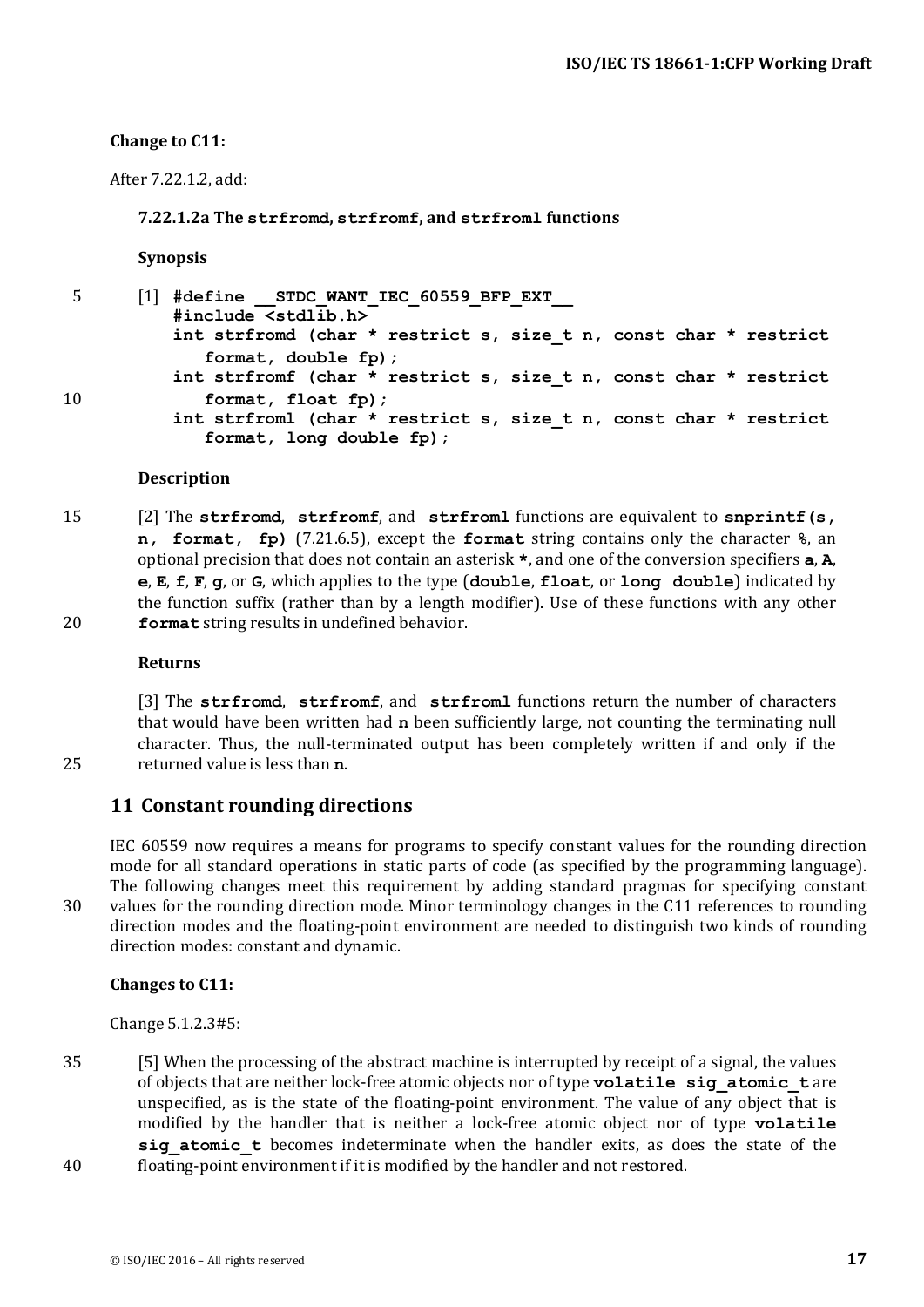**Change to C11:**

After 7.22.1.2, add:

**7.22.1.2a The `strfromd`, `strfromf`, and `strfroml` functions**

**Synopsis**

[1]
```
#define __STDC_WANT_IEC_60559_BFP_EXT__
#include <stdlib.h>
int strfromd (char * restrict s, size_t n, const char * restrict
   format, double fp);
int strfromf (char * restrict s, size_t n, const char * restrict
   format, float fp);
int strfroml (char * restrict s, size_t n, const char * restrict
   format, long double fp);
```

**Description**

[2] The **`strfromd`**, **`strfromf`**, and **`strfroml`** functions are equivalent to **`snprintf(s, n, format, fp)`** (7.21.6.5), except the **`format`** string contains only the character **`%`**, an optional precision that does not contain an asterisk **`*`**, and one of the conversion specifiers **`a`**, **`A`**, **`e`**, **`E`**, **`f`**, **`F`**, **`g`**, or **`G`**, which applies to the type (**`double`**, **`float`**, or **`long double`**) indicated by the function suffix (rather than by a length modifier). Use of these functions with any other **`format`** string results in undefined behavior.

**Returns**

[3] The **`strfromd`**, **`strfromf`**, and **`strfroml`** functions return the number of characters that would have been written had **`n`** been sufficiently large, not counting the terminating null character. Thus, the null-terminated output has been completely written if and only if the returned value is less than **`n`**.

## 11 Constant rounding directions

IEC 60559 now requires a means for programs to specify constant values for the rounding direction mode for all standard operations in static parts of code (as specified by the programming language). The following changes meet this requirement by adding standard pragmas for specifying constant values for the rounding direction mode. Minor terminology changes in the C11 references to rounding direction modes and the floating-point environment are needed to distinguish two kinds of rounding direction modes: constant and dynamic.

**Changes to C11:**

Change 5.1.2.3#5:

[5] When the processing of the abstract machine is interrupted by receipt of a signal, the values of objects that are neither lock-free atomic objects nor of type **`volatile sig_atomic_t`** are unspecified, as is the state of the floating-point environment. The value of any object that is modified by the handler that is neither a lock-free atomic object nor of type **`volatile sig_atomic_t`** becomes indeterminate when the handler exits, as does the state of the floating-point environment if it is modified by the handler and not restored.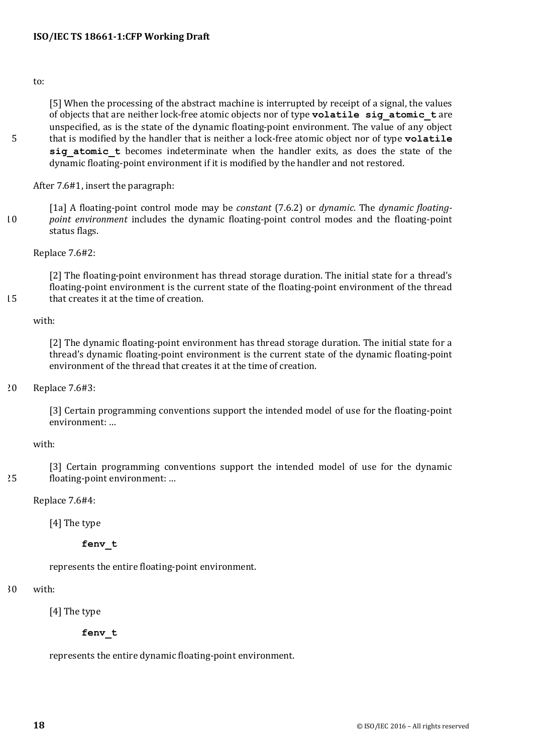to:

> [5] When the processing of the abstract machine is interrupted by receipt of a signal, the values of objects that are neither lock-free atomic objects nor of type **`volatile sig_atomic_t`** are unspecified, as is the state of the dynamic floating-point environment. The value of any object that is modified by the handler that is neither a lock-free atomic object nor of type **`volatile sig_atomic_t`** becomes indeterminate when the handler exits, as does the state of the dynamic floating-point environment if it is modified by the handler and not restored.

After 7.6#1, insert the paragraph:

> [1a] A floating-point control mode may be *constant* (7.6.2) or *dynamic*. The *dynamic floating-point environment* includes the dynamic floating-point control modes and the floating-point status flags.

Replace 7.6#2:

> [2] The floating-point environment has thread storage duration. The initial state for a thread's floating-point environment is the current state of the floating-point environment of the thread that creates it at the time of creation.

with:

> [2] The dynamic floating-point environment has thread storage duration. The initial state for a thread's dynamic floating-point environment is the current state of the dynamic floating-point environment of the thread that creates it at the time of creation.

Replace 7.6#3:

> [3] Certain programming conventions support the intended model of use for the floating-point environment: …

with:

> [3] Certain programming conventions support the intended model of use for the dynamic floating-point environment: …

Replace 7.6#4:

> [4] The type
>
> **`fenv_t`**
>
> represents the entire floating-point environment.

with:

> [4] The type
>
> **`fenv_t`**
>
> represents the entire dynamic floating-point environment.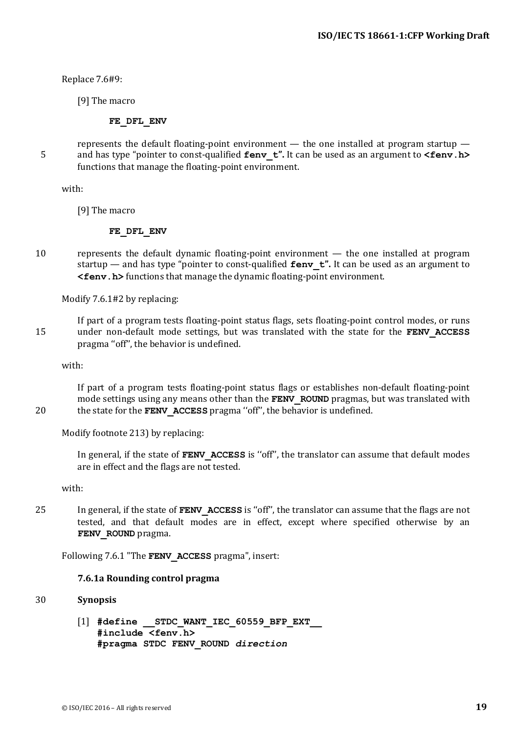Replace 7.6#9:

[9] The macro

**FE_DFL_ENV**

represents the default floating-point environment — the one installed at program startup — and has type "pointer to const-qualified **fenv_t".** It can be used as an argument to **<fenv.h>** functions that manage the floating-point environment.

with:

[9] The macro

**FE_DFL_ENV**

represents the default dynamic floating-point environment — the one installed at program startup — and has type "pointer to const-qualified **fenv_t".** It can be used as an argument to **<fenv.h>** functions that manage the dynamic floating-point environment.

Modify 7.6.1#2 by replacing:

If part of a program tests floating-point status flags, sets floating-point control modes, or runs under non-default mode settings, but was translated with the state for the **FENV_ACCESS** pragma ''off'', the behavior is undefined.

with:

If part of a program tests floating-point status flags or establishes non-default floating-point mode settings using any means other than the **FENV_ROUND** pragmas, but was translated with the state for the **FENV_ACCESS** pragma ''off'', the behavior is undefined.

Modify footnote 213) by replacing:

In general, if the state of **FENV_ACCESS** is ''off'', the translator can assume that default modes are in effect and the flags are not tested.

with:

In general, if the state of **FENV_ACCESS** is ''off'', the translator can assume that the flags are not tested, and that default modes are in effect, except where specified otherwise by an **FENV_ROUND** pragma.

Following 7.6.1 "The **FENV_ACCESS** pragma", insert:

### 7.6.1a Rounding control pragma

**Synopsis**

[1]
```
#define __STDC_WANT_IEC_60559_BFP_EXT__
#include <fenv.h>
#pragma STDC FENV_ROUND direction
```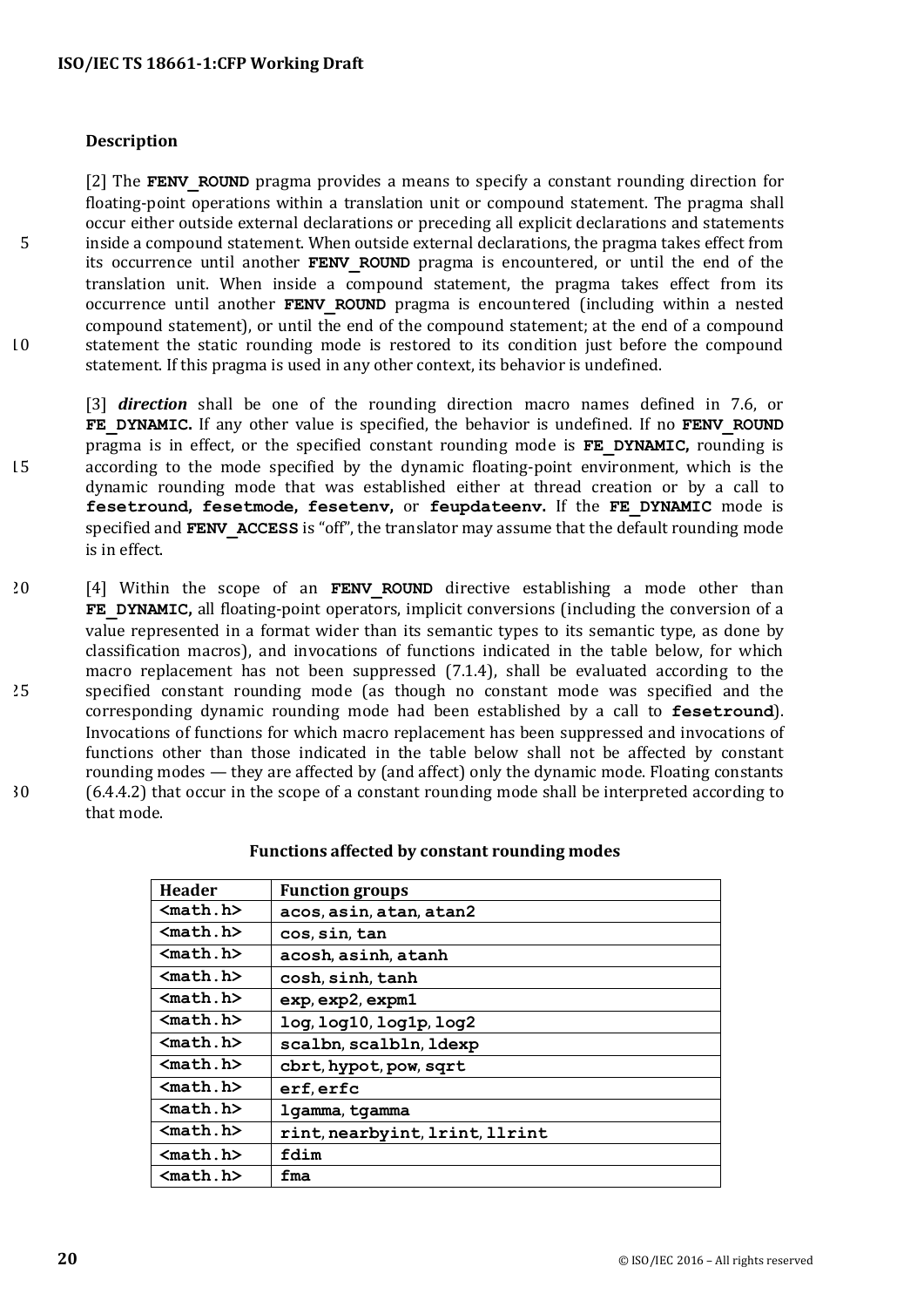#### Description

[2] The **FENV_ROUND** pragma provides a means to specify a constant rounding direction for floating-point operations within a translation unit or compound statement. The pragma shall occur either outside external declarations or preceding all explicit declarations and statements inside a compound statement. When outside external declarations, the pragma takes effect from its occurrence until another **FENV_ROUND** pragma is encountered, or until the end of the translation unit. When inside a compound statement, the pragma takes effect from its occurrence until another **FENV_ROUND** pragma is encountered (including within a nested compound statement), or until the end of the compound statement; at the end of a compound statement the static rounding mode is restored to its condition just before the compound statement. If this pragma is used in any other context, its behavior is undefined.

[3] ***direction*** shall be one of the rounding direction macro names defined in 7.6, or **FE_DYNAMIC.** If any other value is specified, the behavior is undefined. If no **FENV_ROUND** pragma is in effect, or the specified constant rounding mode is **FE_DYNAMIC,** rounding is according to the mode specified by the dynamic floating-point environment, which is the dynamic rounding mode that was established either at thread creation or by a call to **fesetround, fesetmode, fesetenv,** or **feupdateenv.** If the **FE_DYNAMIC** mode is specified and **FENV_ACCESS** is "off", the translator may assume that the default rounding mode is in effect.

[4] Within the scope of an **FENV_ROUND** directive establishing a mode other than **FE_DYNAMIC,** all floating-point operators, implicit conversions (including the conversion of a value represented in a format wider than its semantic types to its semantic type, as done by classification macros), and invocations of functions indicated in the table below, for which macro replacement has not been suppressed (7.1.4), shall be evaluated according to the specified constant rounding mode (as though no constant mode was specified and the corresponding dynamic rounding mode had been established by a call to **fesetround**). Invocations of functions for which macro replacement has been suppressed and invocations of functions other than those indicated in the table below shall not be affected by constant rounding modes — they are affected by (and affect) only the dynamic mode. Floating constants (6.4.4.2) that occur in the scope of a constant rounding mode shall be interpreted according to that mode.

**Functions affected by constant rounding modes**

| Header | Function groups |
|---|---|
| `<math.h>` | `acos`, `asin`, `atan`, `atan2` |
| `<math.h>` | `cos`, `sin`, `tan` |
| `<math.h>` | `acosh`, `asinh`, `atanh` |
| `<math.h>` | `cosh`, `sinh`, `tanh` |
| `<math.h>` | `exp`, `exp2`, `expm1` |
| `<math.h>` | `log`, `log10`, `log1p`, `log2` |
| `<math.h>` | `scalbn`, `scalbln`, `ldexp` |
| `<math.h>` | `cbrt`, `hypot`, `pow`, `sqrt` |
| `<math.h>` | `erf`, `erfc` |
| `<math.h>` | `lgamma`, `tgamma` |
| `<math.h>` | `rint`, `nearbyint`, `lrint`, `llrint` |
| `<math.h>` | `fdim` |
| `<math.h>` | `fma` |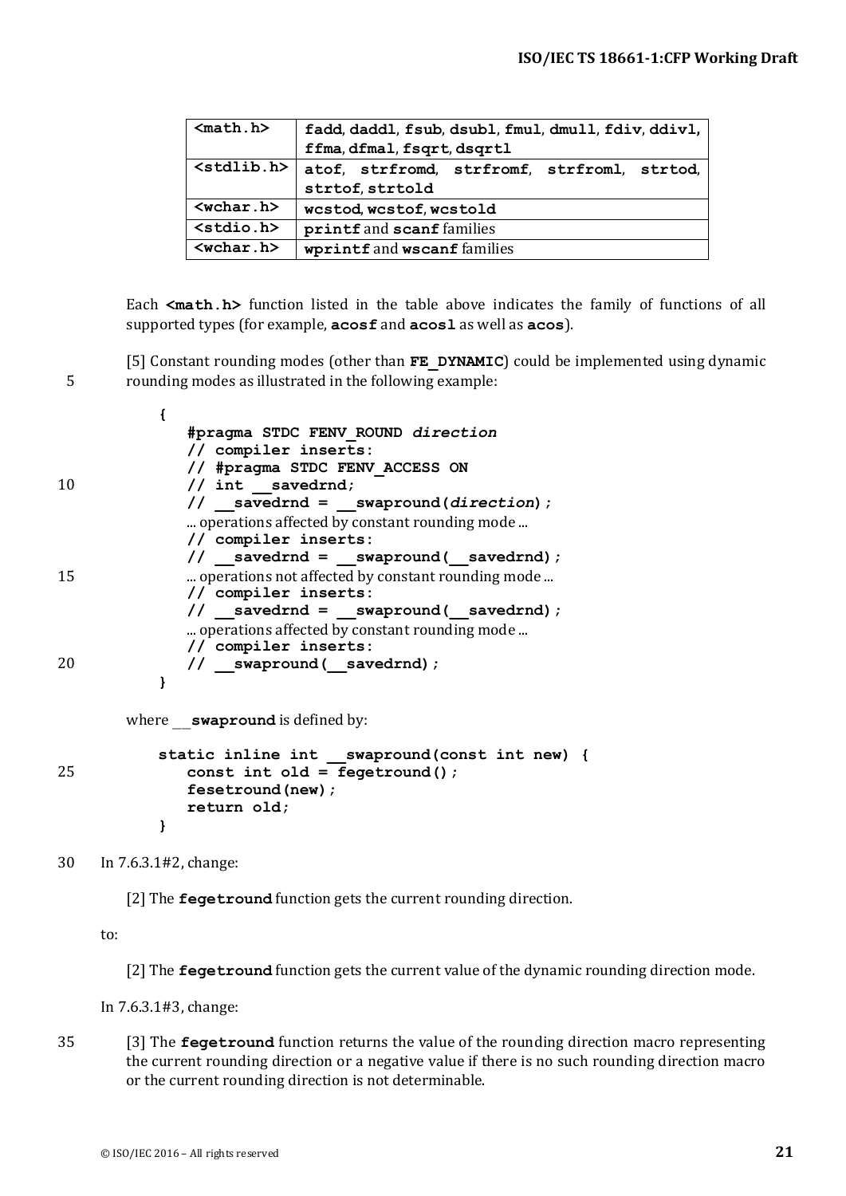| `<math.h>` | **fadd**, **daddl**, **fsub**, **dsubl**, **fmul**, **dmull**, **fdiv**, **ddivl**, **ffma**, **dfmal**, **fsqrt**, **dsqrtl** |
|---|---|
| `<stdlib.h>` | **atof**, **strfromd**, **strfromf**, **strfroml**, **strtod**, **strtof**, **strtold** |
| `<wchar.h>` | **wcstod**, **wcstof**, **wcstold** |
| `<stdio.h>` | **printf** and **scanf** families |
| `<wchar.h>` | **wprintf** and **wscanf** families |

Each **<math.h>** function listed in the table above indicates the family of functions of all supported types (for example, **acosf** and **acosl** as well as **acos**).

[5] Constant rounding modes (other than **FE_DYNAMIC**) could be implemented using dynamic rounding modes as illustrated in the following example:

```
{
   #pragma STDC FENV_ROUND direction
   // compiler inserts:
   // #pragma STDC FENV_ACCESS ON
   // int __savedrnd;
   // __savedrnd = __swapround(direction);
   ... operations affected by constant rounding mode ...
   // compiler inserts:
   // __savedrnd = __swapround(__savedrnd);
   ... operations not affected by constant rounding mode ...
   // compiler inserts:
   // __savedrnd = __swapround(__savedrnd);
   ... operations affected by constant rounding mode ...
   // compiler inserts:
   // __swapround(__savedrnd);
}
```

where **__swapround** is defined by:

```
static inline int __swapround(const int new) {
   const int old = fegetround();
   fesetround(new);
   return old;
}
```

In 7.6.3.1#2, change:

[2] The **fegetround** function gets the current rounding direction.

to:

[2] The **fegetround** function gets the current value of the dynamic rounding direction mode.

In 7.6.3.1#3, change:

[3] The **fegetround** function returns the value of the rounding direction macro representing the current rounding direction or a negative value if there is no such rounding direction macro or the current rounding direction is not determinable.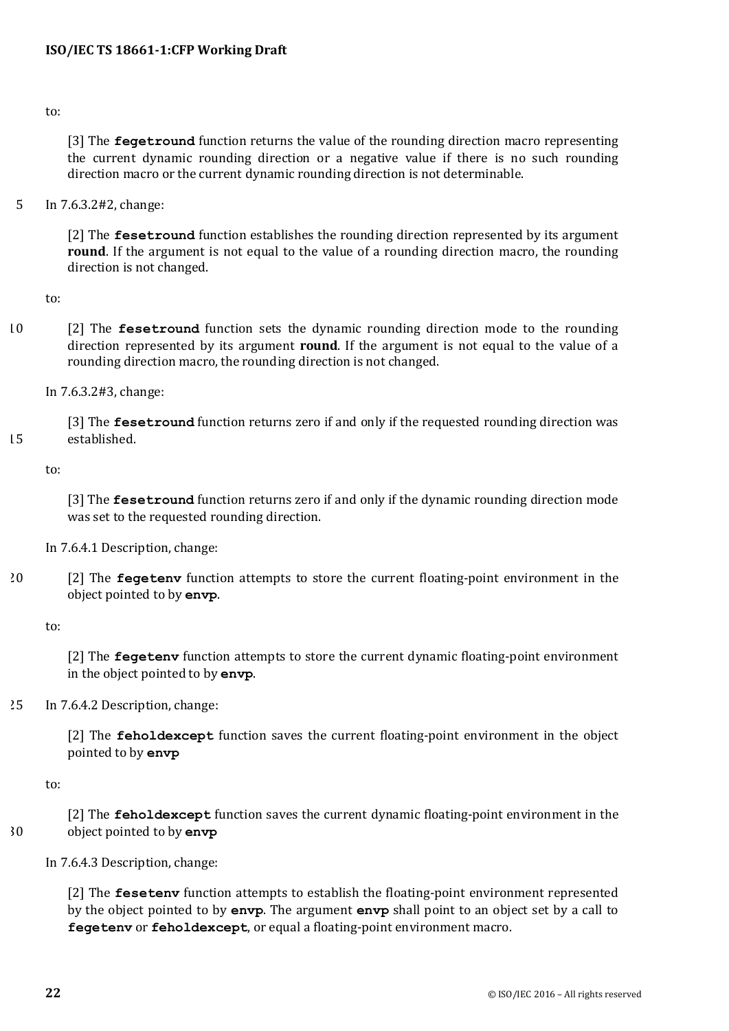to:

> [3] The **fegetround** function returns the value of the rounding direction macro representing the current dynamic rounding direction or a negative value if there is no such rounding direction macro or the current dynamic rounding direction is not determinable.

In 7.6.3.2#2, change:

> [2] The **fesetround** function establishes the rounding direction represented by its argument **round**. If the argument is not equal to the value of a rounding direction macro, the rounding direction is not changed.

to:

> [2] The **fesetround** function sets the dynamic rounding direction mode to the rounding direction represented by its argument **round**. If the argument is not equal to the value of a rounding direction macro, the rounding direction is not changed.

In 7.6.3.2#3, change:

> [3] The **fesetround** function returns zero if and only if the requested rounding direction was established.

to:

> [3] The **fesetround** function returns zero if and only if the dynamic rounding direction mode was set to the requested rounding direction.

In 7.6.4.1 Description, change:

> [2] The **fegetenv** function attempts to store the current floating-point environment in the object pointed to by **envp**.

to:

> [2] The **fegetenv** function attempts to store the current dynamic floating-point environment in the object pointed to by **envp**.

In 7.6.4.2 Description, change:

> [2] The **feholdexcept** function saves the current floating-point environment in the object pointed to by **envp**

to:

> [2] The **feholdexcept** function saves the current dynamic floating-point environment in the object pointed to by **envp**

In 7.6.4.3 Description, change:

> [2] The **fesetenv** function attempts to establish the floating-point environment represented by the object pointed to by **envp**. The argument **envp** shall point to an object set by a call to **fegetenv** or **feholdexcept**, or equal a floating-point environment macro.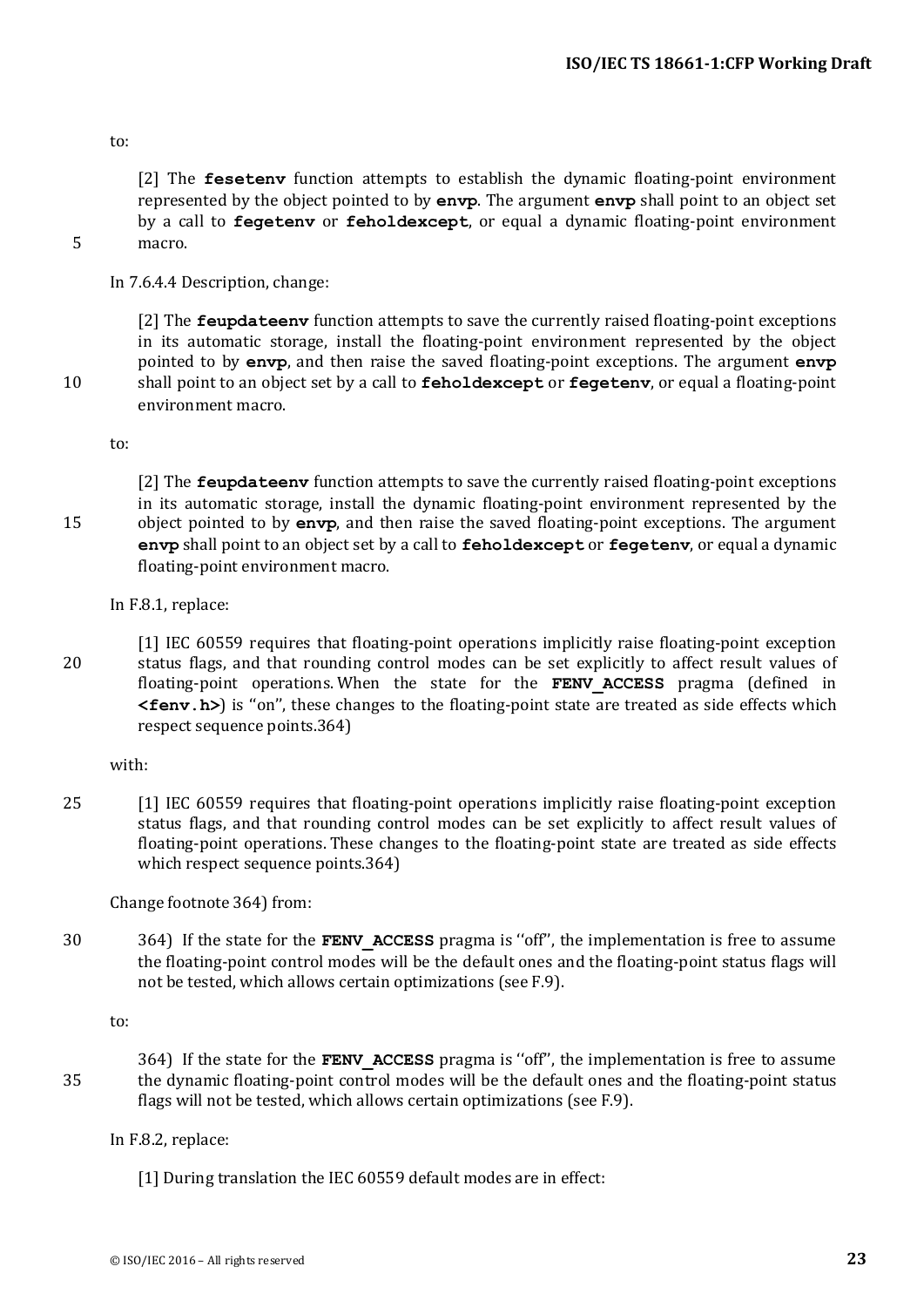to:

[2] The **fesetenv** function attempts to establish the dynamic floating-point environment represented by the object pointed to by **envp**. The argument **envp** shall point to an object set by a call to **fegetenv** or **feholdexcept**, or equal a dynamic floating-point environment macro.

In 7.6.4.4 Description, change:

[2] The **feupdateenv** function attempts to save the currently raised floating-point exceptions in its automatic storage, install the floating-point environment represented by the object pointed to by **envp**, and then raise the saved floating-point exceptions. The argument **envp** shall point to an object set by a call to **feholdexcept** or **fegetenv**, or equal a floating-point environment macro.

to:

[2] The **feupdateenv** function attempts to save the currently raised floating-point exceptions in its automatic storage, install the dynamic floating-point environment represented by the object pointed to by **envp**, and then raise the saved floating-point exceptions. The argument **envp** shall point to an object set by a call to **feholdexcept** or **fegetenv**, or equal a dynamic floating-point environment macro.

In F.8.1, replace:

[1] IEC 60559 requires that floating-point operations implicitly raise floating-point exception status flags, and that rounding control modes can be set explicitly to affect result values of floating-point operations. When the state for the **FENV_ACCESS** pragma (defined in **<fenv.h>**) is ''on'', these changes to the floating-point state are treated as side effects which respect sequence points.364)

with:

[1] IEC 60559 requires that floating-point operations implicitly raise floating-point exception status flags, and that rounding control modes can be set explicitly to affect result values of floating-point operations. These changes to the floating-point state are treated as side effects which respect sequence points.364)

Change footnote 364) from:

364) If the state for the **FENV_ACCESS** pragma is ''off'', the implementation is free to assume the floating-point control modes will be the default ones and the floating-point status flags will not be tested, which allows certain optimizations (see F.9).

to:

364) If the state for the **FENV_ACCESS** pragma is ''off'', the implementation is free to assume the dynamic floating-point control modes will be the default ones and the floating-point status flags will not be tested, which allows certain optimizations (see F.9).

In F.8.2, replace:

[1] During translation the IEC 60559 default modes are in effect: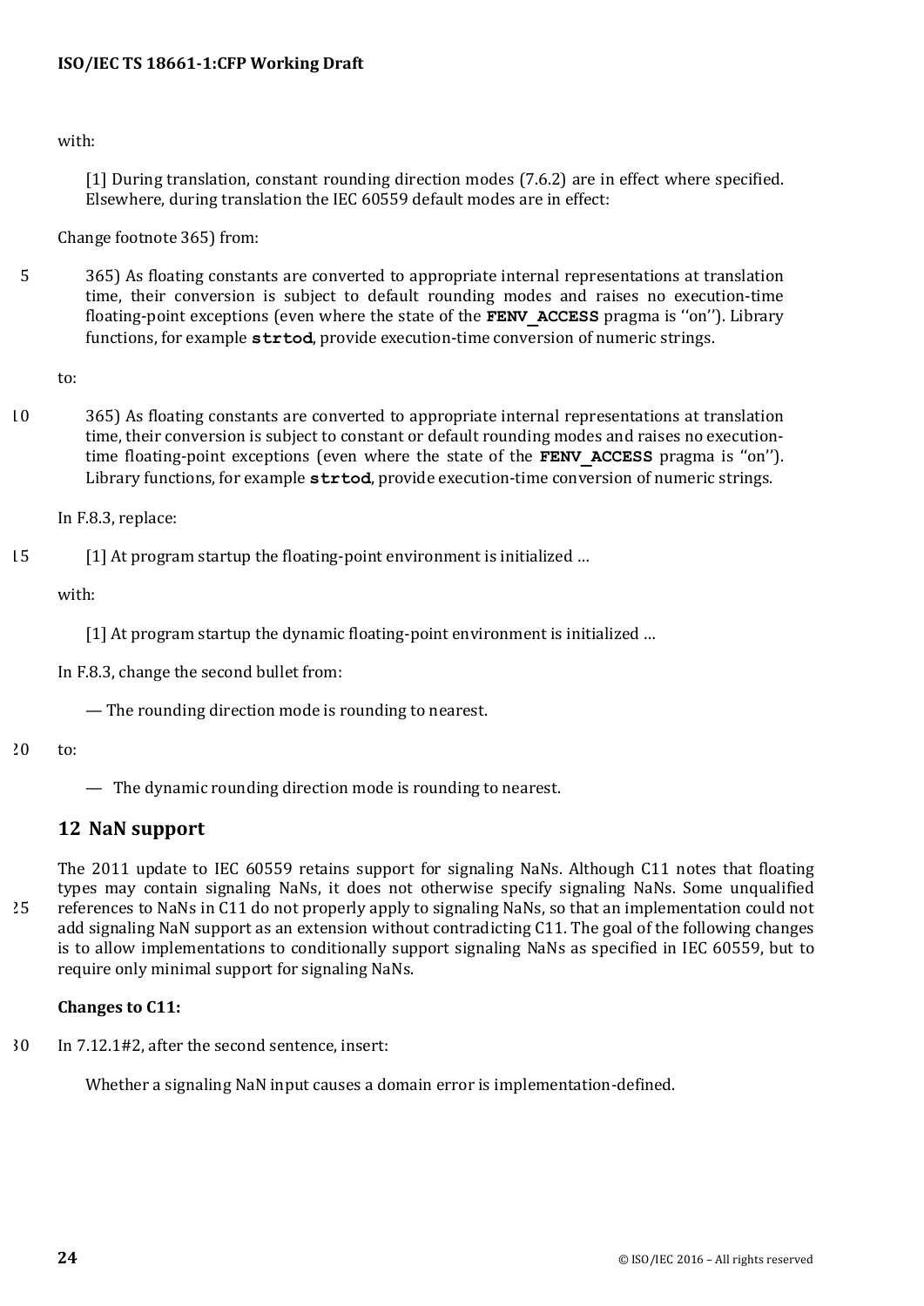with:

> [1] During translation, constant rounding direction modes (7.6.2) are in effect where specified. Elsewhere, during translation the IEC 60559 default modes are in effect:

Change footnote 365) from:

> 365) As floating constants are converted to appropriate internal representations at translation time, their conversion is subject to default rounding modes and raises no execution-time floating-point exceptions (even where the state of the **FENV_ACCESS** pragma is ''on''). Library functions, for example **strtod**, provide execution-time conversion of numeric strings.

to:

> 365) As floating constants are converted to appropriate internal representations at translation time, their conversion is subject to constant or default rounding modes and raises no execution-time floating-point exceptions (even where the state of the **FENV_ACCESS** pragma is "on"). Library functions, for example **strtod**, provide execution-time conversion of numeric strings.

In F.8.3, replace:

> [1] At program startup the floating-point environment is initialized …

with:

> [1] At program startup the dynamic floating-point environment is initialized …

In F.8.3, change the second bullet from:

> — The rounding direction mode is rounding to nearest.

to:

> — The dynamic rounding direction mode is rounding to nearest.

## 12 NaN support

The 2011 update to IEC 60559 retains support for signaling NaNs. Although C11 notes that floating types may contain signaling NaNs, it does not otherwise specify signaling NaNs. Some unqualified references to NaNs in C11 do not properly apply to signaling NaNs, so that an implementation could not add signaling NaN support as an extension without contradicting C11. The goal of the following changes is to allow implementations to conditionally support signaling NaNs as specified in IEC 60559, but to require only minimal support for signaling NaNs.

**Changes to C11:**

In 7.12.1#2, after the second sentence, insert:

> Whether a signaling NaN input causes a domain error is implementation-defined.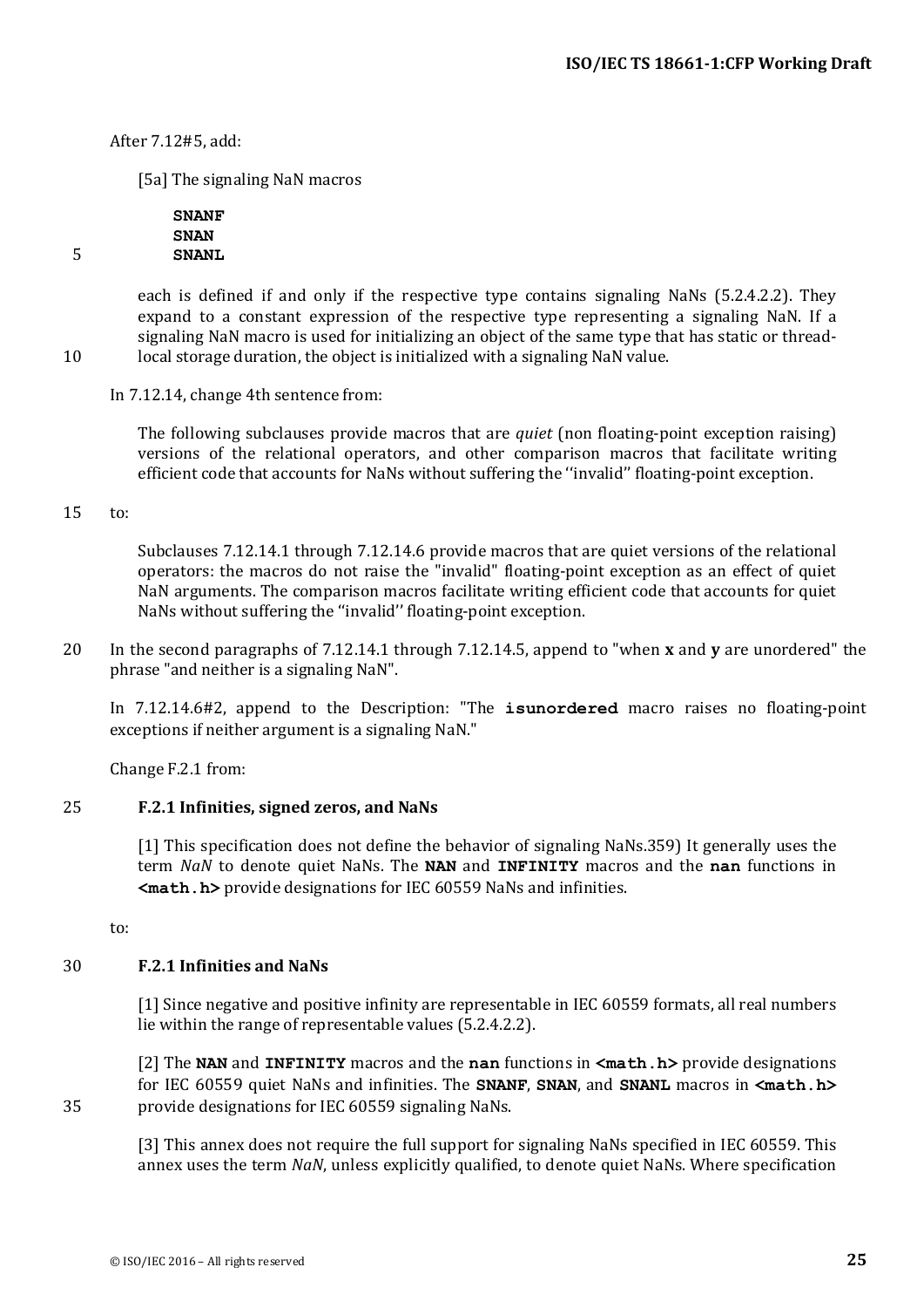After 7.12#5, add:

> [5a] The signaling NaN macros
>
> ```
> SNANF
> SNAN
> SNANL
> ```
>
> each is defined if and only if the respective type contains signaling NaNs (5.2.4.2.2). They expand to a constant expression of the respective type representing a signaling NaN. If a signaling NaN macro is used for initializing an object of the same type that has static or thread-local storage duration, the object is initialized with a signaling NaN value.

In 7.12.14, change 4th sentence from:

> The following subclauses provide macros that are *quiet* (non floating-point exception raising) versions of the relational operators, and other comparison macros that facilitate writing efficient code that accounts for NaNs without suffering the ''invalid'' floating-point exception.

to:

> Subclauses 7.12.14.1 through 7.12.14.6 provide macros that are quiet versions of the relational operators: the macros do not raise the "invalid" floating-point exception as an effect of quiet NaN arguments. The comparison macros facilitate writing efficient code that accounts for quiet NaNs without suffering the ''invalid'' floating-point exception.

In the second paragraphs of 7.12.14.1 through 7.12.14.5, append to "when **x** and **y** are unordered" the phrase "and neither is a signaling NaN".

In 7.12.14.6#2, append to the Description: "The **isunordered** macro raises no floating-point exceptions if neither argument is a signaling NaN."

Change F.2.1 from:

> **F.2.1 Infinities, signed zeros, and NaNs**
>
> [1] This specification does not define the behavior of signaling NaNs.359) It generally uses the term *NaN* to denote quiet NaNs. The **NAN** and **INFINITY** macros and the **nan** functions in **<math.h>** provide designations for IEC 60559 NaNs and infinities.

to:

> **F.2.1 Infinities and NaNs**
>
> [1] Since negative and positive infinity are representable in IEC 60559 formats, all real numbers lie within the range of representable values (5.2.4.2.2).
>
> [2] The **NAN** and **INFINITY** macros and the **nan** functions in **<math.h>** provide designations for IEC 60559 quiet NaNs and infinities. The **SNANF**, **SNAN**, and **SNANL** macros in **<math.h>** provide designations for IEC 60559 signaling NaNs.
>
> [3] This annex does not require the full support for signaling NaNs specified in IEC 60559. This annex uses the term *NaN*, unless explicitly qualified, to denote quiet NaNs. Where specification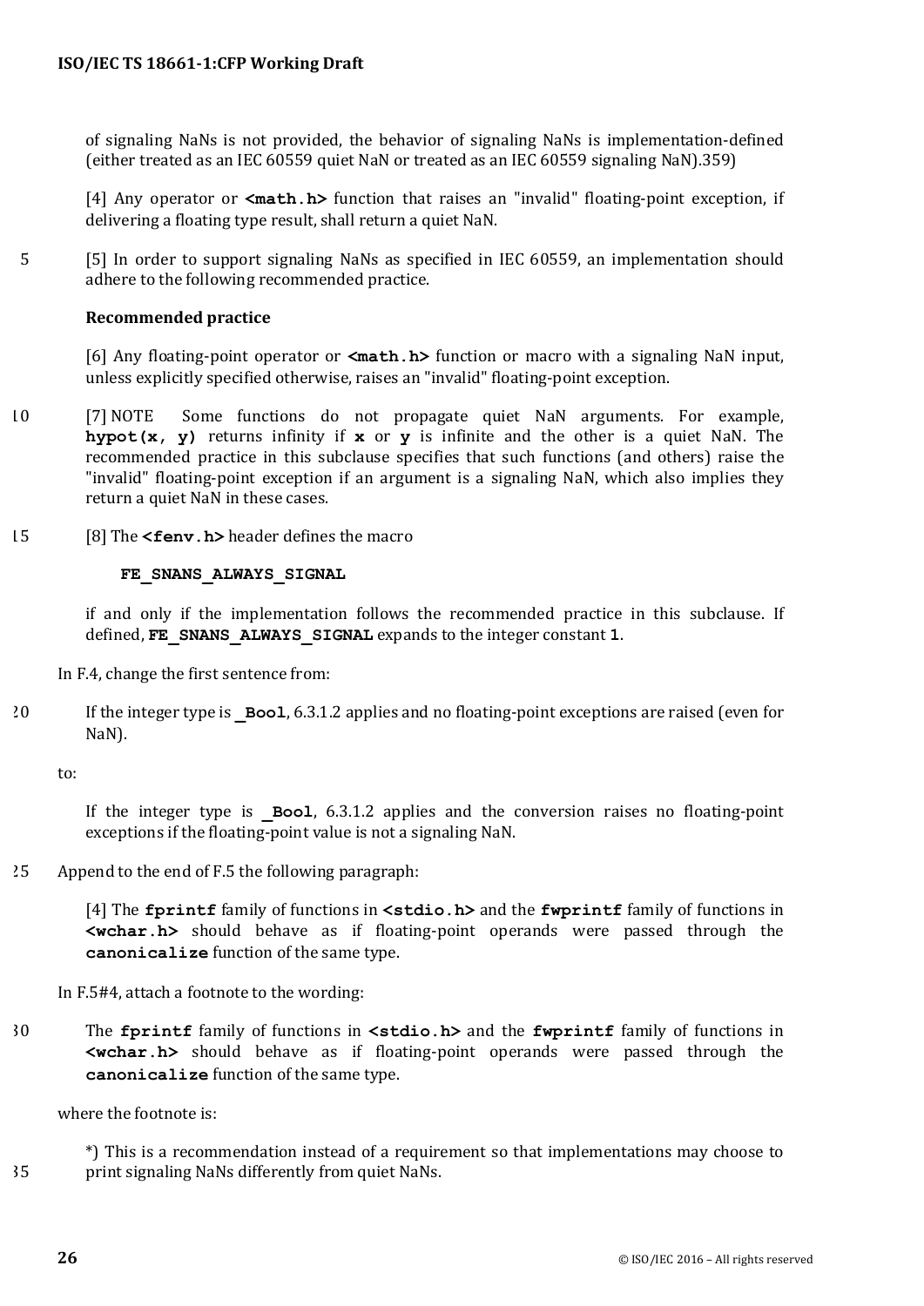of signaling NaNs is not provided, the behavior of signaling NaNs is implementation-defined (either treated as an IEC 60559 quiet NaN or treated as an IEC 60559 signaling NaN).359)

[4] Any operator or **<math.h>** function that raises an "invalid" floating-point exception, if delivering a floating type result, shall return a quiet NaN.

[5] In order to support signaling NaNs as specified in IEC 60559, an implementation should adhere to the following recommended practice.

**Recommended practice**

[6] Any floating-point operator or **<math.h>** function or macro with a signaling NaN input, unless explicitly specified otherwise, raises an "invalid" floating-point exception.

[7] NOTE Some functions do not propagate quiet NaN arguments. For example, **hypot(x, y)** returns infinity if **x** or **y** is infinite and the other is a quiet NaN. The recommended practice in this subclause specifies that such functions (and others) raise the "invalid" floating-point exception if an argument is a signaling NaN, which also implies they return a quiet NaN in these cases.

[8] The **<fenv.h>** header defines the macro

```
FE_SNANS_ALWAYS_SIGNAL
```

if and only if the implementation follows the recommended practice in this subclause. If defined, **FE_SNANS_ALWAYS_SIGNAL** expands to the integer constant **1**.

In F.4, change the first sentence from:

If the integer type is **_Bool**, 6.3.1.2 applies and no floating-point exceptions are raised (even for NaN).

to:

If the integer type is **_Bool**, 6.3.1.2 applies and the conversion raises no floating-point exceptions if the floating-point value is not a signaling NaN.

Append to the end of F.5 the following paragraph:

[4] The **fprintf** family of functions in **<stdio.h>** and the **fwprintf** family of functions in **<wchar.h>** should behave as if floating-point operands were passed through the **canonicalize** function of the same type.

In F.5#4, attach a footnote to the wording:

The **fprintf** family of functions in **<stdio.h>** and the **fwprintf** family of functions in **<wchar.h>** should behave as if floating-point operands were passed through the **canonicalize** function of the same type.

where the footnote is:

*) This is a recommendation instead of a requirement so that implementations may choose to print signaling NaNs differently from quiet NaNs.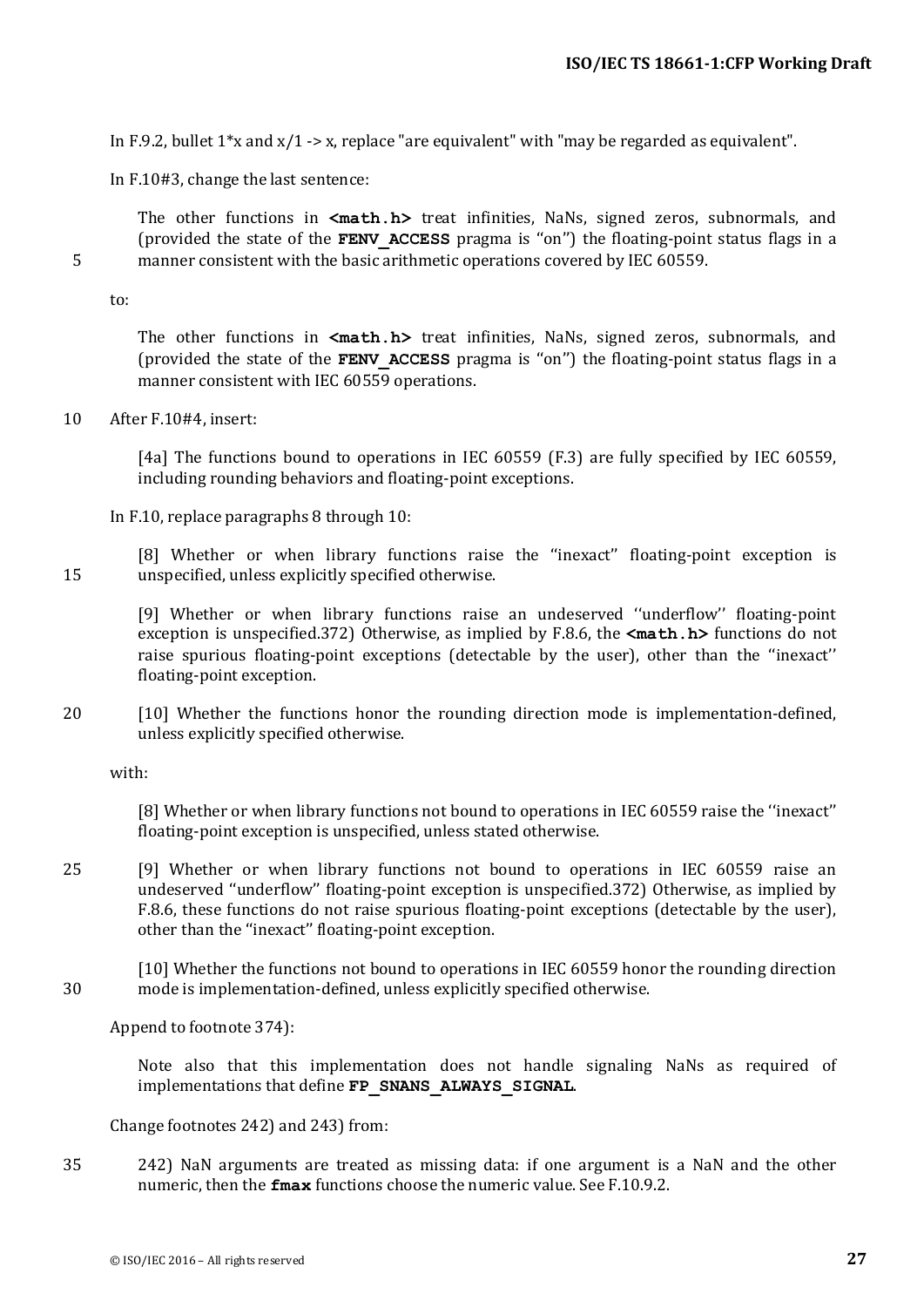In F.9.2, bullet 1*x and x/1 -> x, replace "are equivalent" with "may be regarded as equivalent".

In F.10#3, change the last sentence:

> The other functions in **<math.h>** treat infinities, NaNs, signed zeros, subnormals, and (provided the state of the **FENV_ACCESS** pragma is "on") the floating-point status flags in a manner consistent with the basic arithmetic operations covered by IEC 60559.

to:

> The other functions in **<math.h>** treat infinities, NaNs, signed zeros, subnormals, and (provided the state of the **FENV_ACCESS** pragma is "on") the floating-point status flags in a manner consistent with IEC 60559 operations.

After F.10#4, insert:

> [4a] The functions bound to operations in IEC 60559 (F.3) are fully specified by IEC 60559, including rounding behaviors and floating-point exceptions.

In F.10, replace paragraphs 8 through 10:

> [8] Whether or when library functions raise the "inexact" floating-point exception is unspecified, unless explicitly specified otherwise.
>
> [9] Whether or when library functions raise an undeserved ''underflow'' floating-point exception is unspecified.372) Otherwise, as implied by F.8.6, the **<math.h>** functions do not raise spurious floating-point exceptions (detectable by the user), other than the ''inexact'' floating-point exception.
>
> [10] Whether the functions honor the rounding direction mode is implementation-defined, unless explicitly specified otherwise.

with:

> [8] Whether or when library functions not bound to operations in IEC 60559 raise the ''inexact'' floating-point exception is unspecified, unless stated otherwise.
>
> [9] Whether or when library functions not bound to operations in IEC 60559 raise an undeserved ''underflow'' floating-point exception is unspecified.372) Otherwise, as implied by F.8.6, these functions do not raise spurious floating-point exceptions (detectable by the user), other than the "inexact" floating-point exception.
>
> [10] Whether the functions not bound to operations in IEC 60559 honor the rounding direction mode is implementation-defined, unless explicitly specified otherwise.

Append to footnote 374):

> Note also that this implementation does not handle signaling NaNs as required of implementations that define **FP_SNANS_ALWAYS_SIGNAL**.

Change footnotes 242) and 243) from:

> 242) NaN arguments are treated as missing data: if one argument is a NaN and the other numeric, then the **fmax** functions choose the numeric value. See F.10.9.2.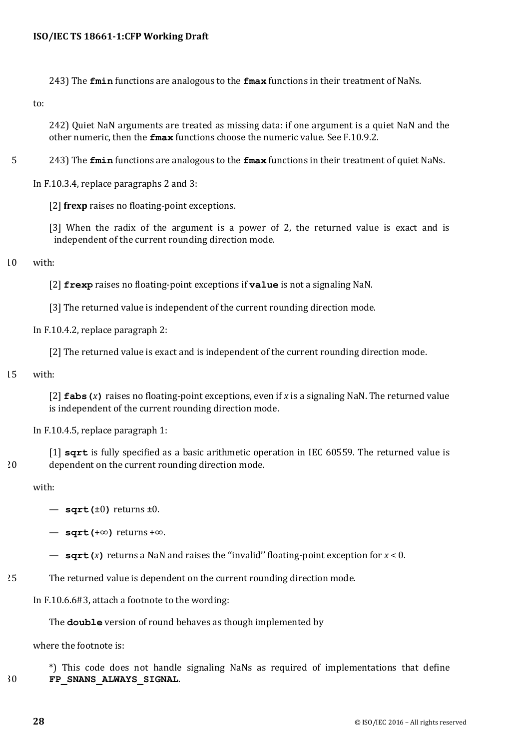243) The **fmin** functions are analogous to the **fmax** functions in their treatment of NaNs.

to:

> 242) Quiet NaN arguments are treated as missing data: if one argument is a quiet NaN and the other numeric, then the **fmax** functions choose the numeric value. See F.10.9.2.
>
> 243) The **fmin** functions are analogous to the **fmax** functions in their treatment of quiet NaNs.

In F.10.3.4, replace paragraphs 2 and 3:

> [2] **frexp** raises no floating-point exceptions.
>
> [3] When the radix of the argument is a power of 2, the returned value is exact and is independent of the current rounding direction mode.

with:

> [2] **frexp** raises no floating-point exceptions if **value** is not a signaling NaN.
>
> [3] The returned value is independent of the current rounding direction mode.

In F.10.4.2, replace paragraph 2:

> [2] The returned value is exact and is independent of the current rounding direction mode.

with:

> [2] **fabs(***x***)** raises no floating-point exceptions, even if *x* is a signaling NaN. The returned value is independent of the current rounding direction mode.

In F.10.4.5, replace paragraph 1:

> [1] **sqrt** is fully specified as a basic arithmetic operation in IEC 60559. The returned value is dependent on the current rounding direction mode.

with:

> — **sqrt(**±0**)** returns ±0.
>
> — **sqrt(**+∞**)** returns +∞.
>
> — **sqrt(***x***)** returns a NaN and raises the ''invalid'' floating-point exception for $x < 0$.
>
> The returned value is dependent on the current rounding direction mode.

In F.10.6.6#3, attach a footnote to the wording:

> The **double** version of round behaves as though implemented by

where the footnote is:

> *) This code does not handle signaling NaNs as required of implementations that define **FP_SNANS_ALWAYS_SIGNAL**.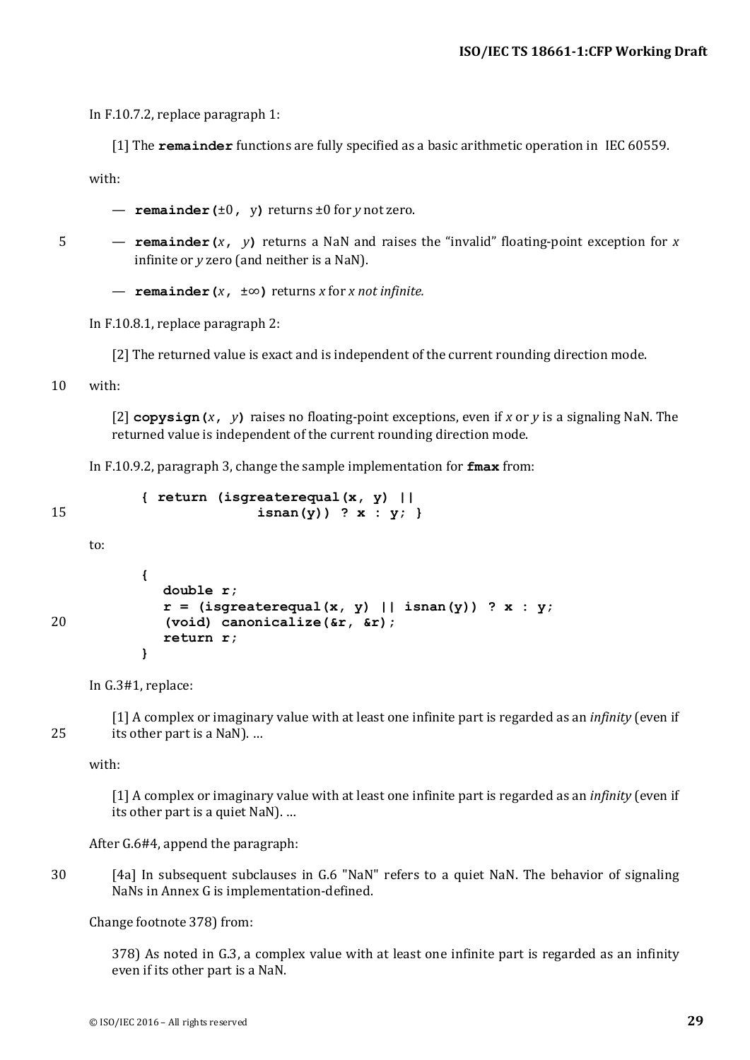In F.10.7.2, replace paragraph 1:

> [1] The **remainder** functions are fully specified as a basic arithmetic operation in IEC 60559.

with:

> — **remainder(**±0**,** y**)** returns ±0 for *y* not zero.
>
> — **remainder(***x***,** *y***)** returns a NaN and raises the "invalid" floating-point exception for *x* infinite or *y* zero (and neither is a NaN).
>
> — **remainder(***x***,** ±∞**)** returns *x* for *x not infinite.*

In F.10.8.1, replace paragraph 2:

> [2] The returned value is exact and is independent of the current rounding direction mode.

with:

> [2] **copysign(***x***,** *y***)** raises no floating-point exceptions, even if *x* or *y* is a signaling NaN. The returned value is independent of the current rounding direction mode.

In F.10.9.2, paragraph 3, change the sample implementation for **fmax** from:

```
{ return (isgreaterequal(x, y) ||
          isnan(y)) ? x : y; }
```

to:

```
{
   double r;
   r = (isgreaterequal(x, y) || isnan(y)) ? x : y;
   (void) canonicalize(&r, &r);
   return r;
}
```

In G.3#1, replace:

> [1] A complex or imaginary value with at least one infinite part is regarded as an *infinity* (even if its other part is a NaN). …

with:

> [1] A complex or imaginary value with at least one infinite part is regarded as an *infinity* (even if its other part is a quiet NaN). …

After G.6#4, append the paragraph:

> [4a] In subsequent subclauses in G.6 "NaN" refers to a quiet NaN. The behavior of signaling NaNs in Annex G is implementation-defined.

Change footnote 378) from:

> 378) As noted in G.3, a complex value with at least one infinite part is regarded as an infinity even if its other part is a NaN.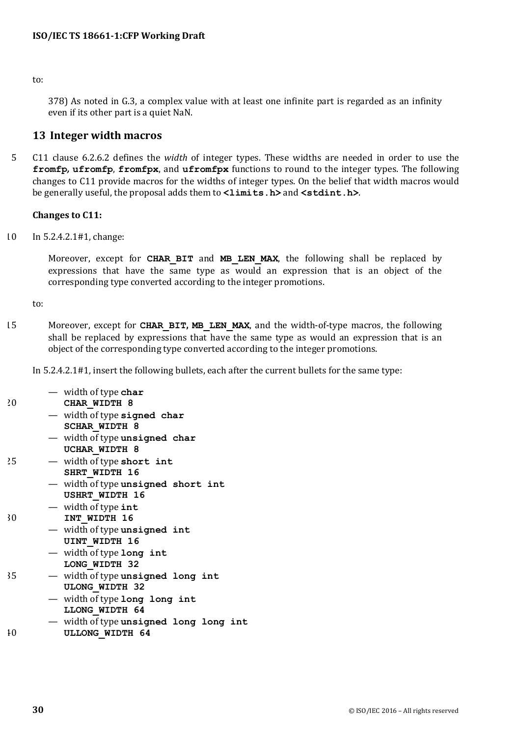to:

> 378) As noted in G.3, a complex value with at least one infinite part is regarded as an infinity even if its other part is a quiet NaN.

## 13 Integer width macros

C11 clause 6.2.6.2 defines the *width* of integer types. These widths are needed in order to use the **fromfp, ufromfp**, **fromfpx**, and **ufromfpx** functions to round to the integer types. The following changes to C11 provide macros for the widths of integer types. On the belief that width macros would be generally useful, the proposal adds them to **<limits.h>** and **<stdint.h>**.

**Changes to C11:**

In 5.2.4.2.1#1, change:

> Moreover, except for **CHAR_BIT** and **MB_LEN_MAX**, the following shall be replaced by expressions that have the same type as would an expression that is an object of the corresponding type converted according to the integer promotions.

to:

> Moreover, except for **CHAR_BIT, MB_LEN_MAX**, and the width-of-type macros, the following shall be replaced by expressions that have the same type as would an expression that is an object of the corresponding type converted according to the integer promotions.

In 5.2.4.2.1#1, insert the following bullets, each after the current bullets for the same type:

- — width of type **char**
  **CHAR_WIDTH 8**
- — width of type **signed char**
  **SCHAR_WIDTH 8**
- — width of type **unsigned char**
  **UCHAR_WIDTH 8**
- — width of type **short int**
  **SHRT_WIDTH 16**
- — width of type **unsigned short int**
  **USHRT_WIDTH 16**
- — width of type **int**
  **INT_WIDTH 16**
- — width of type **unsigned int**
  **UINT_WIDTH 16**
- — width of type **long int**
  **LONG_WIDTH 32**
- — width of type **unsigned long int**
  **ULONG_WIDTH 32**
- — width of type **long long int**
  **LLONG_WIDTH 64**
- — width of type **unsigned long long int**
  **ULLONG_WIDTH 64**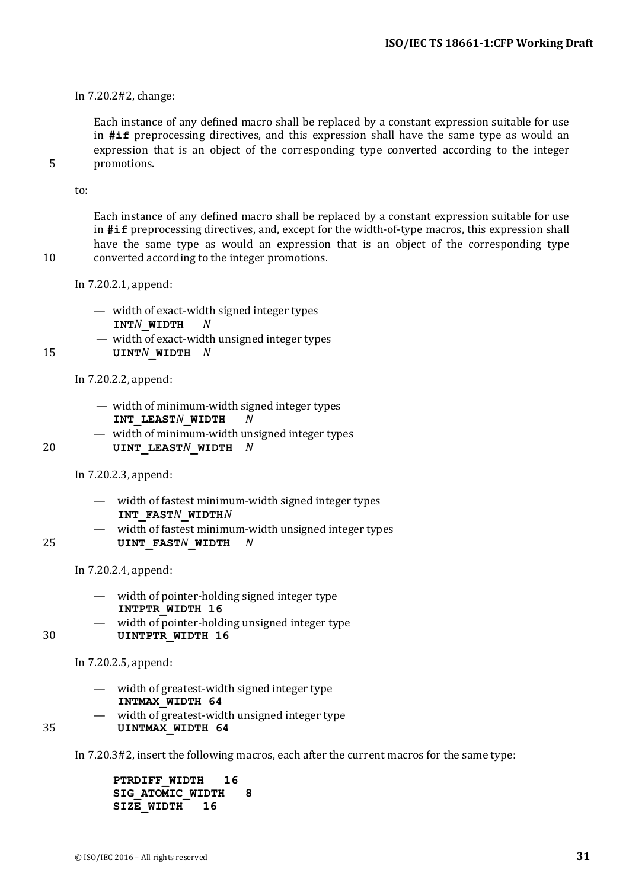In 7.20.2#2, change:

> Each instance of any defined macro shall be replaced by a constant expression suitable for use in **#if** preprocessing directives, and this expression shall have the same type as would an expression that is an object of the corresponding type converted according to the integer promotions.

to:

> Each instance of any defined macro shall be replaced by a constant expression suitable for use in **#if** preprocessing directives, and, except for the width-of-type macros, this expression shall have the same type as would an expression that is an object of the corresponding type converted according to the integer promotions.

In 7.20.2.1, append:

- — width of exact-width signed integer types
  **INT*N*_WIDTH** *N*
- — width of exact-width unsigned integer types
  **UINT*N*_WIDTH** *N*

In 7.20.2.2, append:

- — width of minimum-width signed integer types
  **INT_LEAST*N*_WIDTH** *N*
- — width of minimum-width unsigned integer types
  **UINT_LEAST*N*_WIDTH** *N*

In 7.20.2.3, append:

- — width of fastest minimum-width signed integer types
  **INT_FAST*N*_WIDTH***N*
- — width of fastest minimum-width unsigned integer types
  **UINT_FAST*N*_WIDTH** *N*

In 7.20.2.4, append:

- — width of pointer-holding signed integer type
  **INTPTR_WIDTH 16**
- — width of pointer-holding unsigned integer type
  **UINTPTR_WIDTH 16**

In 7.20.2.5, append:

- — width of greatest-width signed integer type
  **INTMAX_WIDTH 64**
- — width of greatest-width unsigned integer type
  **UINTMAX_WIDTH 64**

In 7.20.3#2, insert the following macros, each after the current macros for the same type:

```
PTRDIFF_WIDTH   16
SIG_ATOMIC_WIDTH   8
SIZE_WIDTH   16
```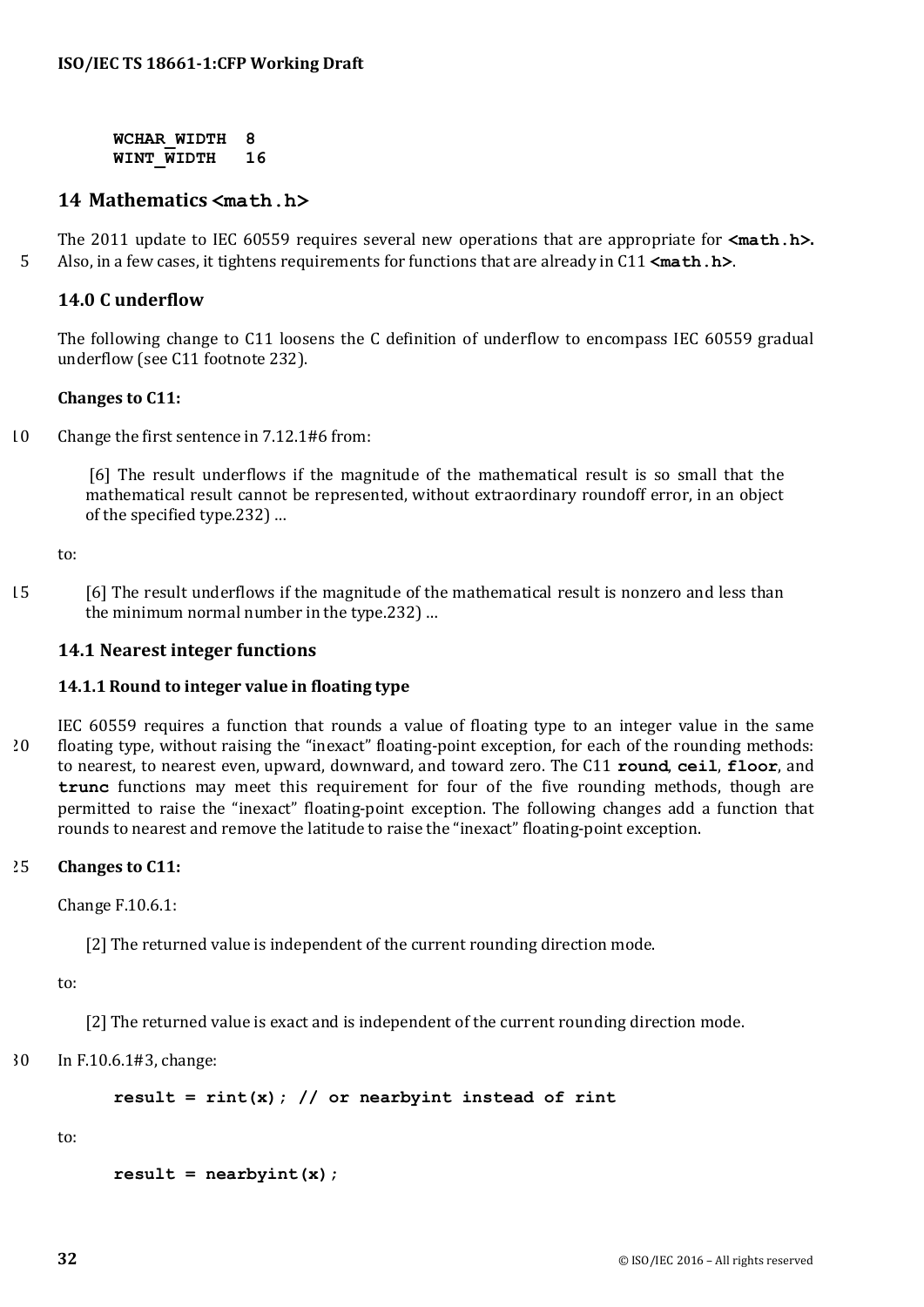```
WCHAR_WIDTH  8
WINT_WIDTH   16
```

# 14 Mathematics `<math.h>`

The 2011 update to IEC 60559 requires several new operations that are appropriate for **`<math.h>`.** Also, in a few cases, it tightens requirements for functions that are already in C11 **`<math.h>`**.

## 14.0 C underflow

The following change to C11 loosens the C definition of underflow to encompass IEC 60559 gradual underflow (see C11 footnote 232).

**Changes to C11:**

Change the first sentence in 7.12.1#6 from:

> [6] The result underflows if the magnitude of the mathematical result is so small that the mathematical result cannot be represented, without extraordinary roundoff error, in an object of the specified type.232) …

to:

> [6] The result underflows if the magnitude of the mathematical result is nonzero and less than the minimum normal number in the type.232) …

## 14.1 Nearest integer functions

### 14.1.1 Round to integer value in floating type

IEC 60559 requires a function that rounds a value of floating type to an integer value in the same floating type, without raising the "inexact" floating-point exception, for each of the rounding methods: to nearest, to nearest even, upward, downward, and toward zero. The C11 **`round`**, **`ceil`**, **`floor`**, and **`trunc`** functions may meet this requirement for four of the five rounding methods, though are permitted to raise the "inexact" floating-point exception. The following changes add a function that rounds to nearest and remove the latitude to raise the "inexact" floating-point exception.

**Changes to C11:**

Change F.10.6.1:

> [2] The returned value is independent of the current rounding direction mode.

to:

> [2] The returned value is exact and is independent of the current rounding direction mode.

In F.10.6.1#3, change:

```
result = rint(x); // or nearbyint instead of rint
```

to:

```
result = nearbyint(x);
```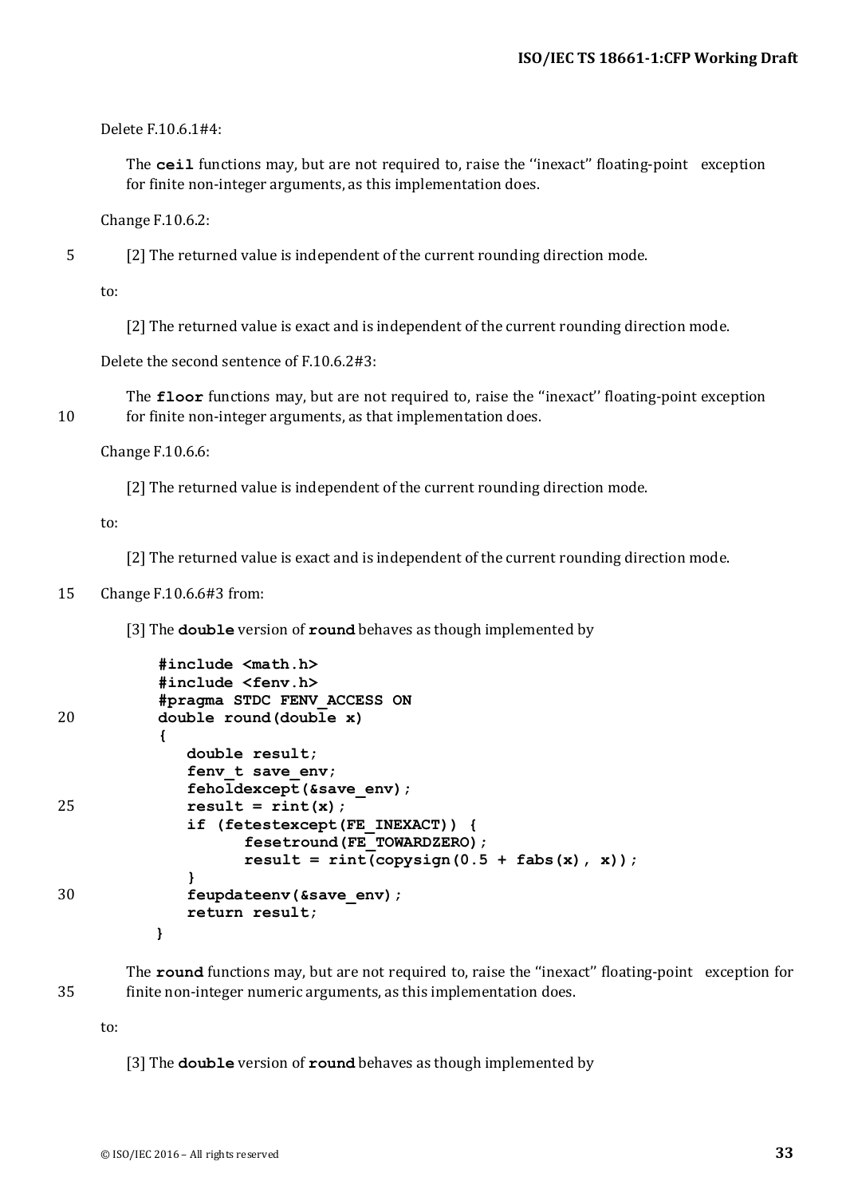Delete F.10.6.1#4:

> The **ceil** functions may, but are not required to, raise the ''inexact'' floating-point exception for finite non-integer arguments, as this implementation does.

Change F.10.6.2:

> [2] The returned value is independent of the current rounding direction mode.

to:

> [2] The returned value is exact and is independent of the current rounding direction mode.

Delete the second sentence of F.10.6.2#3:

> The **floor** functions may, but are not required to, raise the ''inexact'' floating-point exception for finite non-integer arguments, as that implementation does.

Change F.10.6.6:

> [2] The returned value is independent of the current rounding direction mode.

to:

> [2] The returned value is exact and is independent of the current rounding direction mode.

Change F.10.6.6#3 from:

> [3] The **double** version of **round** behaves as though implemented by

```
#include <math.h>
#include <fenv.h>
#pragma STDC FENV_ACCESS ON
double round(double x)
{
   double result;
   fenv_t save_env;
   feholdexcept(&save_env);
   result = rint(x);
   if (fetestexcept(FE_INEXACT)) {
         fesetround(FE_TOWARDZERO);
         result = rint(copysign(0.5 + fabs(x), x));
   }
   feupdateenv(&save_env);
   return result;
}
```

> The **round** functions may, but are not required to, raise the ''inexact'' floating-point exception for finite non-integer numeric arguments, as this implementation does.

to:

> [3] The **double** version of **round** behaves as though implemented by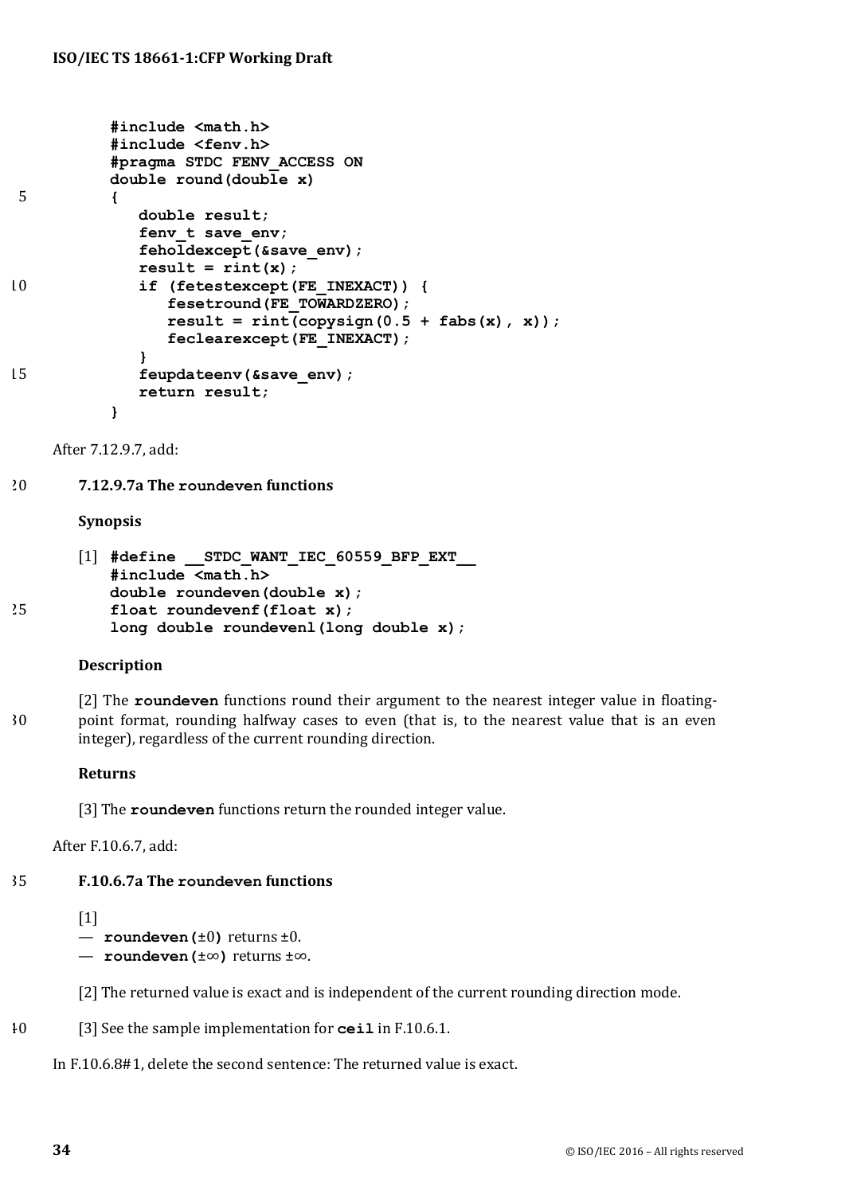```
#include <math.h>
#include <fenv.h>
#pragma STDC FENV_ACCESS ON
double round(double x)
{
   double result;
   fenv_t save_env;
   feholdexcept(&save_env);
   result = rint(x);
   if (fetestexcept(FE_INEXACT)) {
      fesetround(FE_TOWARDZERO);
      result = rint(copysign(0.5 + fabs(x), x));
      feclearexcept(FE_INEXACT);
   }
   feupdateenv(&save_env);
   return result;
}
```

After 7.12.9.7, add:

#### 7.12.9.7a The `roundeven` functions

**Synopsis**

[1]
```
#define __STDC_WANT_IEC_60559_BFP_EXT__
#include <math.h>
double roundeven(double x);
float roundevenf(float x);
long double roundevenl(long double x);
```

**Description**

[2] The **roundeven** functions round their argument to the nearest integer value in floating-point format, rounding halfway cases to even (that is, to the nearest value that is an even integer), regardless of the current rounding direction.

**Returns**

[3] The **roundeven** functions return the rounded integer value.

After F.10.6.7, add:

#### F.10.6.7a The `roundeven` functions

[1]

— **roundeven(**±0**)** returns ±0.

— **roundeven(**±∞**)** returns ±∞.

[2] The returned value is exact and is independent of the current rounding direction mode.

[3] See the sample implementation for **ceil** in F.10.6.1.

In F.10.6.8#1, delete the second sentence: The returned value is exact.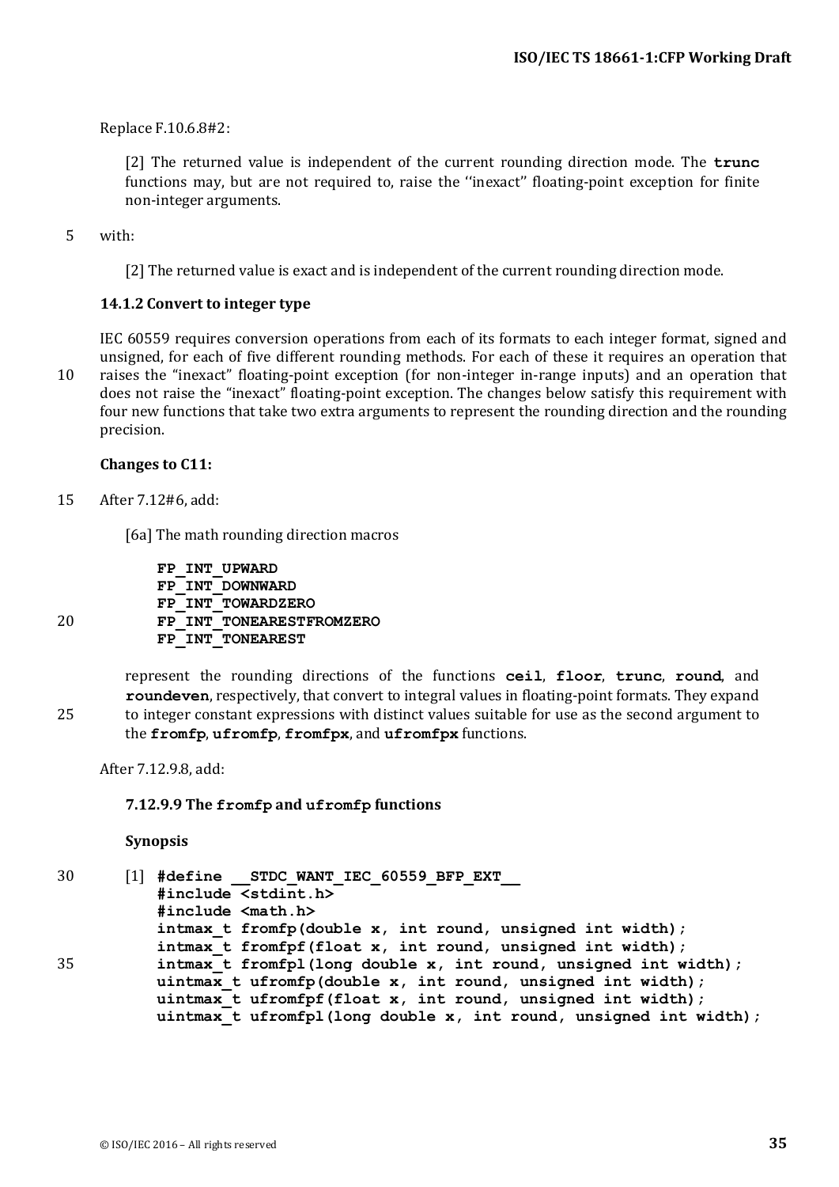Replace F.10.6.8#2:

> [2] The returned value is independent of the current rounding direction mode. The **trunc** functions may, but are not required to, raise the ''inexact'' floating-point exception for finite non-integer arguments.

with:

> [2] The returned value is exact and is independent of the current rounding direction mode.

### 14.1.2 Convert to integer type

IEC 60559 requires conversion operations from each of its formats to each integer format, signed and unsigned, for each of five different rounding methods. For each of these it requires an operation that raises the "inexact" floating-point exception (for non-integer in-range inputs) and an operation that does not raise the "inexact" floating-point exception. The changes below satisfy this requirement with four new functions that take two extra arguments to represent the rounding direction and the rounding precision.

**Changes to C11:**

After 7.12#6, add:

> [6a] The math rounding direction macros
>
> ```
> FP_INT_UPWARD
> FP_INT_DOWNWARD
> FP_INT_TOWARDZERO
> FP_INT_TONEARESTFROMZERO
> FP_INT_TONEAREST
> ```
>
> represent the rounding directions of the functions **ceil**, **floor**, **trunc**, **round**, and **roundeven**, respectively, that convert to integral values in floating-point formats. They expand to integer constant expressions with distinct values suitable for use as the second argument to the **fromfp**, **ufromfp**, **fromfpx**, and **ufromfpx** functions.

After 7.12.9.8, add:

> **7.12.9.9 The fromfp and ufromfp functions**
>
> **Synopsis**
>
> [1]
> ```
> #define __STDC_WANT_IEC_60559_BFP_EXT__
> #include <stdint.h>
> #include <math.h>
> intmax_t fromfp(double x, int round, unsigned int width);
> intmax_t fromfpf(float x, int round, unsigned int width);
> intmax_t fromfpl(long double x, int round, unsigned int width);
> uintmax_t ufromfp(double x, int round, unsigned int width);
> uintmax_t ufromfpf(float x, int round, unsigned int width);
> uintmax_t ufromfpl(long double x, int round, unsigned int width);
> ```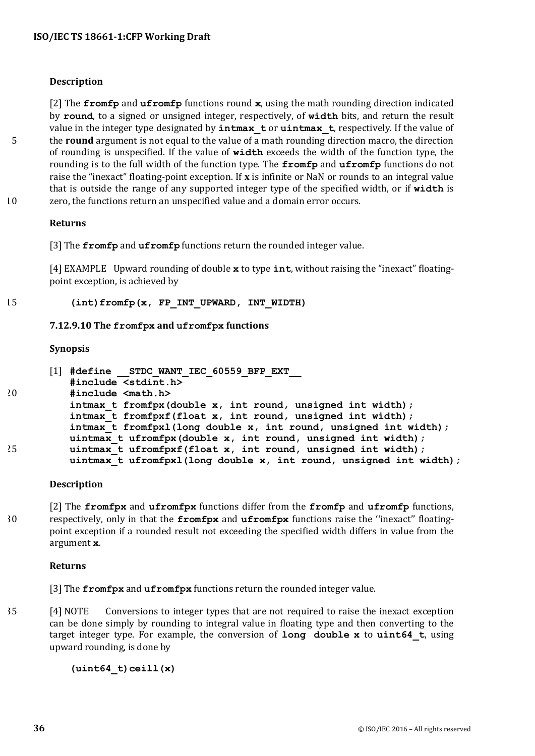**Description**

[2] The **fromfp** and **ufromfp** functions round **x**, using the math rounding direction indicated by **round**, to a signed or unsigned integer, respectively, of **width** bits, and return the result value in the integer type designated by **intmax_t** or **uintmax_t**, respectively. If the value of the **round** argument is not equal to the value of a math rounding direction macro, the direction of rounding is unspecified. If the value of **width** exceeds the width of the function type, the rounding is to the full width of the function type. The **fromfp** and **ufromfp** functions do not raise the "inexact" floating-point exception. If **x** is infinite or NaN or rounds to an integral value that is outside the range of any supported integer type of the specified width, or if **width** is zero, the functions return an unspecified value and a domain error occurs.

**Returns**

[3] The **fromfp** and **ufromfp** functions return the rounded integer value.

[4] EXAMPLE Upward rounding of double **x** to type **int**, without raising the "inexact" floating-point exception, is achieved by

```
(int)fromfp(x, FP_INT_UPWARD, INT_WIDTH)
```

### 7.12.9.10 The fromfpx and ufromfpx functions

**Synopsis**

[1]
```
#define __STDC_WANT_IEC_60559_BFP_EXT__
#include <stdint.h>
#include <math.h>
intmax_t fromfpx(double x, int round, unsigned int width);
intmax_t fromfpxf(float x, int round, unsigned int width);
intmax_t fromfpxl(long double x, int round, unsigned int width);
uintmax_t ufromfpx(double x, int round, unsigned int width);
uintmax_t ufromfpxf(float x, int round, unsigned int width);
uintmax_t ufromfpxl(long double x, int round, unsigned int width);
```

**Description**

[2] The **fromfpx** and **ufromfpx** functions differ from the **fromfp** and **ufromfp** functions, respectively, only in that the **fromfpx** and **ufromfpx** functions raise the ''inexact'' floating-point exception if a rounded result not exceeding the specified width differs in value from the argument **x**.

**Returns**

[3] The **fromfpx** and **ufromfpx** functions return the rounded integer value.

[4] NOTE Conversions to integer types that are not required to raise the inexact exception can be done simply by rounding to integral value in floating type and then converting to the target integer type. For example, the conversion of **long double x** to **uint64_t**, using upward rounding, is done by

```
(uint64_t)ceill(x)
```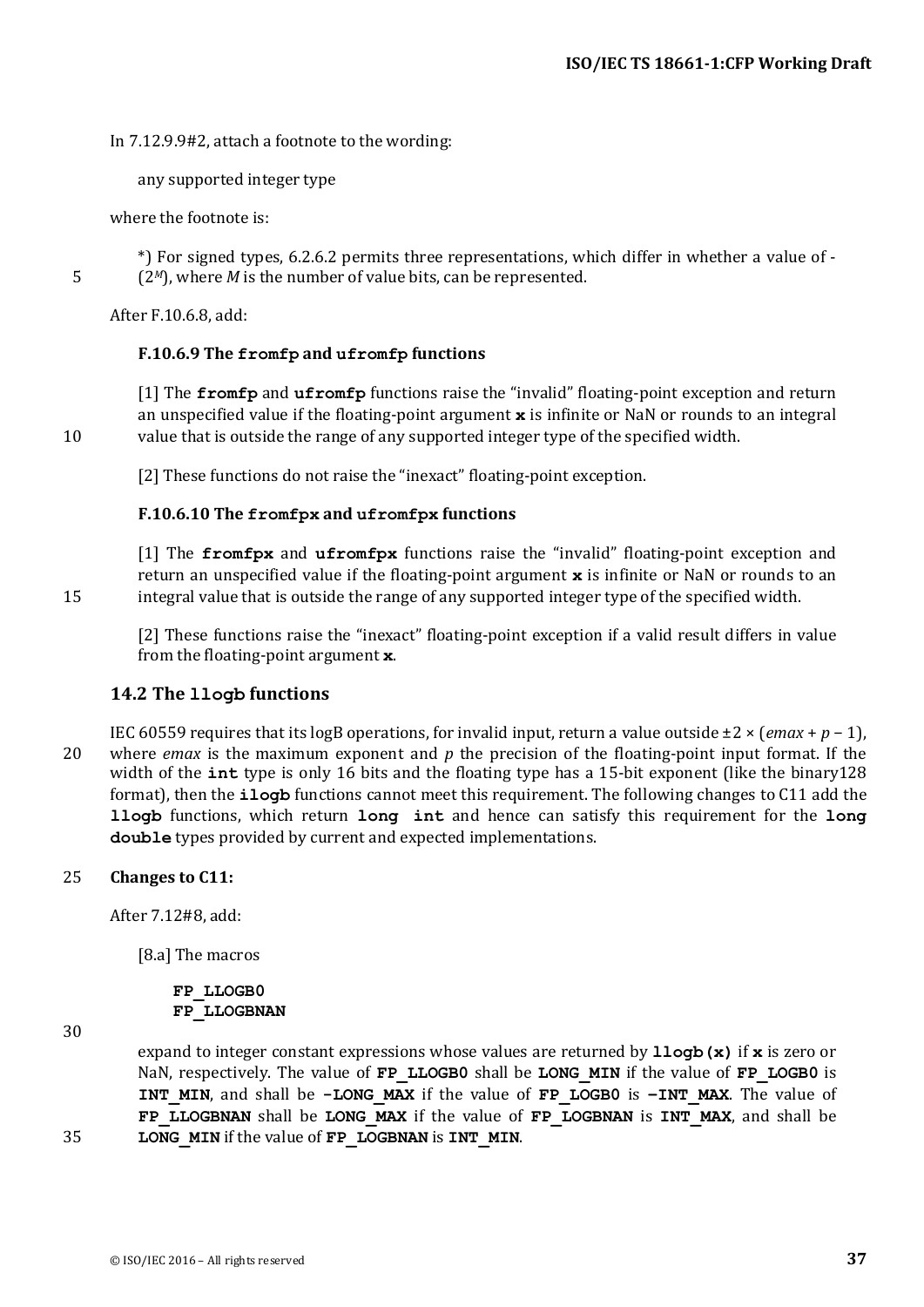In 7.12.9.9#2, attach a footnote to the wording:

> any supported integer type

where the footnote is:

> *) For signed types, 6.2.6.2 permits three representations, which differ in whether a value of -($2^M$), where *M* is the number of value bits, can be represented.

After F.10.6.8, add:

> **F.10.6.9 The `fromfp` and `ufromfp` functions**
>
> [1] The **`fromfp`** and **`ufromfp`** functions raise the “invalid” floating-point exception and return an unspecified value if the floating-point argument **`x`** is infinite or NaN or rounds to an integral value that is outside the range of any supported integer type of the specified width.
>
> [2] These functions do not raise the “inexact” floating-point exception.
>
> **F.10.6.10 The `fromfpx` and `ufromfpx` functions**
>
> [1] The **`fromfpx`** and **`ufromfpx`** functions raise the “invalid” floating-point exception and return an unspecified value if the floating-point argument **`x`** is infinite or NaN or rounds to an integral value that is outside the range of any supported integer type of the specified width.
>
> [2] These functions raise the “inexact” floating-point exception if a valid result differs in value from the floating-point argument **`x`**.

## 14.2 The `llogb` functions

IEC 60559 requires that its logB operations, for invalid input, return a value outside ±2 × (*emax* + *p* − 1), where *emax* is the maximum exponent and *p* the precision of the floating-point input format. If the width of the **`int`** type is only 16 bits and the floating type has a 15-bit exponent (like the binary128 format), then the **`ilogb`** functions cannot meet this requirement. The following changes to C11 add the **`llogb`** functions, which return **`long int`** and hence can satisfy this requirement for the **`long double`** types provided by current and expected implementations.

**Changes to C11:**

After 7.12#8, add:

> [8.a] The macros
>
> ```
> FP_LLOGB0
> FP_LLOGBNAN
> ```
>
> expand to integer constant expressions whose values are returned by **`llogb(x)`** if **`x`** is zero or NaN, respectively. The value of **`FP_LLOGB0`** shall be **`LONG_MIN`** if the value of **`FP_LOGB0`** is **`INT_MIN`**, and shall be **`-LONG_MAX`** if the value of **`FP_LOGB0`** is **`−INT_MAX`**. The value of **`FP_LLOGBNAN`** shall be **`LONG_MAX`** if the value of **`FP_LOGBNAN`** is **`INT_MAX`**, and shall be **`LONG_MIN`** if the value of **`FP_LOGBNAN`** is **`INT_MIN`**.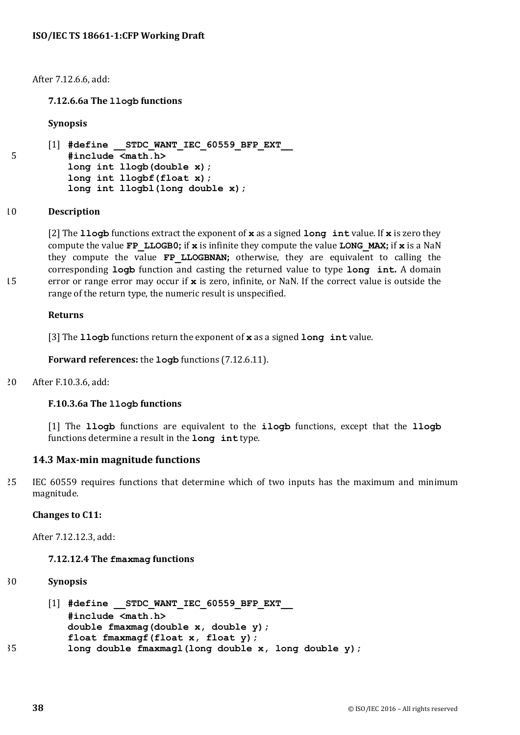After 7.12.6.6, add:

**7.12.6.6a The `llogb` functions**

**Synopsis**

[1]
```
#define __STDC_WANT_IEC_60559_BFP_EXT__
#include <math.h>
long int llogb(double x);
long int llogbf(float x);
long int llogbl(long double x);
```

**Description**

[2] The **`llogb`** functions extract the exponent of **`x`** as a signed **`long int`** value. If **`x`** is zero they compute the value **`FP_LLOGB0`**; if **`x`** is infinite they compute the value **`LONG_MAX`**; if **`x`** is a NaN they compute the value **`FP_LLOGBNAN`**; otherwise, they are equivalent to calling the corresponding **`logb`** function and casting the returned value to type **`long int`**. A domain error or range error may occur if **`x`** is zero, infinite, or NaN. If the correct value is outside the range of the return type, the numeric result is unspecified.

**Returns**

[3] The **`llogb`** functions return the exponent of **`x`** as a signed **`long int`** value.

**Forward references:** the **`logb`** functions (7.12.6.11).

After F.10.3.6, add:

**F.10.3.6a The `llogb` functions**

[1] The **`llogb`** functions are equivalent to the **`ilogb`** functions, except that the **`llogb`** functions determine a result in the **`long int`** type.

## 14.3 Max-min magnitude functions

IEC 60559 requires functions that determine which of two inputs has the maximum and minimum magnitude.

**Changes to C11:**

After 7.12.12.3, add:

**7.12.12.4 The `fmaxmag` functions**

**Synopsis**

[1]
```
#define __STDC_WANT_IEC_60559_BFP_EXT__
#include <math.h>
double fmaxmag(double x, double y);
float fmaxmagf(float x, float y);
long double fmaxmagl(long double x, long double y);
```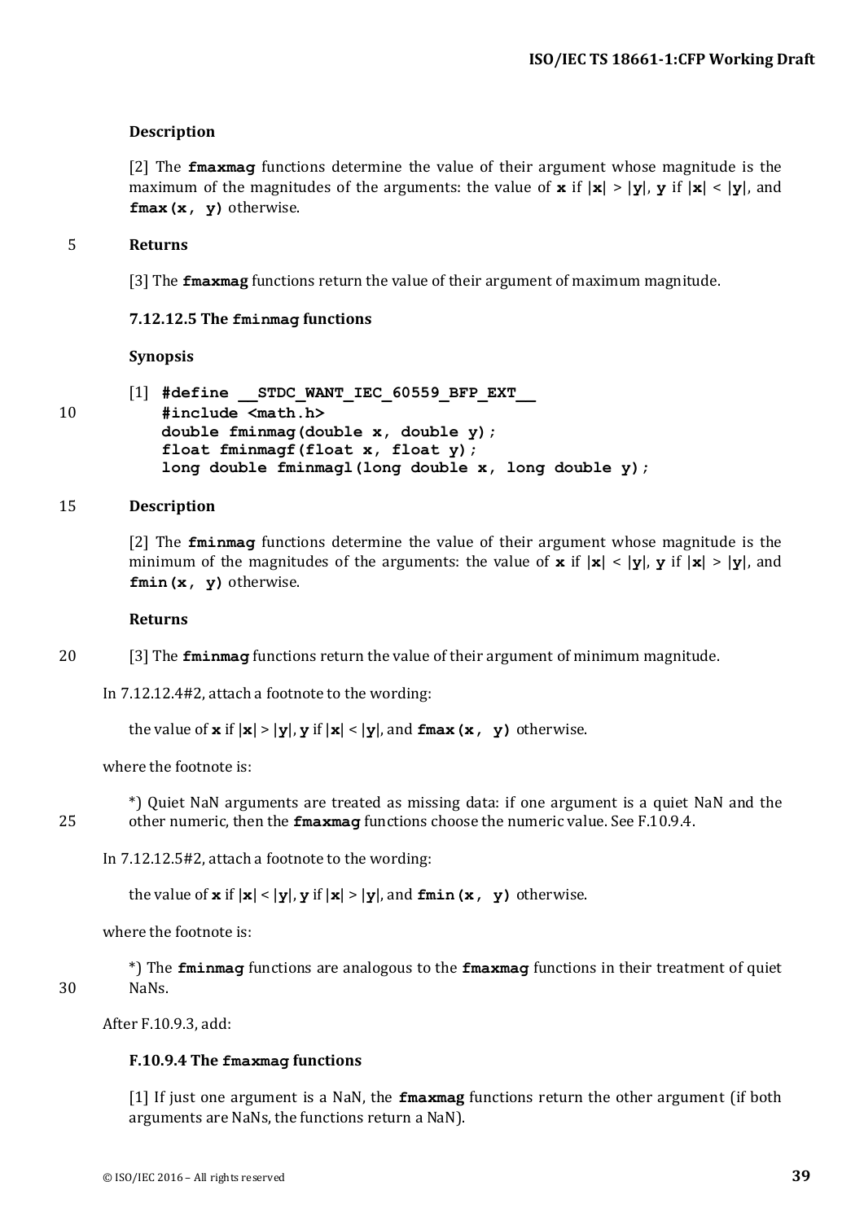**Description**

[2] The **`fmaxmag`** functions determine the value of their argument whose magnitude is the maximum of the magnitudes of the arguments: the value of **`x`** if |**`x`**| > |**`y`**|, **`y`** if |**`x`**| < |**`y`**|, and **`fmax(x, y)`** otherwise.

**Returns**

[3] The **`fmaxmag`** functions return the value of their argument of maximum magnitude.

#### 7.12.12.5 The `fminmag` functions

**Synopsis**

[1]
```
#define __STDC_WANT_IEC_60559_BFP_EXT__
#include <math.h>
double fminmag(double x, double y);
float fminmagf(float x, float y);
long double fminmagl(long double x, long double y);
```

**Description**

[2] The **`fminmag`** functions determine the value of their argument whose magnitude is the minimum of the magnitudes of the arguments: the value of **`x`** if |**`x`**| < |**`y`**|, **`y`** if |**`x`**| > |**`y`**|, and **`fmin(x, y)`** otherwise.

**Returns**

[3] The **`fminmag`** functions return the value of their argument of minimum magnitude.

In 7.12.12.4#2, attach a footnote to the wording:

the value of **`x`** if |**`x`**| > |**`y`**|, **`y`** if |**`x`**| < |**`y`**|, and **`fmax(x, y)`** otherwise.

where the footnote is:

*) Quiet NaN arguments are treated as missing data: if one argument is a quiet NaN and the other numeric, then the **`fmaxmag`** functions choose the numeric value. See F.10.9.4.

In 7.12.12.5#2, attach a footnote to the wording:

the value of **`x`** if |**`x`**| < |**`y`**|, **`y`** if |**`x`**| > |**`y`**|, and **`fmin(x, y)`** otherwise.

where the footnote is:

*) The **`fminmag`** functions are analogous to the **`fmaxmag`** functions in their treatment of quiet NaNs.

After F.10.9.3, add:

#### F.10.9.4 The `fmaxmag` functions

[1] If just one argument is a NaN, the **`fmaxmag`** functions return the other argument (if both arguments are NaNs, the functions return a NaN).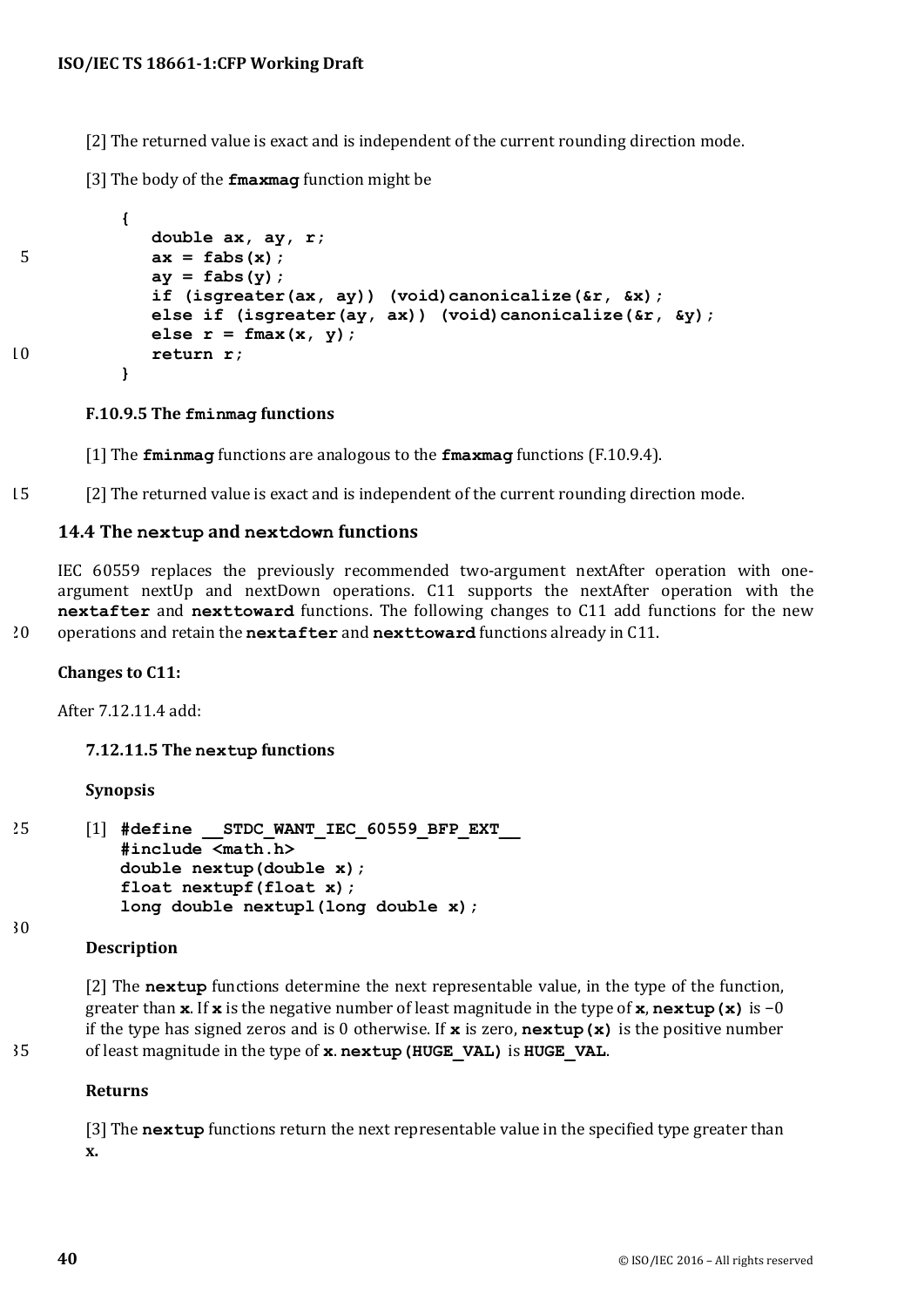[2] The returned value is exact and is independent of the current rounding direction mode.

[3] The body of the **fmaxmag** function might be

```
{
   double ax, ay, r;
   ax = fabs(x);
   ay = fabs(y);
   if (isgreater(ax, ay)) (void)canonicalize(&r, &x);
   else if (isgreater(ay, ax)) (void)canonicalize(&r, &y);
   else r = fmax(x, y);
   return r;
}
```

#### F.10.9.5 The `fminmag` functions

[1] The **fminmag** functions are analogous to the **fmaxmag** functions (F.10.9.4).

[2] The returned value is exact and is independent of the current rounding direction mode.

## 14.4 The `nextup` and `nextdown` functions

IEC 60559 replaces the previously recommended two-argument nextAfter operation with one-argument nextUp and nextDown operations. C11 supports the nextAfter operation with the **nextafter** and **nexttoward** functions. The following changes to C11 add functions for the new operations and retain the **nextafter** and **nexttoward** functions already in C11.

**Changes to C11:**

After 7.12.11.4 add:

#### 7.12.11.5 The `nextup` functions

**Synopsis**

[1]
```
#define __STDC_WANT_IEC_60559_BFP_EXT__
#include <math.h>
double nextup(double x);
float nextupf(float x);
long double nextupl(long double x);
```

**Description**

[2] The **nextup** functions determine the next representable value, in the type of the function, greater than **x**. If **x** is the negative number of least magnitude in the type of **x**, **nextup(x)** is −0 if the type has signed zeros and is 0 otherwise. If **x** is zero, **nextup(x)** is the positive number of least magnitude in the type of **x**. **nextup(HUGE_VAL)** is **HUGE_VAL**.

**Returns**

[3] The **nextup** functions return the next representable value in the specified type greater than **x**.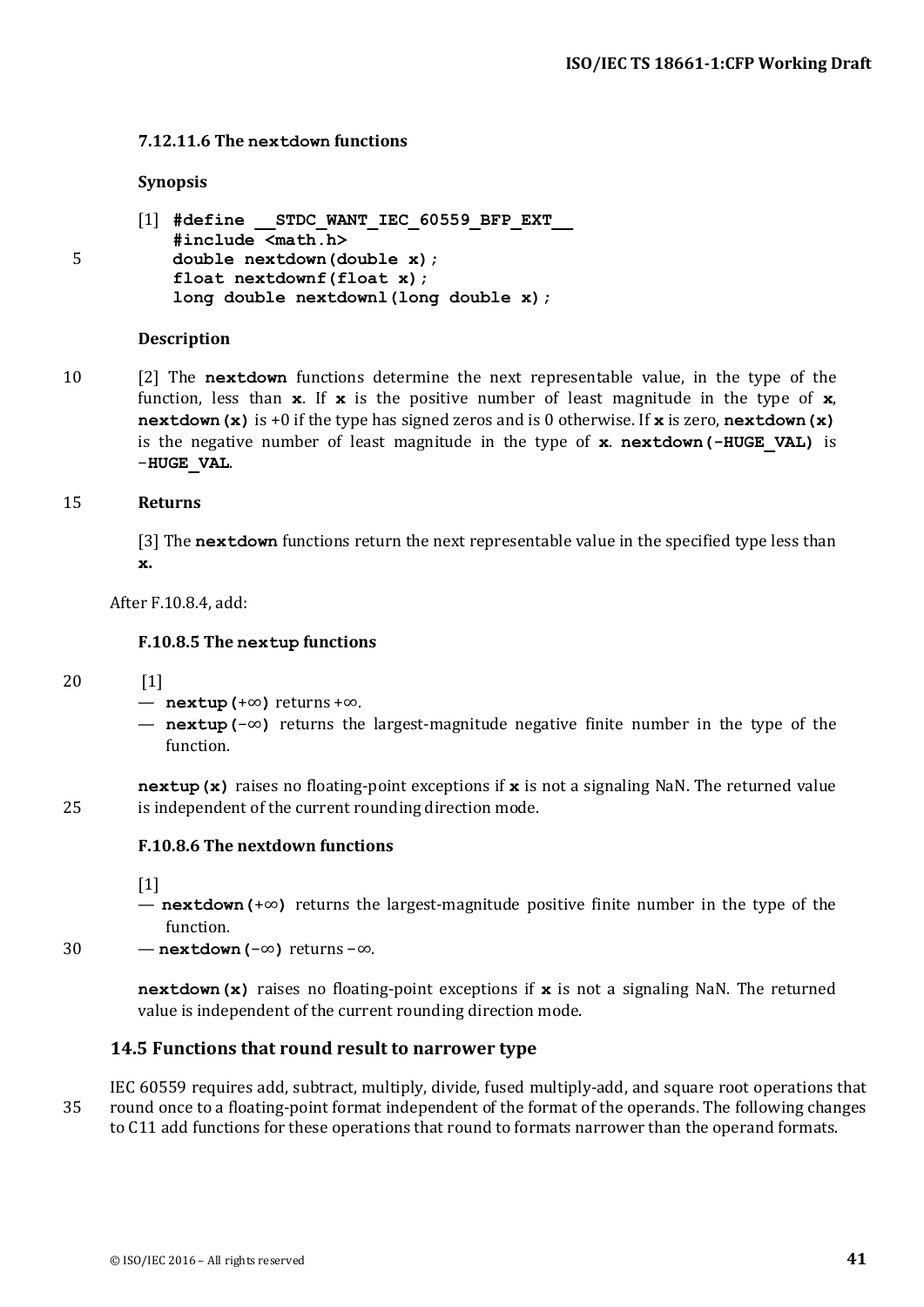#### 7.12.11.6 The `nextdown` functions

**Synopsis**

```
[1] #define __STDC_WANT_IEC_60559_BFP_EXT__
    #include <math.h>
    double nextdown(double x);
    float nextdownf(float x);
    long double nextdownl(long double x);
```

**Description**

[2] The **nextdown** functions determine the next representable value, in the type of the function, less than **x**. If **x** is the positive number of least magnitude in the type of **x**, **nextdown(x)** is +0 if the type has signed zeros and is 0 otherwise. If **x** is zero, **nextdown(x)** is the negative number of least magnitude in the type of **x**. **nextdown(-HUGE_VAL)** is −**HUGE_VAL**.

**Returns**

[3] The **nextdown** functions return the next representable value in the specified type less than **x.**

After F.10.8.4, add:

#### F.10.8.5 The `nextup` functions

[1]

- **nextup(**+∞**)** returns +∞.
- **nextup(**−∞**)** returns the largest-magnitude negative finite number in the type of the function.

**nextup(x)** raises no floating-point exceptions if **x** is not a signaling NaN. The returned value is independent of the current rounding direction mode.

#### F.10.8.6 The nextdown functions

[1]

- **nextdown(**+∞**)** returns the largest-magnitude positive finite number in the type of the function.
- **nextdown(**−∞**)** returns −∞.

**nextdown(x)** raises no floating-point exceptions if **x** is not a signaling NaN. The returned value is independent of the current rounding direction mode.

## 14.5 Functions that round result to narrower type

IEC 60559 requires add, subtract, multiply, divide, fused multiply-add, and square root operations that round once to a floating-point format independent of the format of the operands. The following changes to C11 add functions for these operations that round to formats narrower than the operand formats.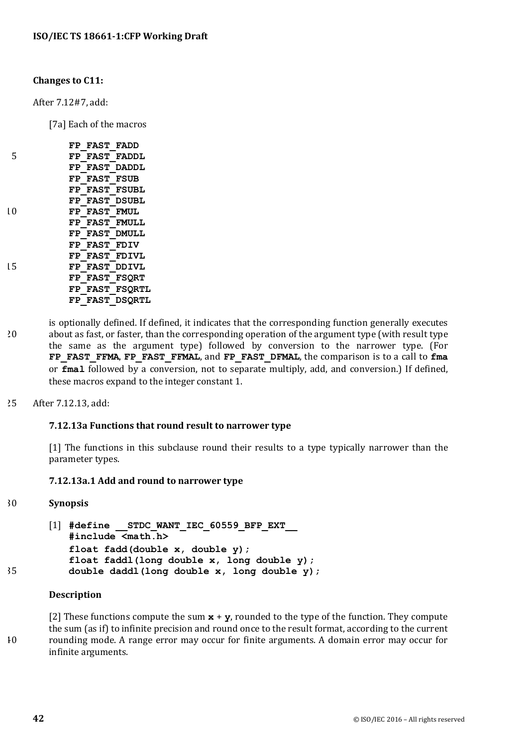**Changes to C11:**

After 7.12#7, add:

[7a] Each of the macros

```
FP_FAST_FADD
FP_FAST_FADDL
FP_FAST_DADDL
FP_FAST_FSUB
FP_FAST_FSUBL
FP_FAST_DSUBL
FP_FAST_FMUL
FP_FAST_FMULL
FP_FAST_DMULL
FP_FAST_FDIV
FP_FAST_FDIVL
FP_FAST_DDIVL
FP_FAST_FSQRT
FP_FAST_FSQRTL
FP_FAST_DSQRTL
```

is optionally defined. If defined, it indicates that the corresponding function generally executes about as fast, or faster, than the corresponding operation of the argument type (with result type the same as the argument type) followed by conversion to the narrower type. (For **FP_FAST_FFMA**, **FP_FAST_FFMAL**, and **FP_FAST_DFMAL**, the comparison is to a call to **fma** or **fmal** followed by a conversion, not to separate multiply, add, and conversion.) If defined, these macros expand to the integer constant 1.

After 7.12.13, add:

### 7.12.13a Functions that round result to narrower type

[1] The functions in this subclause round their results to a type typically narrower than the parameter types.

#### 7.12.13a.1 Add and round to narrower type

**Synopsis**

[1]
```
#define __STDC_WANT_IEC_60559_BFP_EXT__
#include <math.h>
float fadd(double x, double y);
float faddl(long double x, long double y);
double daddl(long double x, long double y);
```

**Description**

[2] These functions compute the sum **x** + **y**, rounded to the type of the function. They compute the sum (as if) to infinite precision and round once to the result format, according to the current rounding mode. A range error may occur for finite arguments. A domain error may occur for infinite arguments.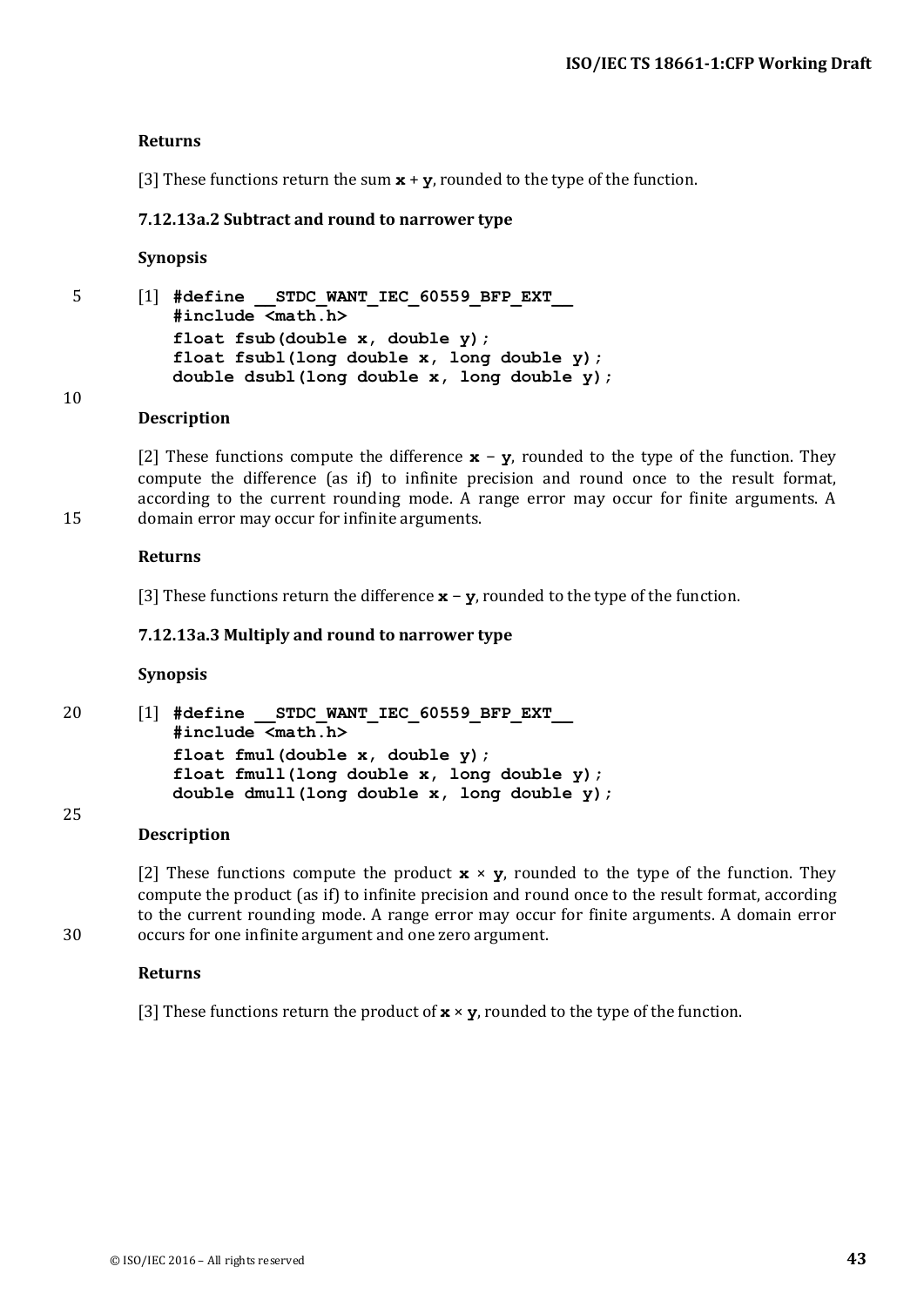**Returns**

[3] These functions return the sum **x** + **y**, rounded to the type of the function.

### 7.12.13a.2 Subtract and round to narrower type

**Synopsis**

[1]
```
#define __STDC_WANT_IEC_60559_BFP_EXT__
#include <math.h>
float fsub(double x, double y);
float fsubl(long double x, long double y);
double dsubl(long double x, long double y);
```

**Description**

[2] These functions compute the difference **x** − **y**, rounded to the type of the function. They compute the difference (as if) to infinite precision and round once to the result format, according to the current rounding mode. A range error may occur for finite arguments. A domain error may occur for infinite arguments.

**Returns**

[3] These functions return the difference **x** − **y**, rounded to the type of the function.

### 7.12.13a.3 Multiply and round to narrower type

**Synopsis**

[1]
```
#define __STDC_WANT_IEC_60559_BFP_EXT__
#include <math.h>
float fmul(double x, double y);
float fmull(long double x, long double y);
double dmull(long double x, long double y);
```

**Description**

[2] These functions compute the product **x** × **y**, rounded to the type of the function. They compute the product (as if) to infinite precision and round once to the result format, according to the current rounding mode. A range error may occur for finite arguments. A domain error occurs for one infinite argument and one zero argument.

**Returns**

[3] These functions return the product of **x** × **y**, rounded to the type of the function.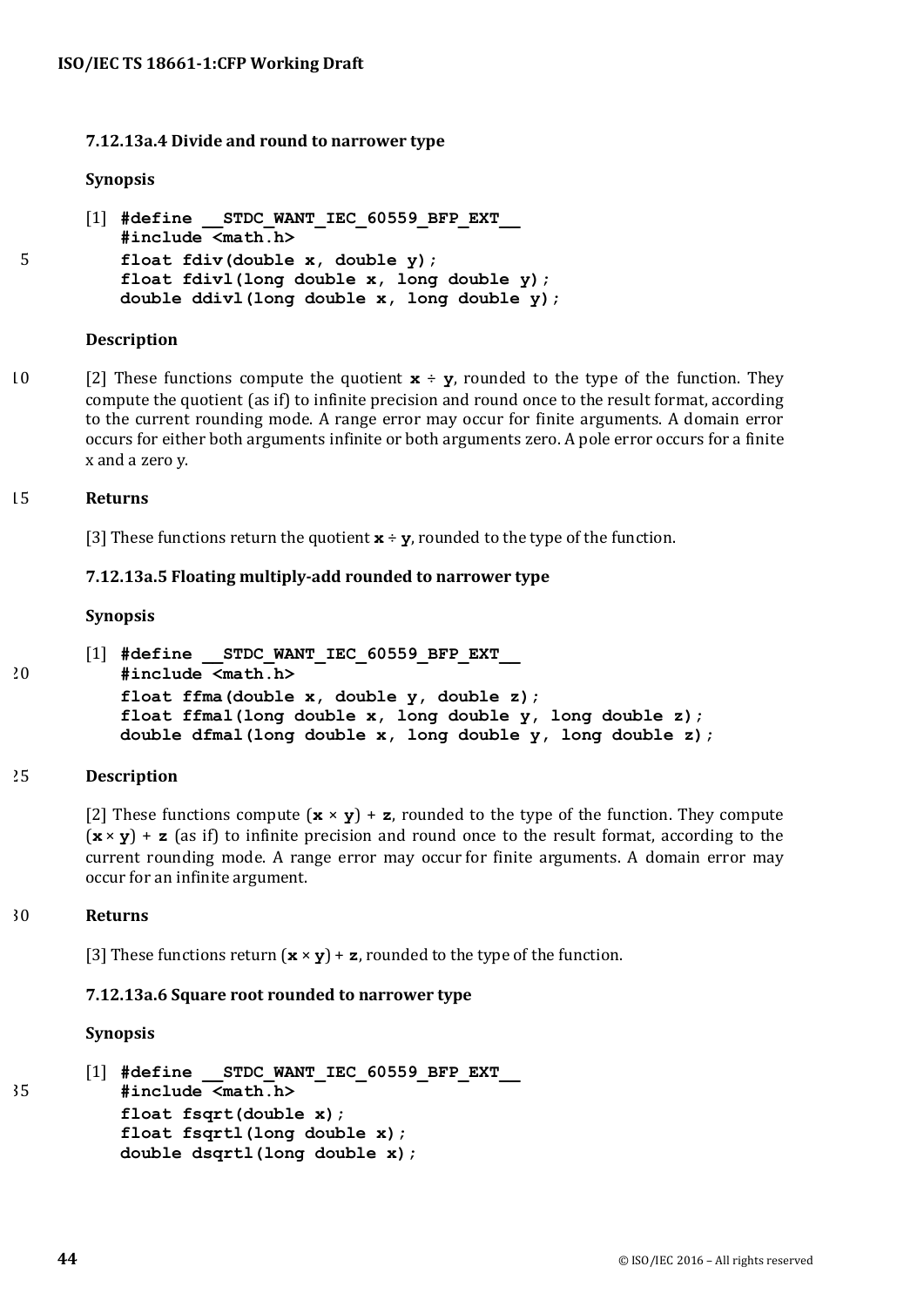#### 7.12.13a.4 Divide and round to narrower type

**Synopsis**

[1]
```
#define __STDC_WANT_IEC_60559_BFP_EXT__
#include <math.h>
float fdiv(double x, double y);
float fdivl(long double x, long double y);
double ddivl(long double x, long double y);
```

**Description**

[2] These functions compute the quotient **x** ÷ **y**, rounded to the type of the function. They compute the quotient (as if) to infinite precision and round once to the result format, according to the current rounding mode. A range error may occur for finite arguments. A domain error occurs for either both arguments infinite or both arguments zero. A pole error occurs for a finite x and a zero y.

**Returns**

[3] These functions return the quotient **x** ÷ **y**, rounded to the type of the function.

#### 7.12.13a.5 Floating multiply-add rounded to narrower type

**Synopsis**

[1]
```
#define __STDC_WANT_IEC_60559_BFP_EXT__
#include <math.h>
float ffma(double x, double y, double z);
float ffmal(long double x, long double y, long double z);
double dfmal(long double x, long double y, long double z);
```

**Description**

[2] These functions compute (**x** × **y**) + **z**, rounded to the type of the function. They compute (**x** × **y**) + **z** (as if) to infinite precision and round once to the result format, according to the current rounding mode. A range error may occur for finite arguments. A domain error may occur for an infinite argument.

**Returns**

[3] These functions return (**x** × **y**) + **z**, rounded to the type of the function.

#### 7.12.13a.6 Square root rounded to narrower type

**Synopsis**

[1]
```
#define __STDC_WANT_IEC_60559_BFP_EXT__
#include <math.h>
float fsqrt(double x);
float fsqrtl(long double x);
double dsqrtl(long double x);
```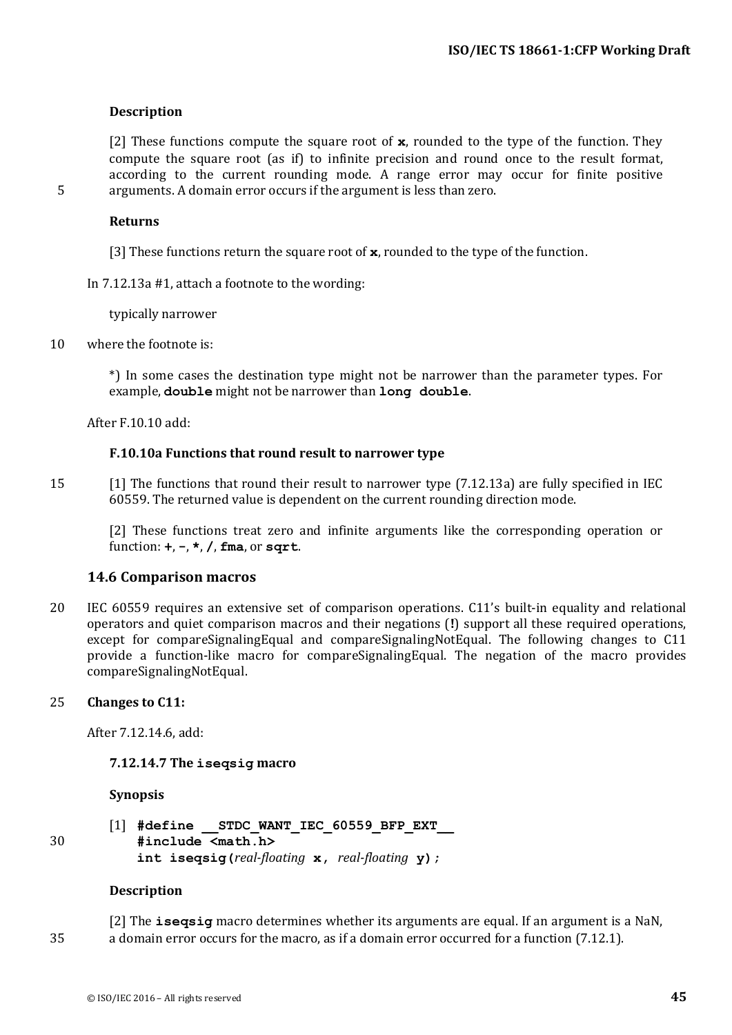**Description**

[2] These functions compute the square root of **x**, rounded to the type of the function. They compute the square root (as if) to infinite precision and round once to the result format, according to the current rounding mode. A range error may occur for finite positive arguments. A domain error occurs if the argument is less than zero.

**Returns**

[3] These functions return the square root of **x**, rounded to the type of the function.

In 7.12.13a #1, attach a footnote to the wording:

typically narrower

where the footnote is:

*) In some cases the destination type might not be narrower than the parameter types. For example, **double** might not be narrower than **long double**.

After F.10.10 add:

**F.10.10a Functions that round result to narrower type**

[1] The functions that round their result to narrower type (7.12.13a) are fully specified in IEC 60559. The returned value is dependent on the current rounding direction mode.

[2] These functions treat zero and infinite arguments like the corresponding operation or function: **+**, **-**, **\***, **/**, **fma**, or **sqrt**.

## 14.6 Comparison macros

IEC 60559 requires an extensive set of comparison operations. C11's built-in equality and relational operators and quiet comparison macros and their negations (**!**) support all these required operations, except for compareSignalingEqual and compareSignalingNotEqual. The following changes to C11 provide a function-like macro for compareSignalingEqual. The negation of the macro provides compareSignalingNotEqual.

**Changes to C11:**

After 7.12.14.6, add:

**7.12.14.7 The iseqsig macro**

**Synopsis**

[1]
```
#define __STDC_WANT_IEC_60559_BFP_EXT__
#include <math.h>
int iseqsig(real-floating x, real-floating y);
```

**Description**

[2] The **iseqsig** macro determines whether its arguments are equal. If an argument is a NaN, a domain error occurs for the macro, as if a domain error occurred for a function (7.12.1).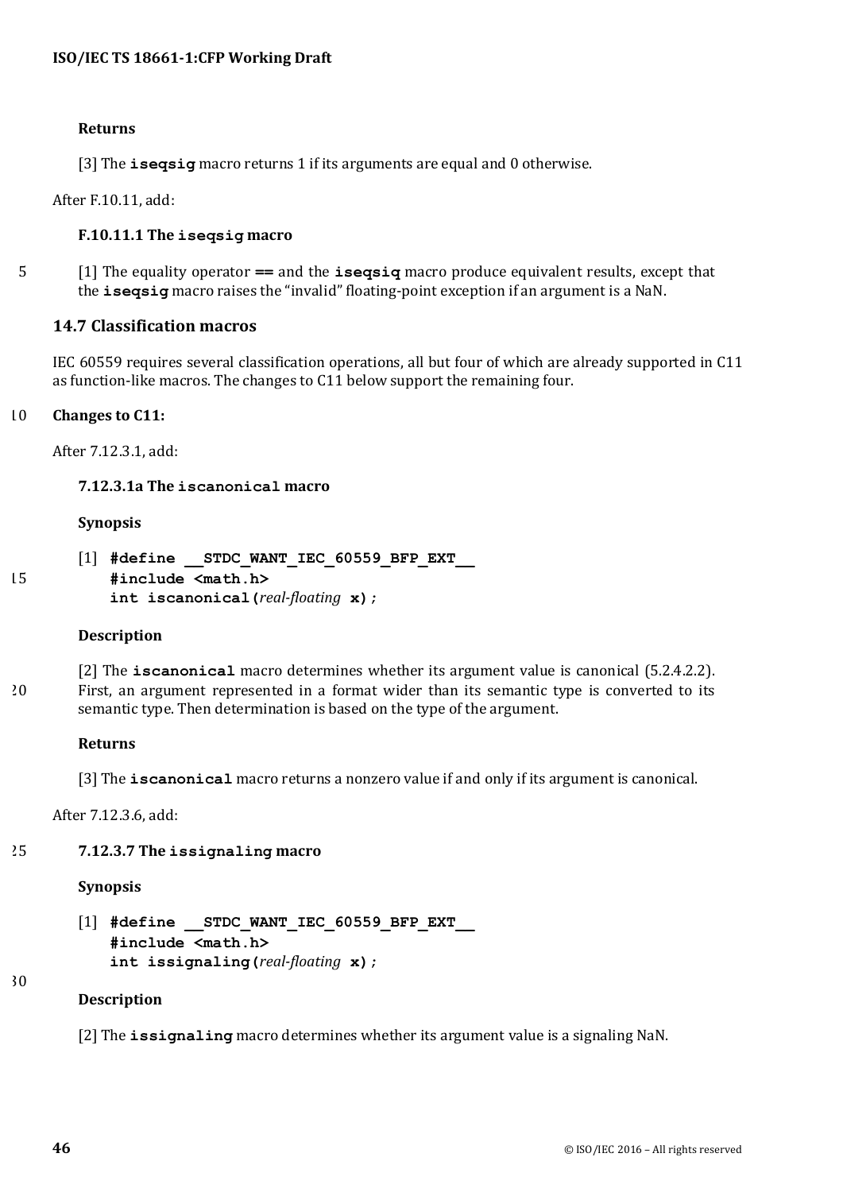**Returns**

[3] The **iseqsig** macro returns 1 if its arguments are equal and 0 otherwise.

After F.10.11, add:

**F.10.11.1 The iseqsig macro**

[1] The equality operator **==** and the **iseqsig** macro produce equivalent results, except that the **iseqsig** macro raises the "invalid" floating-point exception if an argument is a NaN.

## 14.7 Classification macros

IEC 60559 requires several classification operations, all but four of which are already supported in C11 as function-like macros. The changes to C11 below support the remaining four.

**Changes to C11:**

After 7.12.3.1, add:

**7.12.3.1a The iscanonical macro**

**Synopsis**

[1]
```
#define __STDC_WANT_IEC_60559_BFP_EXT__
#include <math.h>
int iscanonical(real-floating x);
```

**Description**

[2] The **iscanonical** macro determines whether its argument value is canonical (5.2.4.2.2). First, an argument represented in a format wider than its semantic type is converted to its semantic type. Then determination is based on the type of the argument.

**Returns**

[3] The **iscanonical** macro returns a nonzero value if and only if its argument is canonical.

After 7.12.3.6, add:

**7.12.3.7 The issignaling macro**

**Synopsis**

[1]
```
#define __STDC_WANT_IEC_60559_BFP_EXT__
#include <math.h>
int issignaling(real-floating x);
```

**Description**

[2] The **issignaling** macro determines whether its argument value is a signaling NaN.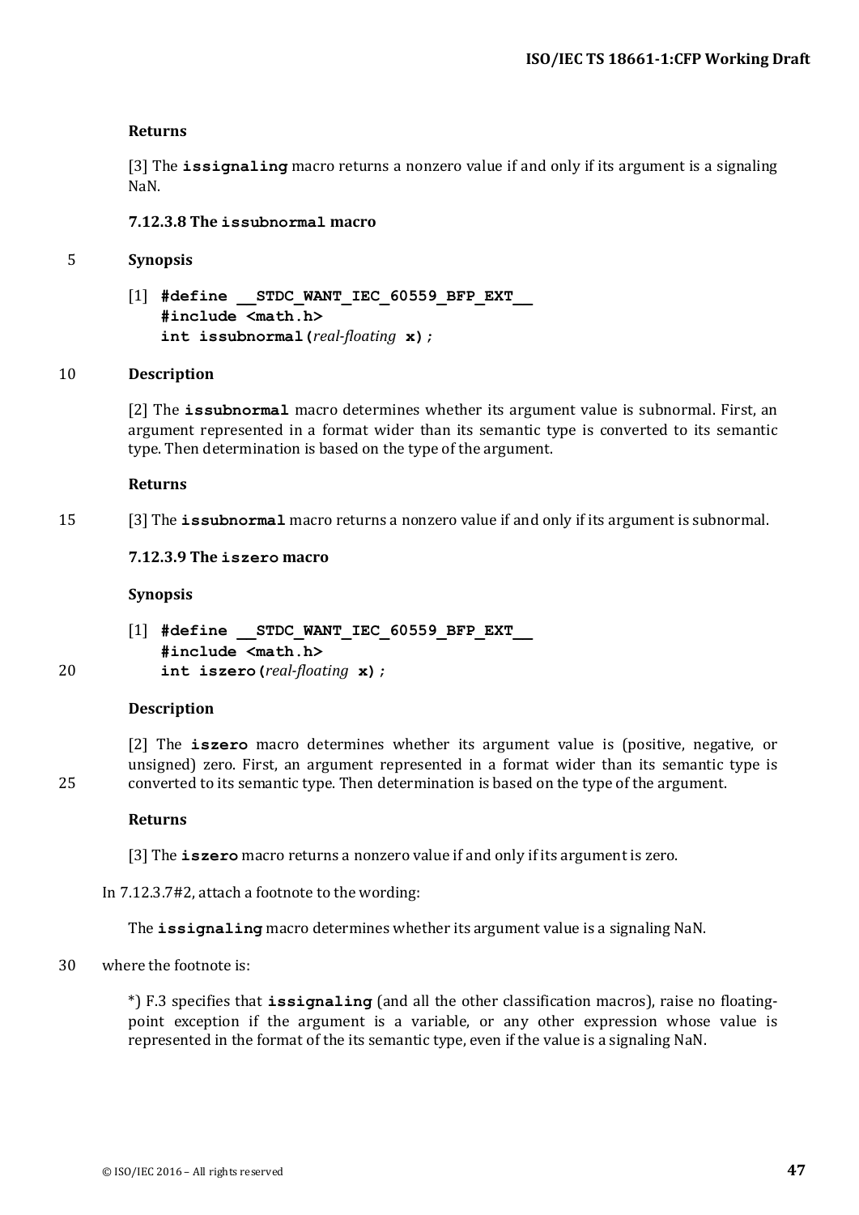**Returns**

[3] The **issignaling** macro returns a nonzero value if and only if its argument is a signaling NaN.

**7.12.3.8 The `issubnormal` macro**

**Synopsis**

[1]
```
#define __STDC_WANT_IEC_60559_BFP_EXT__
#include <math.h>
int issubnormal(real-floating x);
```

**Description**

[2] The **issubnormal** macro determines whether its argument value is subnormal. First, an argument represented in a format wider than its semantic type is converted to its semantic type. Then determination is based on the type of the argument.

**Returns**

[3] The **issubnormal** macro returns a nonzero value if and only if its argument is subnormal.

**7.12.3.9 The `iszero` macro**

**Synopsis**

[1]
```
#define __STDC_WANT_IEC_60559_BFP_EXT__
#include <math.h>
int iszero(real-floating x);
```

**Description**

[2] The **iszero** macro determines whether its argument value is (positive, negative, or unsigned) zero. First, an argument represented in a format wider than its semantic type is converted to its semantic type. Then determination is based on the type of the argument.

**Returns**

[3] The **iszero** macro returns a nonzero value if and only if its argument is zero.

In 7.12.3.7#2, attach a footnote to the wording:

The **issignaling** macro determines whether its argument value is a signaling NaN.

where the footnote is:

*) F.3 specifies that **issignaling** (and all the other classification macros), raise no floating-point exception if the argument is a variable, or any other expression whose value is represented in the format of the its semantic type, even if the value is a signaling NaN.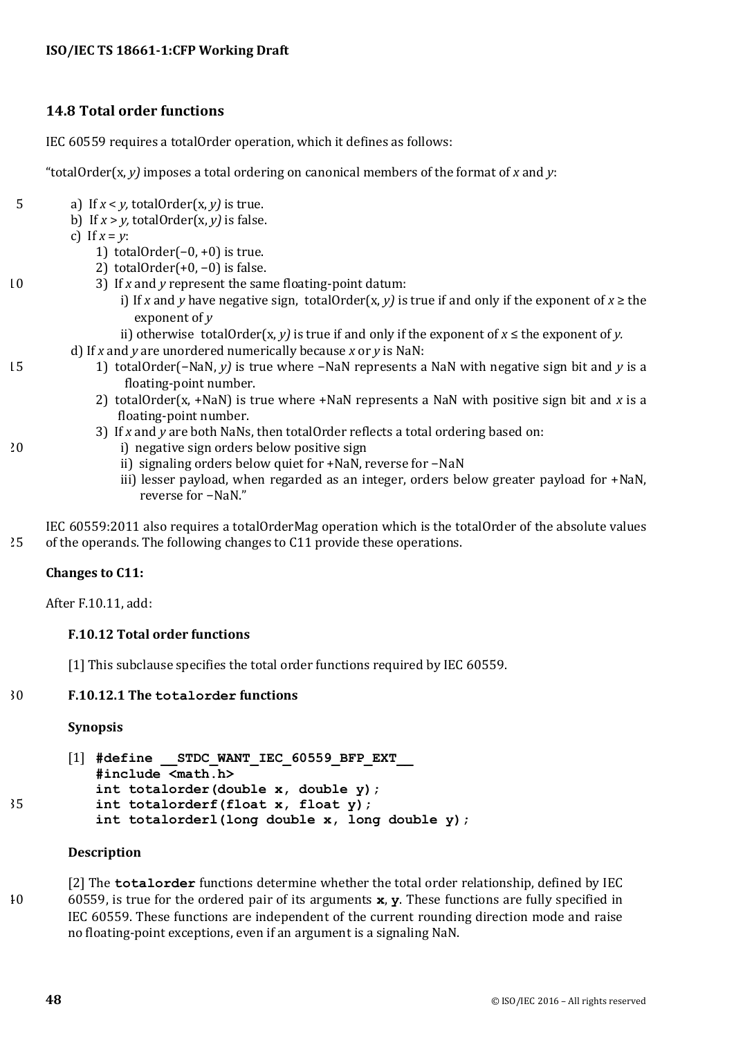## 14.8 Total order functions

IEC 60559 requires a totalOrder operation, which it defines as follows:

"totalOrder(x, *y)* imposes a total ordering on canonical members of the format of *x* and *y*:

- a) If $x < y$, totalOrder(x, *y)* is true.
- b) If $x > y$, totalOrder(x, *y)* is false.
- c) If $x = y$:
  - 1) totalOrder(−0, +0) is true.
  - 2) totalOrder(+0, −0) is false.
  - 3) If *x* and *y* represent the same floating-point datum:
    - i) If *x* and *y* have negative sign, totalOrder(x, *y)* is true if and only if the exponent of $x \geq$ the exponent of *y*
    - ii) otherwise totalOrder(x, *y)* is true if and only if the exponent of $x \leq$ the exponent of *y.*
- d) If *x* and *y* are unordered numerically because *x* or *y* is NaN:
  - 1) totalOrder(−NaN, *y)* is true where −NaN represents a NaN with negative sign bit and *y* is a floating-point number.
  - 2) totalOrder(x, +NaN) is true where +NaN represents a NaN with positive sign bit and *x* is a floating-point number.
  - 3) If *x* and *y* are both NaNs, then totalOrder reflects a total ordering based on:
    - i) negative sign orders below positive sign
    - ii) signaling orders below quiet for +NaN, reverse for −NaN
    - iii) lesser payload, when regarded as an integer, orders below greater payload for +NaN, reverse for −NaN."

IEC 60559:2011 also requires a totalOrderMag operation which is the totalOrder of the absolute values of the operands. The following changes to C11 provide these operations.

**Changes to C11:**

After F.10.11, add:

### F.10.12 Total order functions

[1] This subclause specifies the total order functions required by IEC 60559.

#### F.10.12.1 The `totalorder` functions

**Synopsis**

[1]
```
#define __STDC_WANT_IEC_60559_BFP_EXT__
#include <math.h>
int totalorder(double x, double y);
int totalorderf(float x, float y);
int totalorderl(long double x, long double y);
```

**Description**

[2] The **`totalorder`** functions determine whether the total order relationship, defined by IEC 60559, is true for the ordered pair of its arguments **`x`**, **`y`**. These functions are fully specified in IEC 60559. These functions are independent of the current rounding direction mode and raise no floating-point exceptions, even if an argument is a signaling NaN.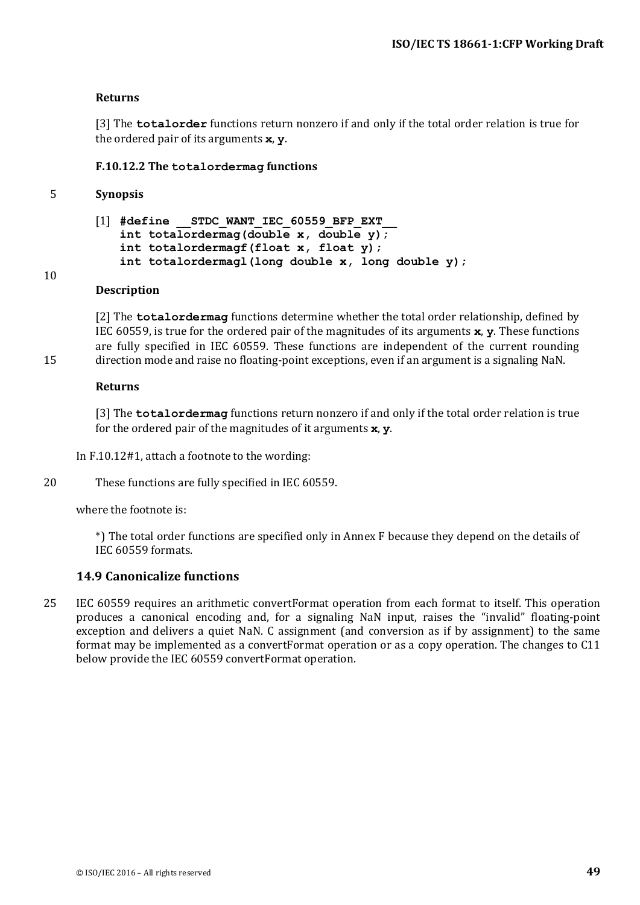**Returns**

[3] The **totalorder** functions return nonzero if and only if the total order relation is true for the ordered pair of its arguments **x**, **y**.

**F.10.12.2 The totalordermag functions**

**Synopsis**

[1]
```
#define __STDC_WANT_IEC_60559_BFP_EXT__
int totalordermag(double x, double y);
int totalordermagf(float x, float y);
int totalordermagl(long double x, long double y);
```

**Description**

[2] The **totalordermag** functions determine whether the total order relationship, defined by IEC 60559, is true for the ordered pair of the magnitudes of its arguments **x**, **y**. These functions are fully specified in IEC 60559. These functions are independent of the current rounding direction mode and raise no floating-point exceptions, even if an argument is a signaling NaN.

**Returns**

[3] The **totalordermag** functions return nonzero if and only if the total order relation is true for the ordered pair of the magnitudes of it arguments **x**, **y**.

In F.10.12#1, attach a footnote to the wording:

These functions are fully specified in IEC 60559.

where the footnote is:

> *) The total order functions are specified only in Annex F because they depend on the details of IEC 60559 formats.

## 14.9 Canonicalize functions

IEC 60559 requires an arithmetic convertFormat operation from each format to itself. This operation produces a canonical encoding and, for a signaling NaN input, raises the "invalid" floating-point exception and delivers a quiet NaN. C assignment (and conversion as if by assignment) to the same format may be implemented as a convertFormat operation or as a copy operation. The changes to C11 below provide the IEC 60559 convertFormat operation.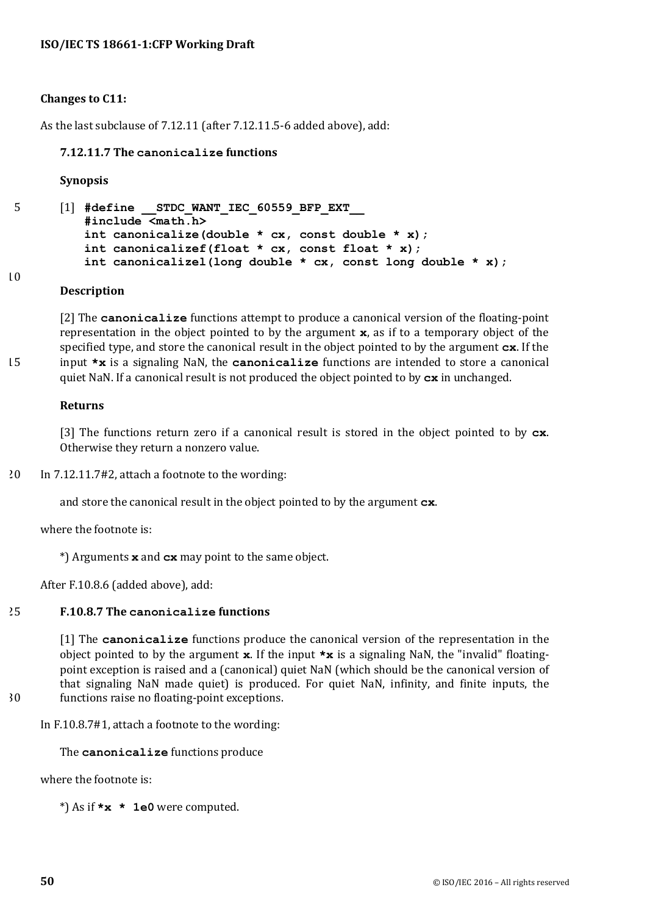**Changes to C11:**

As the last subclause of 7.12.11 (after 7.12.11.5-6 added above), add:

**7.12.11.7 The `canonicalize` functions**

**Synopsis**

[1]
```
#define __STDC_WANT_IEC_60559_BFP_EXT__
#include <math.h>
int canonicalize(double * cx, const double * x);
int canonicalizef(float * cx, const float * x);
int canonicalizel(long double * cx, const long double * x);
```

**Description**

[2] The **canonicalize** functions attempt to produce a canonical version of the floating-point representation in the object pointed to by the argument **x**, as if to a temporary object of the specified type, and store the canonical result in the object pointed to by the argument **cx**. If the input ***x** is a signaling NaN, the **canonicalize** functions are intended to store a canonical quiet NaN. If a canonical result is not produced the object pointed to by **cx** in unchanged.

**Returns**

[3] The functions return zero if a canonical result is stored in the object pointed to by **cx**. Otherwise they return a nonzero value.

In 7.12.11.7#2, attach a footnote to the wording:

> and store the canonical result in the object pointed to by the argument **cx**.

where the footnote is:

> *) Arguments **x** and **cx** may point to the same object.

After F.10.8.6 (added above), add:

**F.10.8.7 The `canonicalize` functions**

[1] The **canonicalize** functions produce the canonical version of the representation in the object pointed to by the argument **x**. If the input ***x** is a signaling NaN, the "invalid" floating-point exception is raised and a (canonical) quiet NaN (which should be the canonical version of that signaling NaN made quiet) is produced. For quiet NaN, infinity, and finite inputs, the functions raise no floating-point exceptions.

In F.10.8.7#1, attach a footnote to the wording:

> The **canonicalize** functions produce

where the footnote is:

> *) As if **`*x * 1e0`** were computed.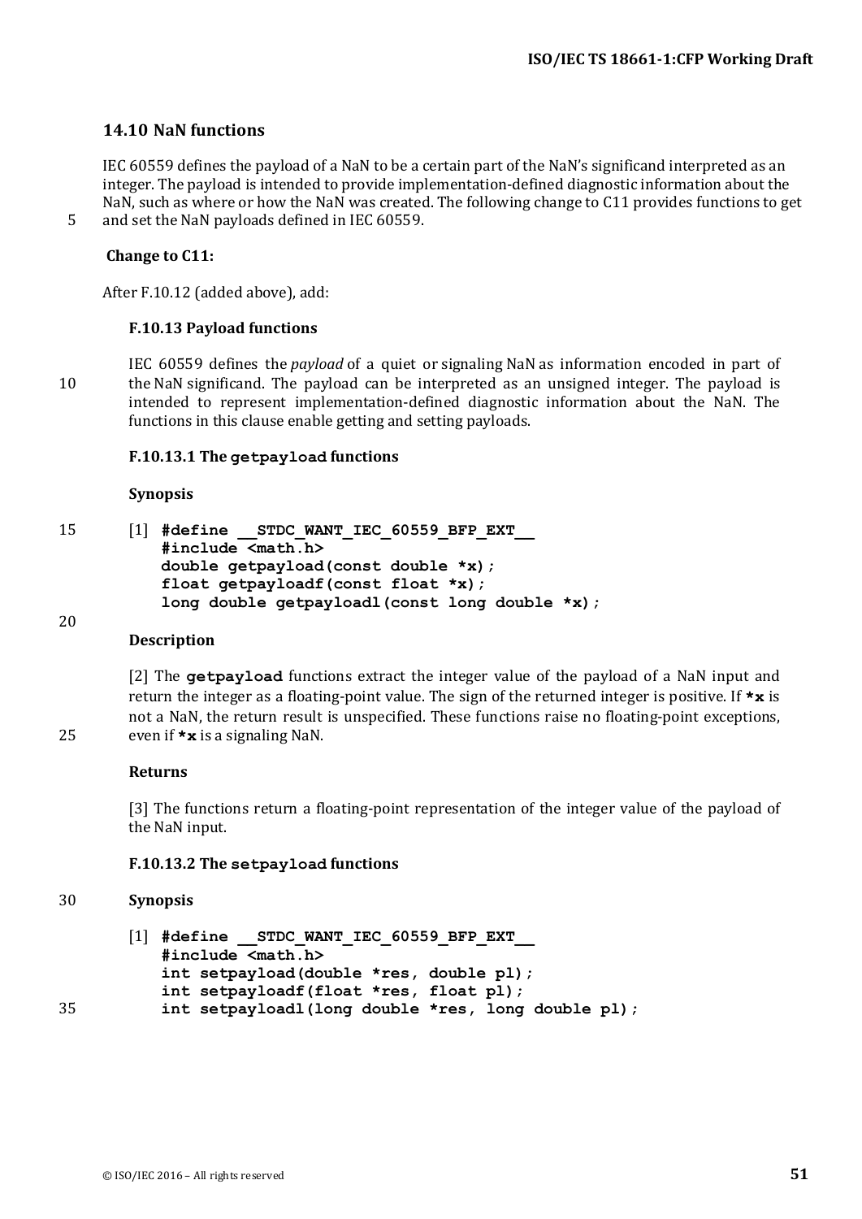## 14.10 NaN functions

IEC 60559 defines the payload of a NaN to be a certain part of the NaN's significand interpreted as an integer. The payload is intended to provide implementation-defined diagnostic information about the NaN, such as where or how the NaN was created. The following change to C11 provides functions to get and set the NaN payloads defined in IEC 60559.

**Change to C11:**

After F.10.12 (added above), add:

### F.10.13 Payload functions

IEC 60559 defines the *payload* of a quiet or signaling NaN as information encoded in part of the NaN significand. The payload can be interpreted as an unsigned integer. The payload is intended to represent implementation-defined diagnostic information about the NaN. The functions in this clause enable getting and setting payloads.

#### F.10.13.1 The `getpayload` functions

**Synopsis**

[1]
```
#define __STDC_WANT_IEC_60559_BFP_EXT__
#include <math.h>
double getpayload(const double *x);
float getpayloadf(const float *x);
long double getpayloadl(const long double *x);
```

**Description**

[2] The **`getpayload`** functions extract the integer value of the payload of a NaN input and return the integer as a floating-point value. The sign of the returned integer is positive. If **`*x`** is not a NaN, the return result is unspecified. These functions raise no floating-point exceptions, even if **`*x`** is a signaling NaN.

**Returns**

[3] The functions return a floating-point representation of the integer value of the payload of the NaN input.

#### F.10.13.2 The `setpayload` functions

**Synopsis**

[1]
```
#define __STDC_WANT_IEC_60559_BFP_EXT__
#include <math.h>
int setpayload(double *res, double pl);
int setpayloadf(float *res, float pl);
int setpayloadl(long double *res, long double pl);
```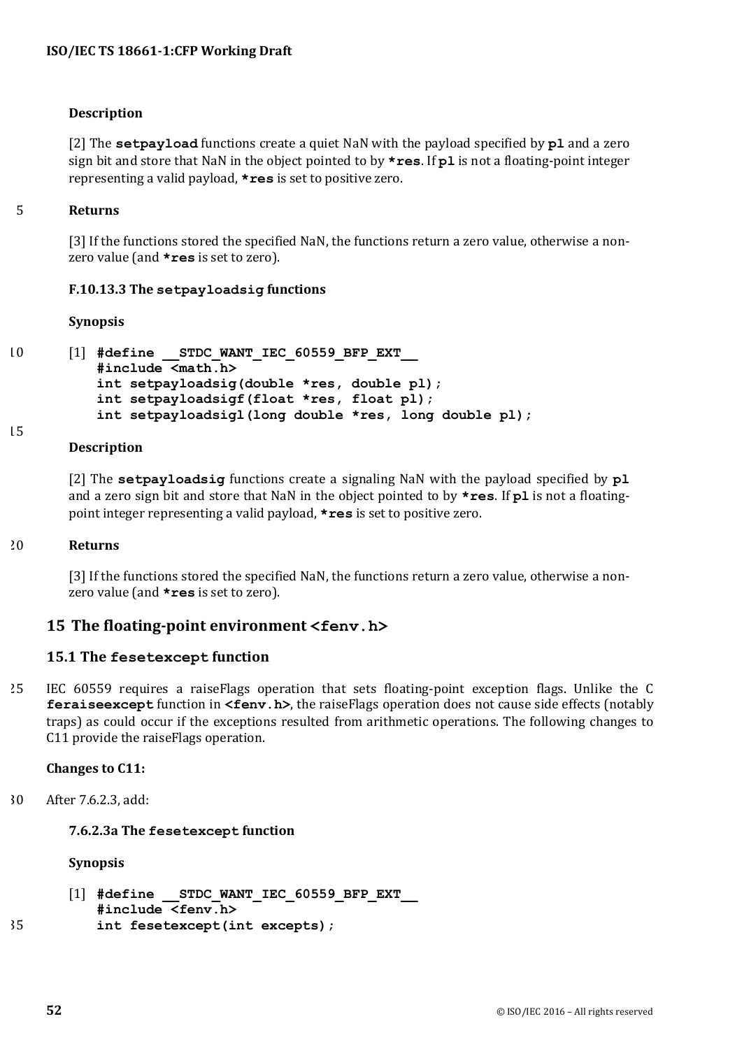**Description**

[2] The **setpayload** functions create a quiet NaN with the payload specified by **pl** and a zero sign bit and store that NaN in the object pointed to by ***res**. If **pl** is not a floating-point integer representing a valid payload, ***res** is set to positive zero.

**Returns**

[3] If the functions stored the specified NaN, the functions return a zero value, otherwise a non-zero value (and ***res** is set to zero).

**F.10.13.3 The setpayloadsig functions**

**Synopsis**

[1]
```
#define __STDC_WANT_IEC_60559_BFP_EXT__
#include <math.h>
int setpayloadsig(double *res, double pl);
int setpayloadsigf(float *res, float pl);
int setpayloadsigl(long double *res, long double pl);
```

**Description**

[2] The **setpayloadsig** functions create a signaling NaN with the payload specified by **pl** and a zero sign bit and store that NaN in the object pointed to by ***res**. If **pl** is not a floating-point integer representing a valid payload, ***res** is set to positive zero.

**Returns**

[3] If the functions stored the specified NaN, the functions return a zero value, otherwise a non-zero value (and ***res** is set to zero).

## 15 The floating-point environment <fenv.h>

### 15.1 The fesetexcept function

IEC 60559 requires a raiseFlags operation that sets floating-point exception flags. Unlike the C **feraiseexcept** function in **<fenv.h>**, the raiseFlags operation does not cause side effects (notably traps) as could occur if the exceptions resulted from arithmetic operations. The following changes to C11 provide the raiseFlags operation.

**Changes to C11:**

After 7.6.2.3, add:

**7.6.2.3a The fesetexcept function**

**Synopsis**

[1]
```
#define __STDC_WANT_IEC_60559_BFP_EXT__
#include <fenv.h>
int fesetexcept(int excepts);
```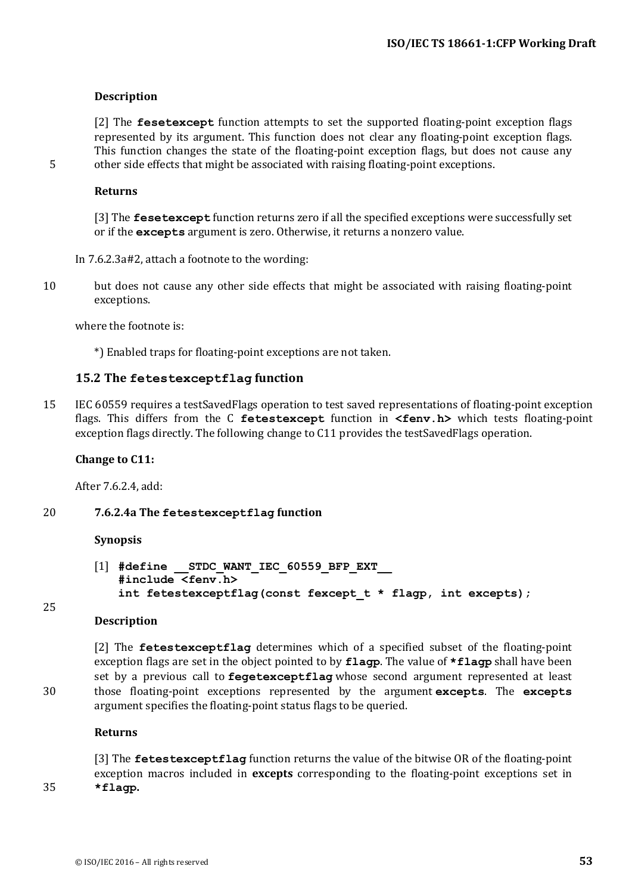**Description**

[2] The **fesetexcept** function attempts to set the supported floating-point exception flags represented by its argument. This function does not clear any floating-point exception flags. This function changes the state of the floating-point exception flags, but does not cause any other side effects that might be associated with raising floating-point exceptions.

**Returns**

[3] The **fesetexcept** function returns zero if all the specified exceptions were successfully set or if the **excepts** argument is zero. Otherwise, it returns a nonzero value.

In 7.6.2.3a#2, attach a footnote to the wording:

> but does not cause any other side effects that might be associated with raising floating-point exceptions.

where the footnote is:

> *) Enabled traps for floating-point exceptions are not taken.

## 15.2 The fetestexceptflag function

IEC 60559 requires a testSavedFlags operation to test saved representations of floating-point exception flags. This differs from the C **fetestexcept** function in **<fenv.h>** which tests floating-point exception flags directly. The following change to C11 provides the testSavedFlags operation.

**Change to C11:**

After 7.6.2.4, add:

**7.6.2.4a The fetestexceptflag function**

**Synopsis**

[1]
```
#define __STDC_WANT_IEC_60559_BFP_EXT__
#include <fenv.h>
int fetestexceptflag(const fexcept_t * flagp, int excepts);
```

**Description**

[2] The **fetestexceptflag** determines which of a specified subset of the floating-point exception flags are set in the object pointed to by **flagp**. The value of ***flagp** shall have been set by a previous call to **fegetexceptflag** whose second argument represented at least those floating-point exceptions represented by the argument **excepts**. The **excepts** argument specifies the floating-point status flags to be queried.

**Returns**

[3] The **fetestexceptflag** function returns the value of the bitwise OR of the floating-point exception macros included in **excepts** corresponding to the floating-point exceptions set in ***flagp**.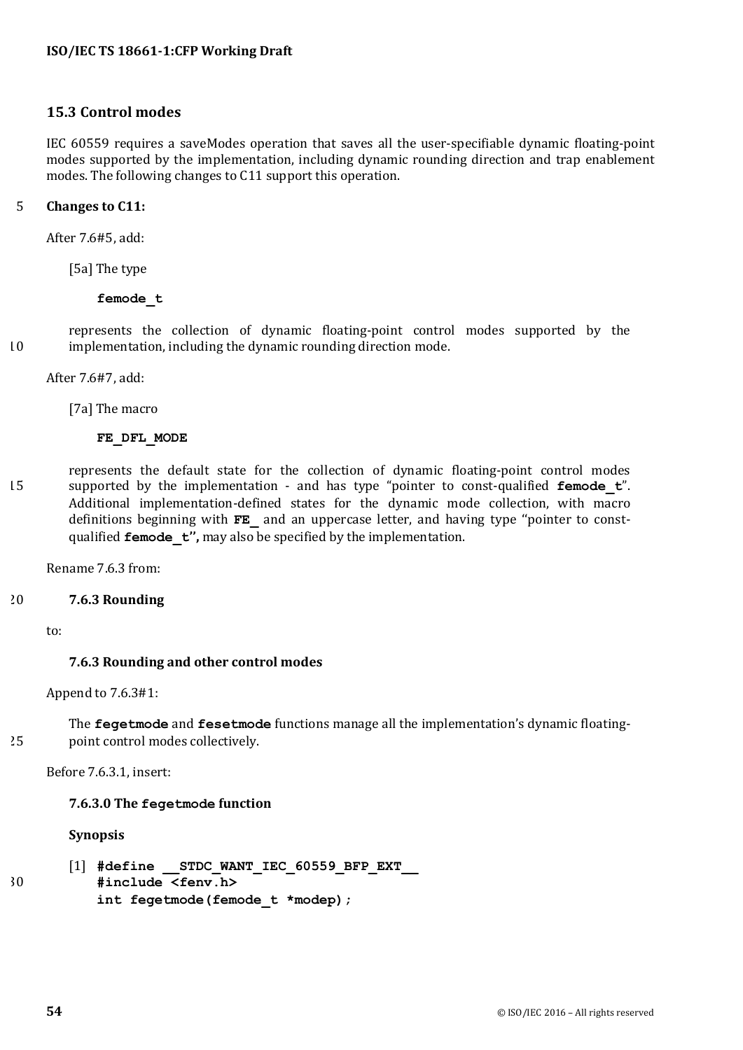## 15.3 Control modes

IEC 60559 requires a saveModes operation that saves all the user-specifiable dynamic floating-point modes supported by the implementation, including dynamic rounding direction and trap enablement modes. The following changes to C11 support this operation.

**Changes to C11:**

After 7.6#5, add:

> [5a] The type
>
> **`femode_t`**
>
> represents the collection of dynamic floating-point control modes supported by the implementation, including the dynamic rounding direction mode.

After 7.6#7, add:

> [7a] The macro
>
> **`FE_DFL_MODE`**
>
> represents the default state for the collection of dynamic floating-point control modes supported by the implementation - and has type "pointer to const-qualified **`femode_t`**". Additional implementation-defined states for the dynamic mode collection, with macro definitions beginning with **`FE_`** and an uppercase letter, and having type "pointer to const-qualified **`femode_t`**", may also be specified by the implementation.

Rename 7.6.3 from:

> **7.6.3 Rounding**

to:

> **7.6.3 Rounding and other control modes**

Append to 7.6.3#1:

> The **`fegetmode`** and **`fesetmode`** functions manage all the implementation's dynamic floating-point control modes collectively.

Before 7.6.3.1, insert:

> **7.6.3.0 The `fegetmode` function**
>
> **Synopsis**
>
> [1]
> ```
> #define __STDC_WANT_IEC_60559_BFP_EXT__
> #include <fenv.h>
> int fegetmode(femode_t *modep);
> ```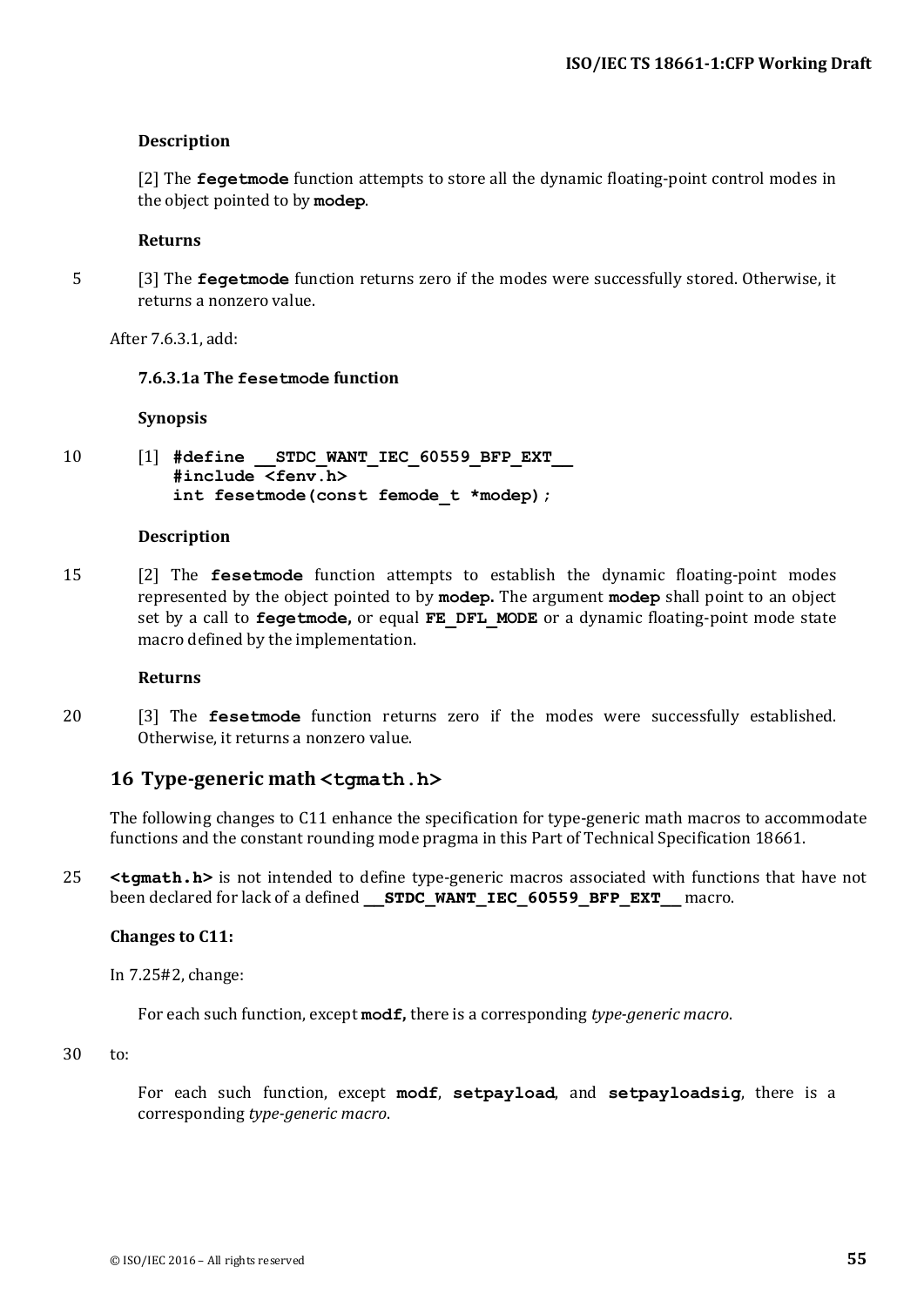**Description**

[2] The **fegetmode** function attempts to store all the dynamic floating-point control modes in the object pointed to by **modep**.

**Returns**

[3] The **fegetmode** function returns zero if the modes were successfully stored. Otherwise, it returns a nonzero value.

After 7.6.3.1, add:

**7.6.3.1a The fesetmode function**

**Synopsis**

[1]
```
#define __STDC_WANT_IEC_60559_BFP_EXT__
#include <fenv.h>
int fesetmode(const femode_t *modep);
```

**Description**

[2] The **fesetmode** function attempts to establish the dynamic floating-point modes represented by the object pointed to by **modep.** The argument **modep** shall point to an object set by a call to **fegetmode,** or equal **FE_DFL_MODE** or a dynamic floating-point mode state macro defined by the implementation.

**Returns**

[3] The **fesetmode** function returns zero if the modes were successfully established. Otherwise, it returns a nonzero value.

## 16 Type-generic math <tgmath.h>

The following changes to C11 enhance the specification for type-generic math macros to accommodate functions and the constant rounding mode pragma in this Part of Technical Specification 18661.

**<tgmath.h>** is not intended to define type-generic macros associated with functions that have not been declared for lack of a defined **__STDC_WANT_IEC_60559_BFP_EXT__** macro.

**Changes to C11:**

In 7.25#2, change:

For each such function, except **modf,** there is a corresponding *type-generic macro*.

to:

For each such function, except **modf**, **setpayload**, and **setpayloadsig**, there is a corresponding *type-generic macro*.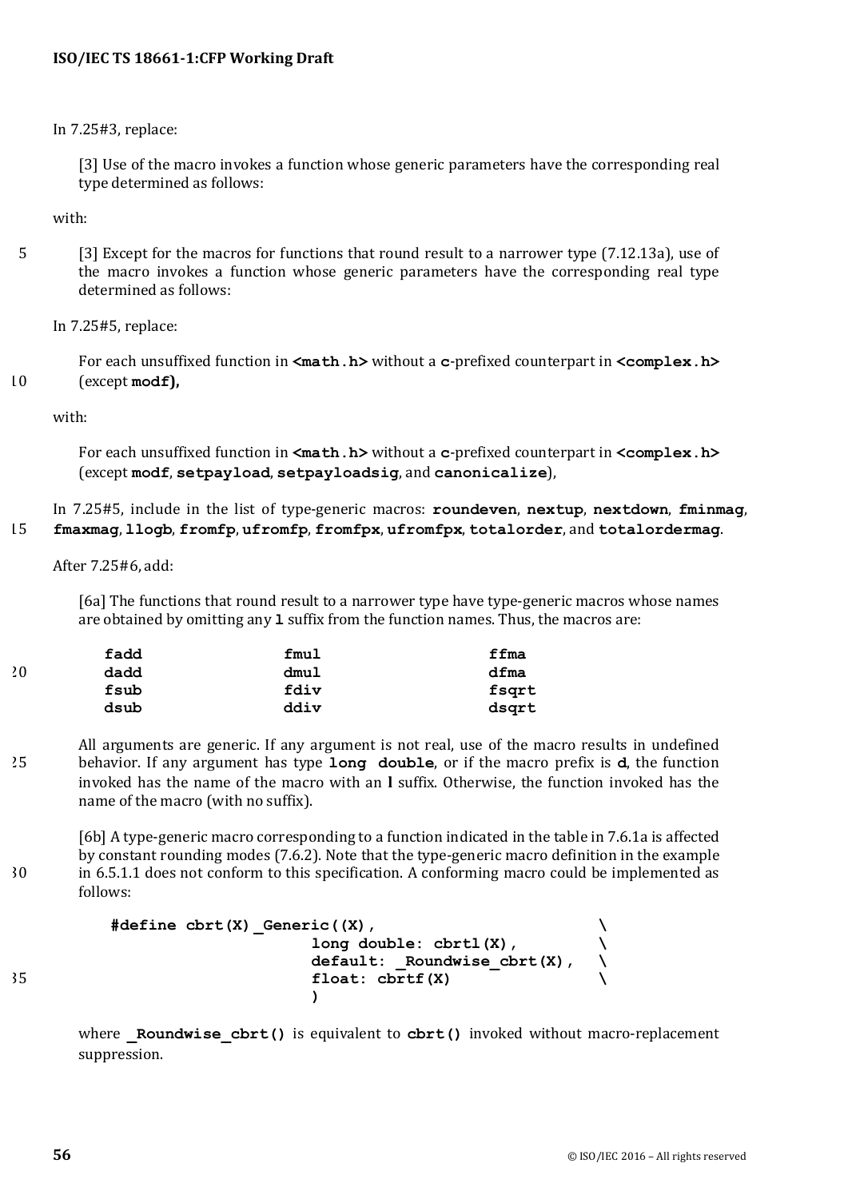In 7.25#3, replace:

> [3] Use of the macro invokes a function whose generic parameters have the corresponding real type determined as follows:

with:

> [3] Except for the macros for functions that round result to a narrower type (7.12.13a), use of the macro invokes a function whose generic parameters have the corresponding real type determined as follows:

In 7.25#5, replace:

> For each unsuffixed function in **<math.h>** without a **c**-prefixed counterpart in **<complex.h>** (except **modf),**

with:

> For each unsuffixed function in **<math.h>** without a **c**-prefixed counterpart in **<complex.h>** (except **modf**, **setpayload**, **setpayloadsig**, and **canonicalize**),

In 7.25#5, include in the list of type-generic macros: **roundeven**, **nextup**, **nextdown**, **fminmag**, **fmaxmag**, **llogb**, **fromfp**, **ufromfp**, **fromfpx**, **ufromfpx**, **totalorder**, and **totalordermag**.

After 7.25#6, add:

> [6a] The functions that round result to a narrower type have type-generic macros whose names are obtained by omitting any **l** suffix from the function names. Thus, the macros are:
>
> | | | |
> |---|---|---|
> | **fadd** | **fmul** | **ffma** |
> | **dadd** | **dmul** | **dfma** |
> | **fsub** | **fdiv** | **fsqrt** |
> | **dsub** | **ddiv** | **dsqrt** |
>
> All arguments are generic. If any argument is not real, use of the macro results in undefined behavior. If any argument has type **long double**, or if the macro prefix is **d**, the function invoked has the name of the macro with an **l** suffix. Otherwise, the function invoked has the name of the macro (with no suffix).
>
> [6b] A type-generic macro corresponding to a function indicated in the table in 7.6.1a is affected by constant rounding modes (7.6.2). Note that the type-generic macro definition in the example in 6.5.1.1 does not conform to this specification. A conforming macro could be implemented as follows:
>
> ```
> #define cbrt(X) _Generic((X),                 \
>                     long double: cbrtl(X),    \
>                     default: _Roundwise_cbrt(X),  \
>                     float: cbrtf(X)           \
>                     )
> ```
>
> where **_Roundwise_cbrt()** is equivalent to **cbrt()** invoked without macro-replacement suppression.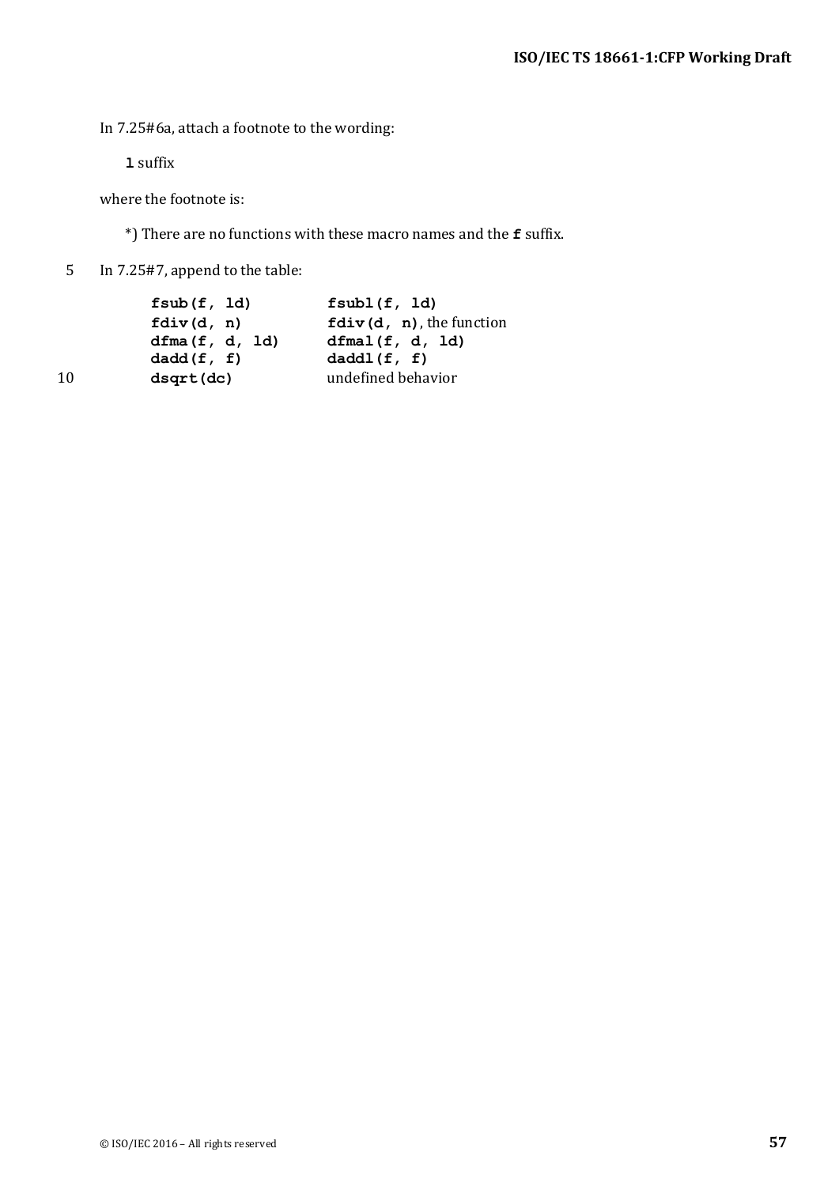In 7.25#6a, attach a footnote to the wording:

**l** suffix

where the footnote is:

*) There are no functions with these macro names and the **f** suffix.

In 7.25#7, append to the table:

| | |
|---|---|
| **fsub(f, ld)** | **fsubl(f, ld)** |
| **fdiv(d, n)** | **fdiv(d, n)**, the function |
| **dfma(f, d, ld)** | **dfmal(f, d, ld)** |
| **dadd(f, f)** | **daddl(f, f)** |
| **dsqrt(dc)** | undefined behavior |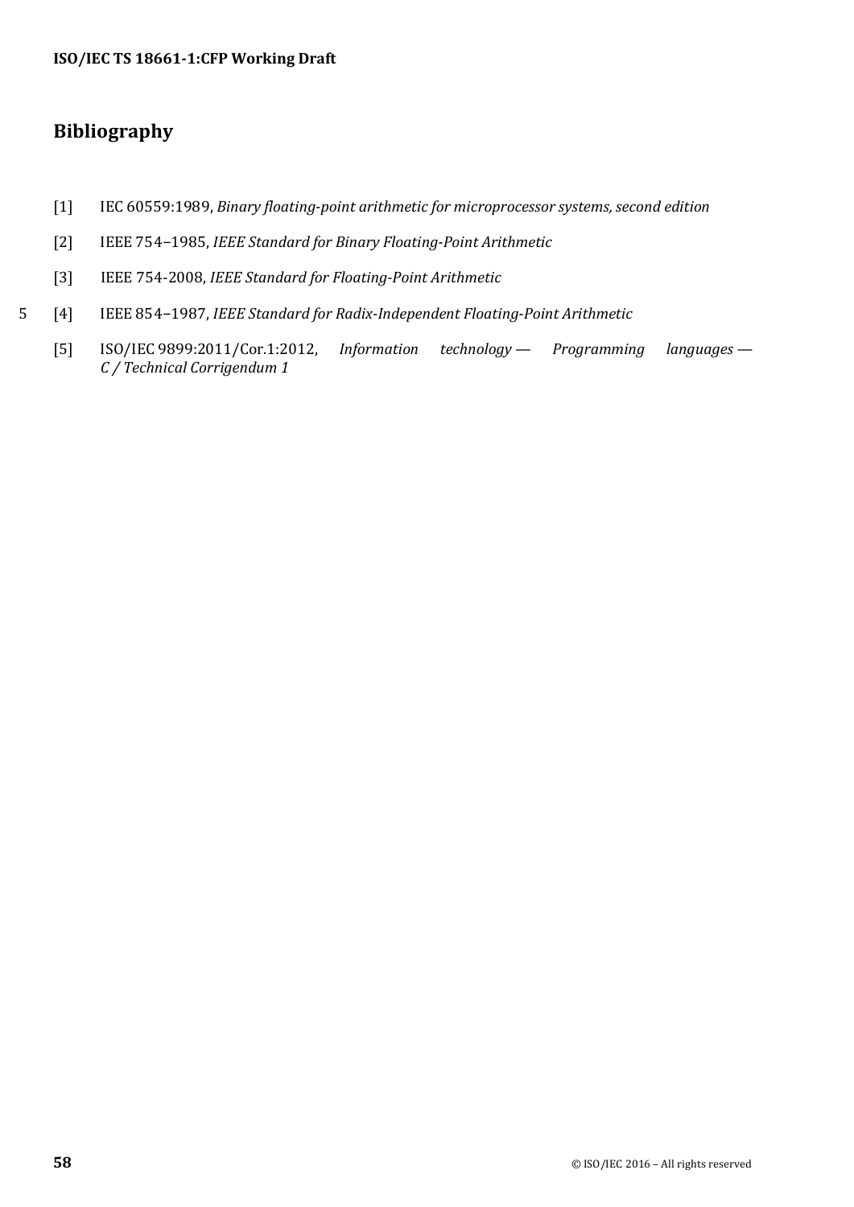# Bibliography

[1] IEC 60559:1989, *Binary floating-point arithmetic for microprocessor systems, second edition*

[2] IEEE 754–1985, *IEEE Standard for Binary Floating-Point Arithmetic*

[3] IEEE 754-2008, *IEEE Standard for Floating-Point Arithmetic*

[4] IEEE 854–1987, *IEEE Standard for Radix-Independent Floating-Point Arithmetic*

[5] ISO/IEC 9899:2011/Cor.1:2012, *Information technology — Programming languages — C / Technical Corrigendum 1*